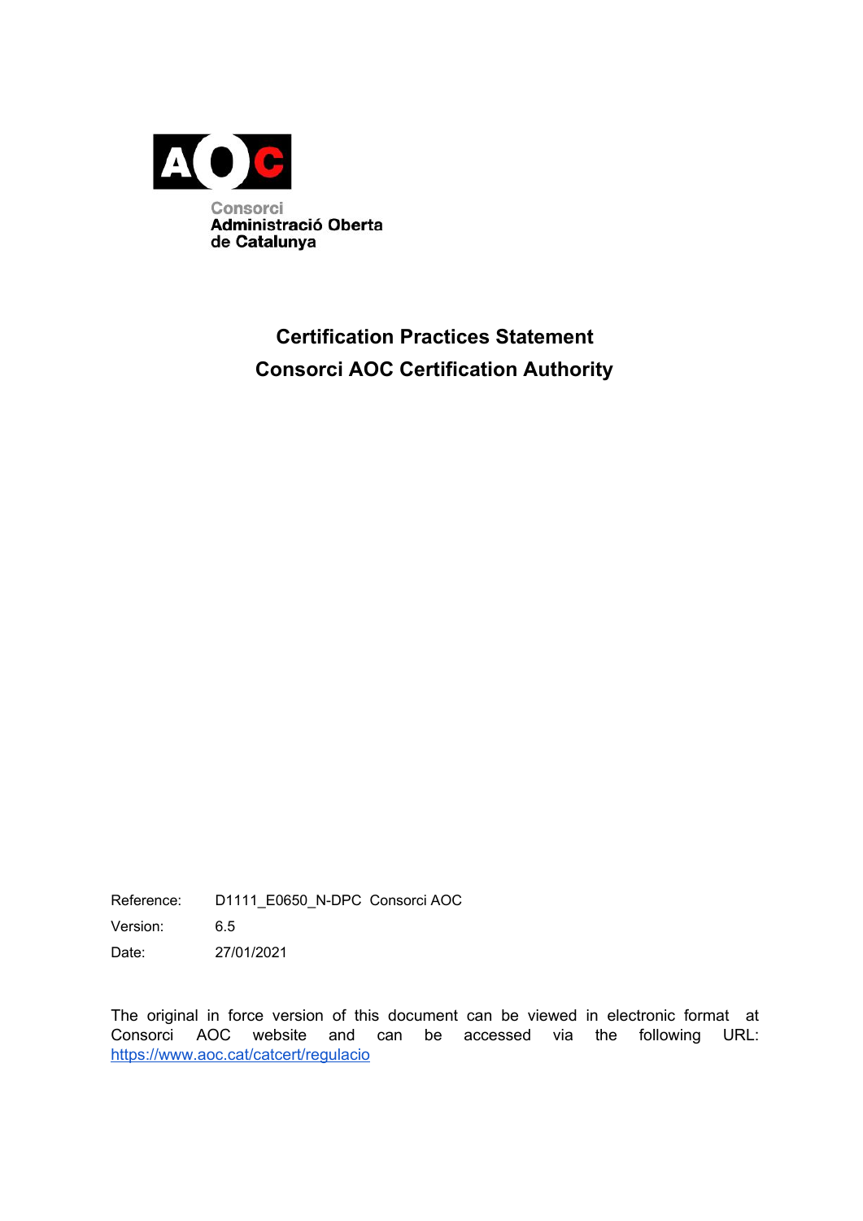Consorci
Administració Oberta
de Catalunya

# Certification Practices Statement
# Consorci AOC Certification Authority

Reference: D1111_E0650_N-DPC Consorci AOC

Version: 6.5

Date: 27/01/2021

The original in force version of this document can be viewed in electronic format at Consorci AOC website and can be accessed via the following URL: https://www.aoc.cat/catcert/regulacio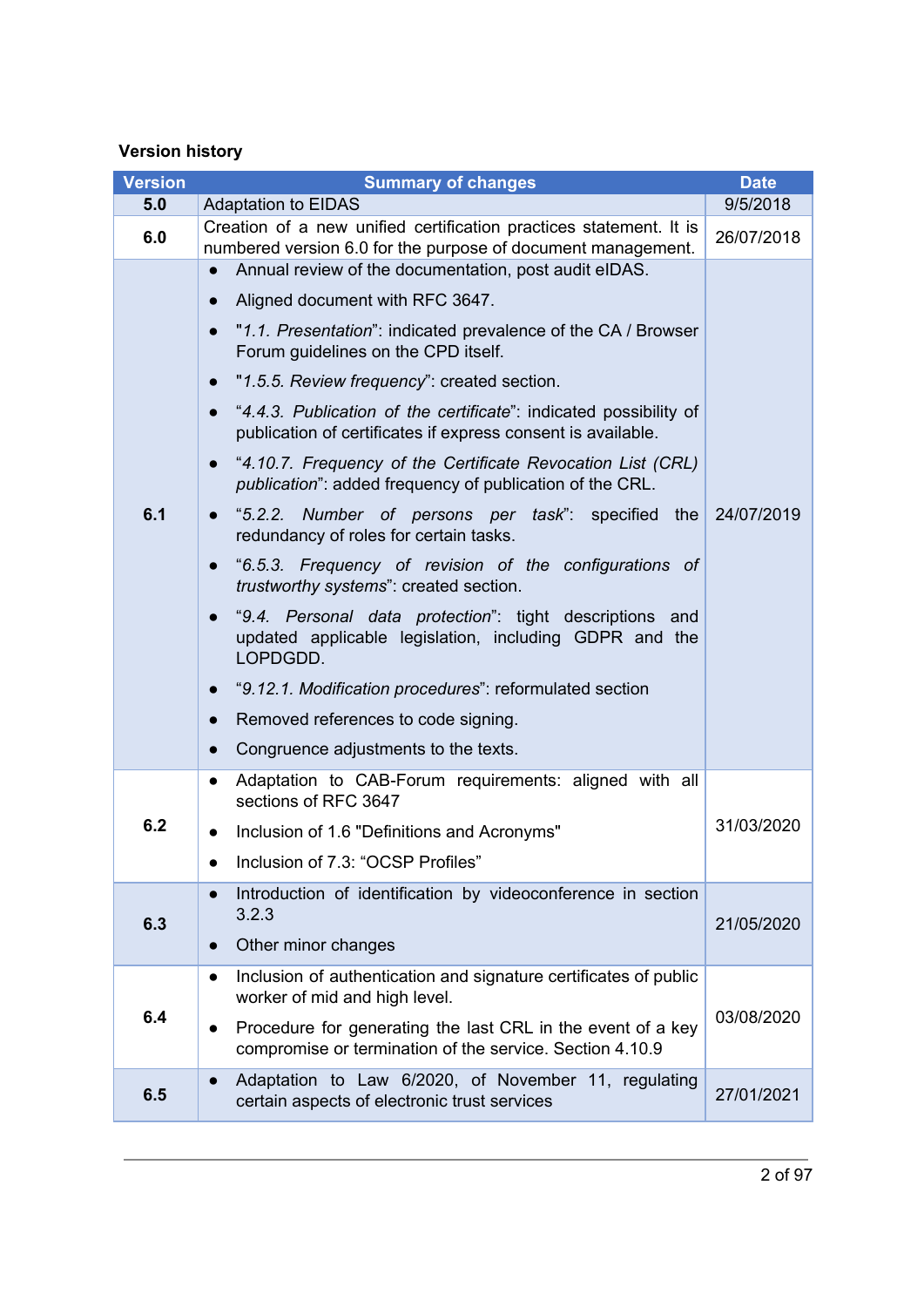**Version history**

| Version | Summary of changes | Date |
|---|---|---|
| **5.0** | Adaptation to EIDAS | 9/5/2018 |
| **6.0** | Creation of a new unified certification practices statement. It is numbered version 6.0 for the purpose of document management. | 26/07/2018 |
| **6.1** | • Annual review of the documentation, post audit eIDAS.<br>• Aligned document with RFC 3647.<br>• "*1.1. Presentation*": indicated prevalence of the CA / Browser Forum guidelines on the CPD itself.<br>• "*1.5.5. Review frequency*": created section.<br>• "*4.4.3. Publication of the certificate*": indicated possibility of publication of certificates if express consent is available.<br>• "*4.10.7. Frequency of the Certificate Revocation List (CRL) publication*": added frequency of publication of the CRL.<br>• "*5.2.2. Number of persons per task*": specified the redundancy of roles for certain tasks.<br>• "*6.5.3. Frequency of revision of the configurations of trustworthy systems*": created section.<br>• "*9.4. Personal data protection*": tight descriptions and updated applicable legislation, including GDPR and the LOPDGDD.<br>• "*9.12.1. Modification procedures*": reformulated section<br>• Removed references to code signing.<br>• Congruence adjustments to the texts. | 24/07/2019 |
| **6.2** | • Adaptation to CAB-Forum requirements: aligned with all sections of RFC 3647<br>• Inclusion of 1.6 "Definitions and Acronyms"<br>• Inclusion of 7.3: "OCSP Profiles" | 31/03/2020 |
| **6.3** | • Introduction of identification by videoconference in section 3.2.3<br>• Other minor changes | 21/05/2020 |
| **6.4** | • Inclusion of authentication and signature certificates of public worker of mid and high level.<br>• Procedure for generating the last CRL in the event of a key compromise or termination of the service. Section 4.10.9 | 03/08/2020 |
| **6.5** | • Adaptation to Law 6/2020, of November 11, regulating certain aspects of electronic trust services | 27/01/2021 |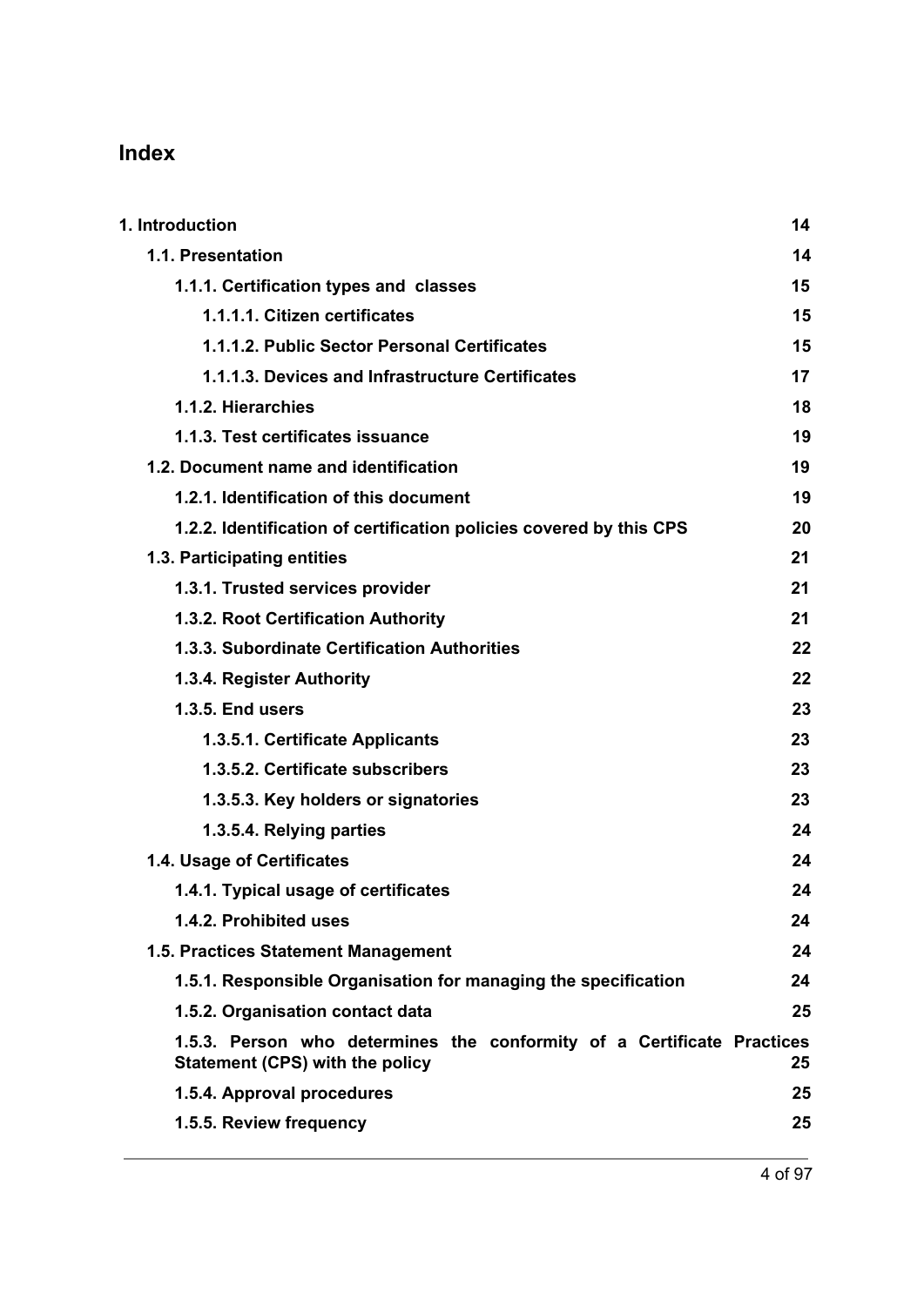## Index

| | |
|---|---|
| **1. Introduction** | **14** |
| **1.1. Presentation** | **14** |
| **1.1.1. Certification types and classes** | **15** |
| **1.1.1.1. Citizen certificates** | **15** |
| **1.1.1.2. Public Sector Personal Certificates** | **15** |
| **1.1.1.3. Devices and Infrastructure Certificates** | **17** |
| **1.1.2. Hierarchies** | **18** |
| **1.1.3. Test certificates issuance** | **19** |
| **1.2. Document name and identification** | **19** |
| **1.2.1. Identification of this document** | **19** |
| **1.2.2. Identification of certification policies covered by this CPS** | **20** |
| **1.3. Participating entities** | **21** |
| **1.3.1. Trusted services provider** | **21** |
| **1.3.2. Root Certification Authority** | **21** |
| **1.3.3. Subordinate Certification Authorities** | **22** |
| **1.3.4. Register Authority** | **22** |
| **1.3.5. End users** | **23** |
| **1.3.5.1. Certificate Applicants** | **23** |
| **1.3.5.2. Certificate subscribers** | **23** |
| **1.3.5.3. Key holders or signatories** | **23** |
| **1.3.5.4. Relying parties** | **24** |
| **1.4. Usage of Certificates** | **24** |
| **1.4.1. Typical usage of certificates** | **24** |
| **1.4.2. Prohibited uses** | **24** |
| **1.5. Practices Statement Management** | **24** |
| **1.5.1. Responsible Organisation for managing the specification** | **24** |
| **1.5.2. Organisation contact data** | **25** |
| **1.5.3. Person who determines the conformity of a Certificate Practices Statement (CPS) with the policy** | **25** |
| **1.5.4. Approval procedures** | **25** |
| **1.5.5. Review frequency** | **25** |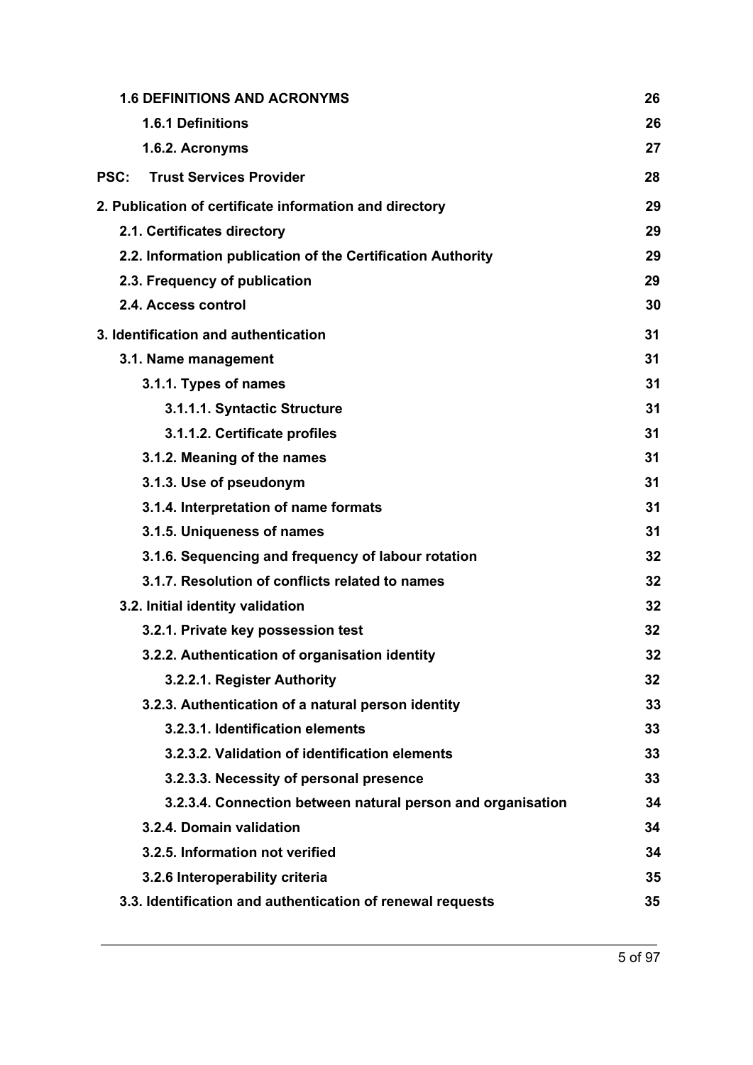| | |
|---|---|
| **1.6 DEFINITIONS AND ACRONYMS** | **26** |
| **1.6.1 Definitions** | **26** |
| **1.6.2. Acronyms** | **27** |
| **PSC: Trust Services Provider** | **28** |
| **2. Publication of certificate information and directory** | **29** |
| **2.1. Certificates directory** | **29** |
| **2.2. Information publication of the Certification Authority** | **29** |
| **2.3. Frequency of publication** | **29** |
| **2.4. Access control** | **30** |
| **3. Identification and authentication** | **31** |
| **3.1. Name management** | **31** |
| **3.1.1. Types of names** | **31** |
| **3.1.1.1. Syntactic Structure** | **31** |
| **3.1.1.2. Certificate profiles** | **31** |
| **3.1.2. Meaning of the names** | **31** |
| **3.1.3. Use of pseudonym** | **31** |
| **3.1.4. Interpretation of name formats** | **31** |
| **3.1.5. Uniqueness of names** | **31** |
| **3.1.6. Sequencing and frequency of labour rotation** | **32** |
| **3.1.7. Resolution of conflicts related to names** | **32** |
| **3.2. Initial identity validation** | **32** |
| **3.2.1. Private key possession test** | **32** |
| **3.2.2. Authentication of organisation identity** | **32** |
| **3.2.2.1. Register Authority** | **32** |
| **3.2.3. Authentication of a natural person identity** | **33** |
| **3.2.3.1. Identification elements** | **33** |
| **3.2.3.2. Validation of identification elements** | **33** |
| **3.2.3.3. Necessity of personal presence** | **33** |
| **3.2.3.4. Connection between natural person and organisation** | **34** |
| **3.2.4. Domain validation** | **34** |
| **3.2.5. Information not verified** | **34** |
| **3.2.6 Interoperability criteria** | **35** |
| **3.3. Identification and authentication of renewal requests** | **35** |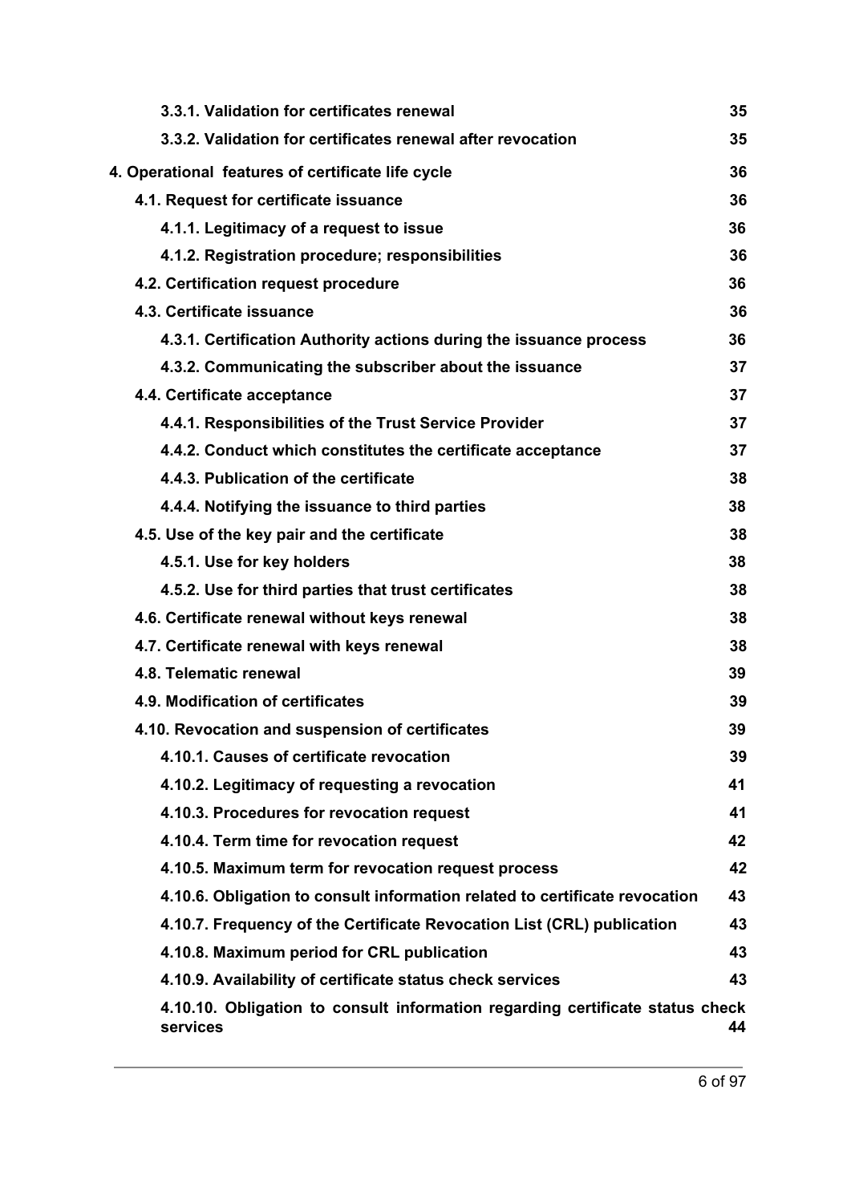| | |
|---|---|
| **3.3.1. Validation for certificates renewal** | **35** |
| **3.3.2. Validation for certificates renewal after revocation** | **35** |
| **4. Operational features of certificate life cycle** | **36** |
| **4.1. Request for certificate issuance** | **36** |
| **4.1.1. Legitimacy of a request to issue** | **36** |
| **4.1.2. Registration procedure; responsibilities** | **36** |
| **4.2. Certification request procedure** | **36** |
| **4.3. Certificate issuance** | **36** |
| **4.3.1. Certification Authority actions during the issuance process** | **36** |
| **4.3.2. Communicating the subscriber about the issuance** | **37** |
| **4.4. Certificate acceptance** | **37** |
| **4.4.1. Responsibilities of the Trust Service Provider** | **37** |
| **4.4.2. Conduct which constitutes the certificate acceptance** | **37** |
| **4.4.3. Publication of the certificate** | **38** |
| **4.4.4. Notifying the issuance to third parties** | **38** |
| **4.5. Use of the key pair and the certificate** | **38** |
| **4.5.1. Use for key holders** | **38** |
| **4.5.2. Use for third parties that trust certificates** | **38** |
| **4.6. Certificate renewal without keys renewal** | **38** |
| **4.7. Certificate renewal with keys renewal** | **38** |
| **4.8. Telematic renewal** | **39** |
| **4.9. Modification of certificates** | **39** |
| **4.10. Revocation and suspension of certificates** | **39** |
| **4.10.1. Causes of certificate revocation** | **39** |
| **4.10.2. Legitimacy of requesting a revocation** | **41** |
| **4.10.3. Procedures for revocation request** | **41** |
| **4.10.4. Term time for revocation request** | **42** |
| **4.10.5. Maximum term for revocation request process** | **42** |
| **4.10.6. Obligation to consult information related to certificate revocation** | **43** |
| **4.10.7. Frequency of the Certificate Revocation List (CRL) publication** | **43** |
| **4.10.8. Maximum period for CRL publication** | **43** |
| **4.10.9. Availability of certificate status check services** | **43** |
| **4.10.10. Obligation to consult information regarding certificate status check services** | **44** |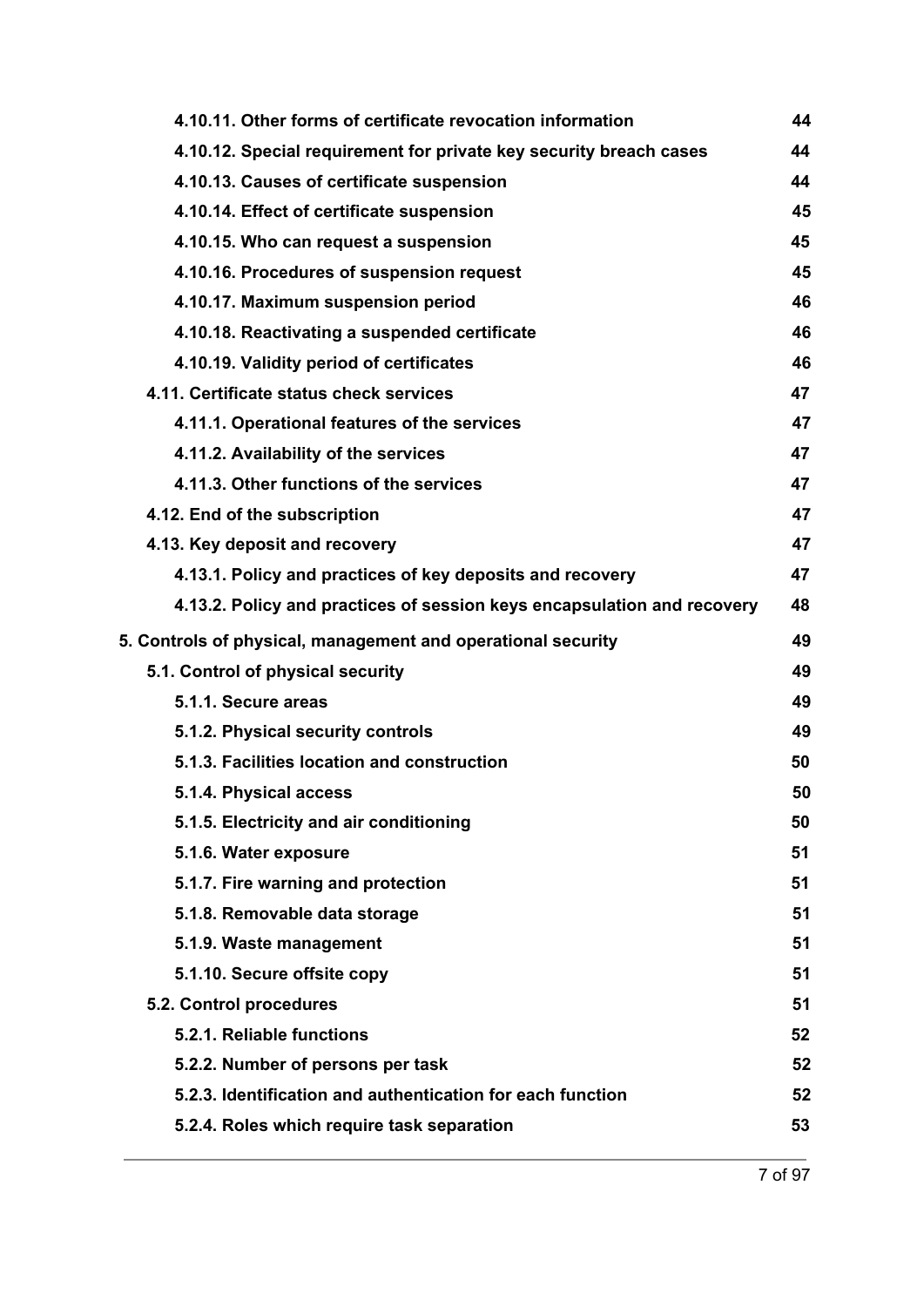4.10.11. Other forms of certificate revocation information 44
4.10.12. Special requirement for private key security breach cases 44
4.10.13. Causes of certificate suspension 44
4.10.14. Effect of certificate suspension 45
4.10.15. Who can request a suspension 45
4.10.16. Procedures of suspension request 45
4.10.17. Maximum suspension period 46
4.10.18. Reactivating a suspended certificate 46
4.10.19. Validity period of certificates 46
4.11. Certificate status check services 47
4.11.1. Operational features of the services 47
4.11.2. Availability of the services 47
4.11.3. Other functions of the services 47
4.12. End of the subscription 47
4.13. Key deposit and recovery 47
4.13.1. Policy and practices of key deposits and recovery 47
4.13.2. Policy and practices of session keys encapsulation and recovery 48
5. Controls of physical, management and operational security 49
5.1. Control of physical security 49
5.1.1. Secure areas 49
5.1.2. Physical security controls 49
5.1.3. Facilities location and construction 50
5.1.4. Physical access 50
5.1.5. Electricity and air conditioning 50
5.1.6. Water exposure 51
5.1.7. Fire warning and protection 51
5.1.8. Removable data storage 51
5.1.9. Waste management 51
5.1.10. Secure offsite copy 51
5.2. Control procedures 51
5.2.1. Reliable functions 52
5.2.2. Number of persons per task 52
5.2.3. Identification and authentication for each function 52
5.2.4. Roles which require task separation 53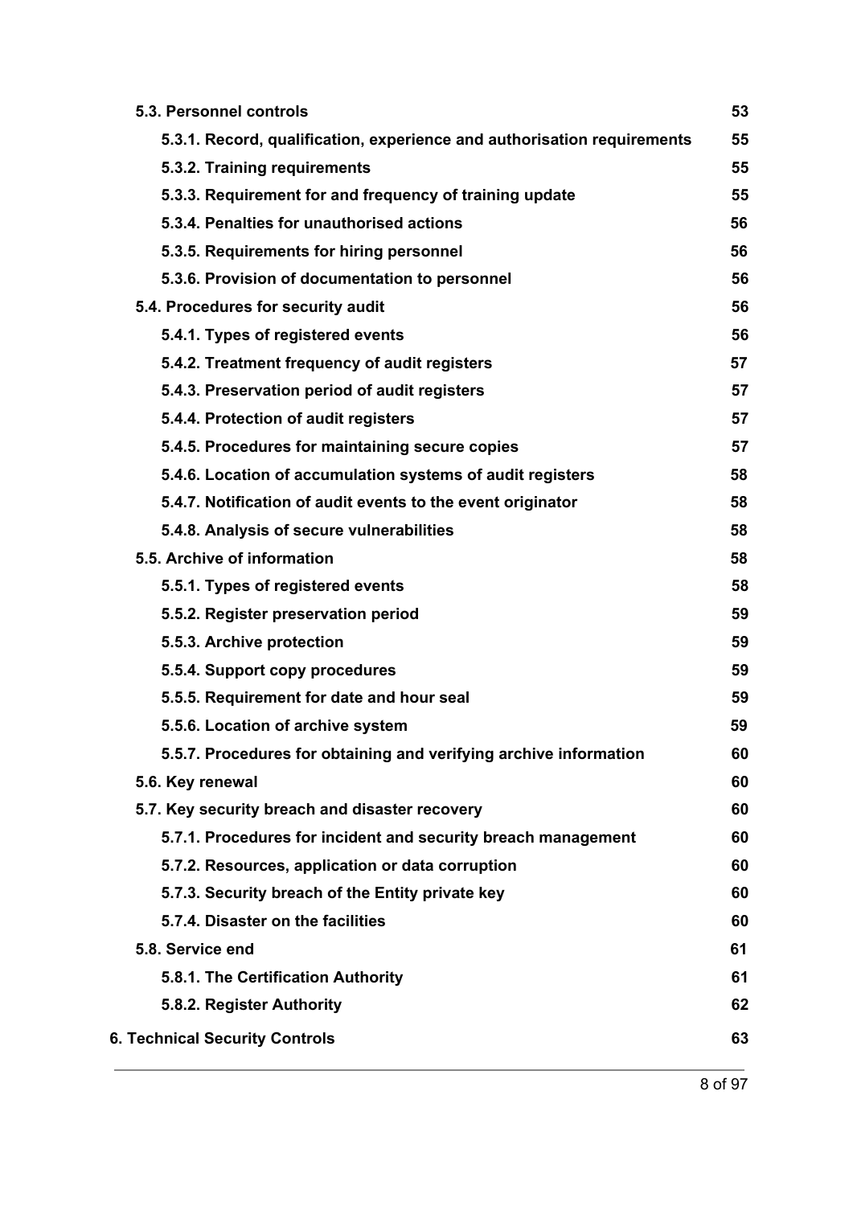**5.3. Personnel controls** 53

**5.3.1. Record, qualification, experience and authorisation requirements** 55

**5.3.2. Training requirements** 55

**5.3.3. Requirement for and frequency of training update** 55

**5.3.4. Penalties for unauthorised actions** 56

**5.3.5. Requirements for hiring personnel** 56

**5.3.6. Provision of documentation to personnel** 56

**5.4. Procedures for security audit** 56

**5.4.1. Types of registered events** 56

**5.4.2. Treatment frequency of audit registers** 57

**5.4.3. Preservation period of audit registers** 57

**5.4.4. Protection of audit registers** 57

**5.4.5. Procedures for maintaining secure copies** 57

**5.4.6. Location of accumulation systems of audit registers** 58

**5.4.7. Notification of audit events to the event originator** 58

**5.4.8. Analysis of secure vulnerabilities** 58

**5.5. Archive of information** 58

**5.5.1. Types of registered events** 58

**5.5.2. Register preservation period** 59

**5.5.3. Archive protection** 59

**5.5.4. Support copy procedures** 59

**5.5.5. Requirement for date and hour seal** 59

**5.5.6. Location of archive system** 59

**5.5.7. Procedures for obtaining and verifying archive information** 60

**5.6. Key renewal** 60

**5.7. Key security breach and disaster recovery** 60

**5.7.1. Procedures for incident and security breach management** 60

**5.7.2. Resources, application or data corruption** 60

**5.7.3. Security breach of the Entity private key** 60

**5.7.4. Disaster on the facilities** 60

**5.8. Service end** 61

**5.8.1. The Certification Authority** 61

**5.8.2. Register Authority** 62

**6. Technical Security Controls** 63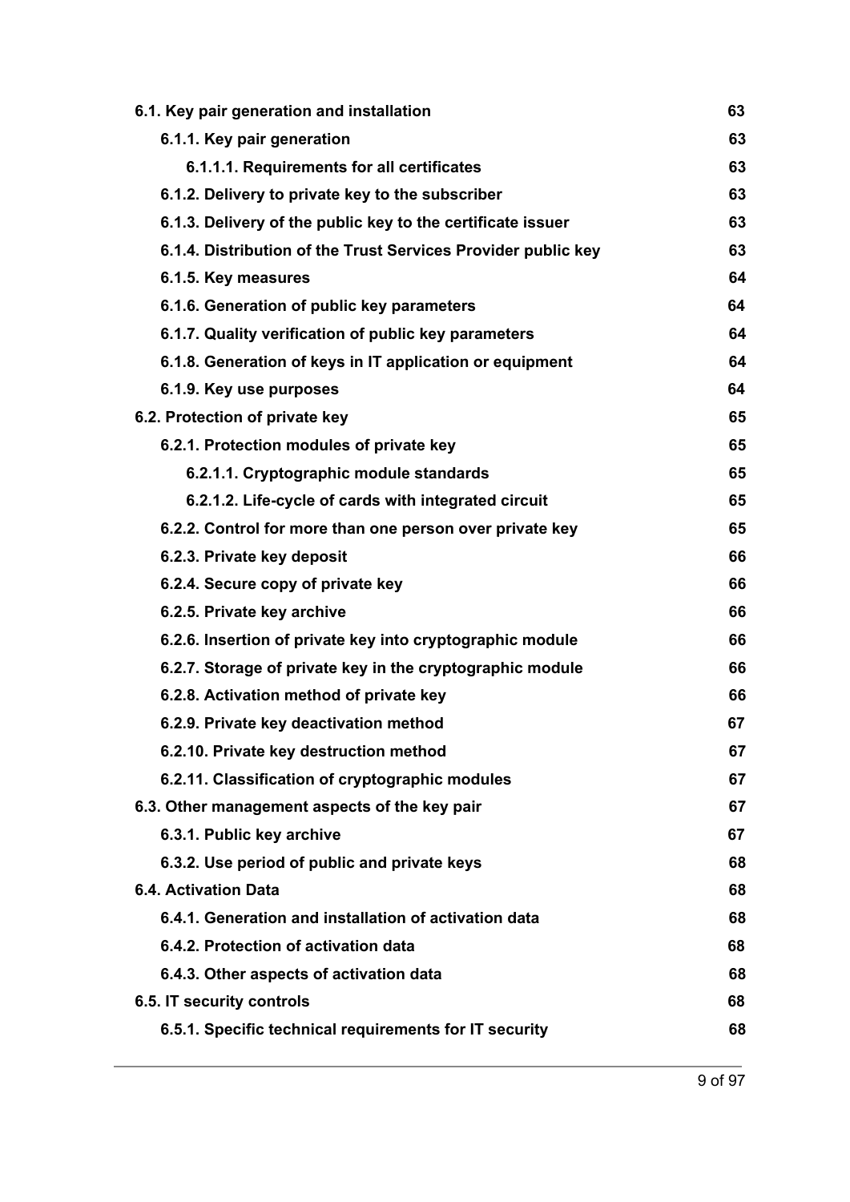6.1. Key pair generation and installation 63

- 6.1.1. Key pair generation 63
  - 6.1.1.1. Requirements for all certificates 63
- 6.1.2. Delivery to private key to the subscriber 63
- 6.1.3. Delivery of the public key to the certificate issuer 63
- 6.1.4. Distribution of the Trust Services Provider public key 63
- 6.1.5. Key measures 64
- 6.1.6. Generation of public key parameters 64
- 6.1.7. Quality verification of public key parameters 64
- 6.1.8. Generation of keys in IT application or equipment 64
- 6.1.9. Key use purposes 64

6.2. Protection of private key 65

- 6.2.1. Protection modules of private key 65
  - 6.2.1.1. Cryptographic module standards 65
  - 6.2.1.2. Life-cycle of cards with integrated circuit 65
- 6.2.2. Control for more than one person over private key 65
- 6.2.3. Private key deposit 66
- 6.2.4. Secure copy of private key 66
- 6.2.5. Private key archive 66
- 6.2.6. Insertion of private key into cryptographic module 66
- 6.2.7. Storage of private key in the cryptographic module 66
- 6.2.8. Activation method of private key 66
- 6.2.9. Private key deactivation method 67
- 6.2.10. Private key destruction method 67
- 6.2.11. Classification of cryptographic modules 67

6.3. Other management aspects of the key pair 67

- 6.3.1. Public key archive 67
- 6.3.2. Use period of public and private keys 68

6.4. Activation Data 68

- 6.4.1. Generation and installation of activation data 68
- 6.4.2. Protection of activation data 68
- 6.4.3. Other aspects of activation data 68

6.5. IT security controls 68

- 6.5.1. Specific technical requirements for IT security 68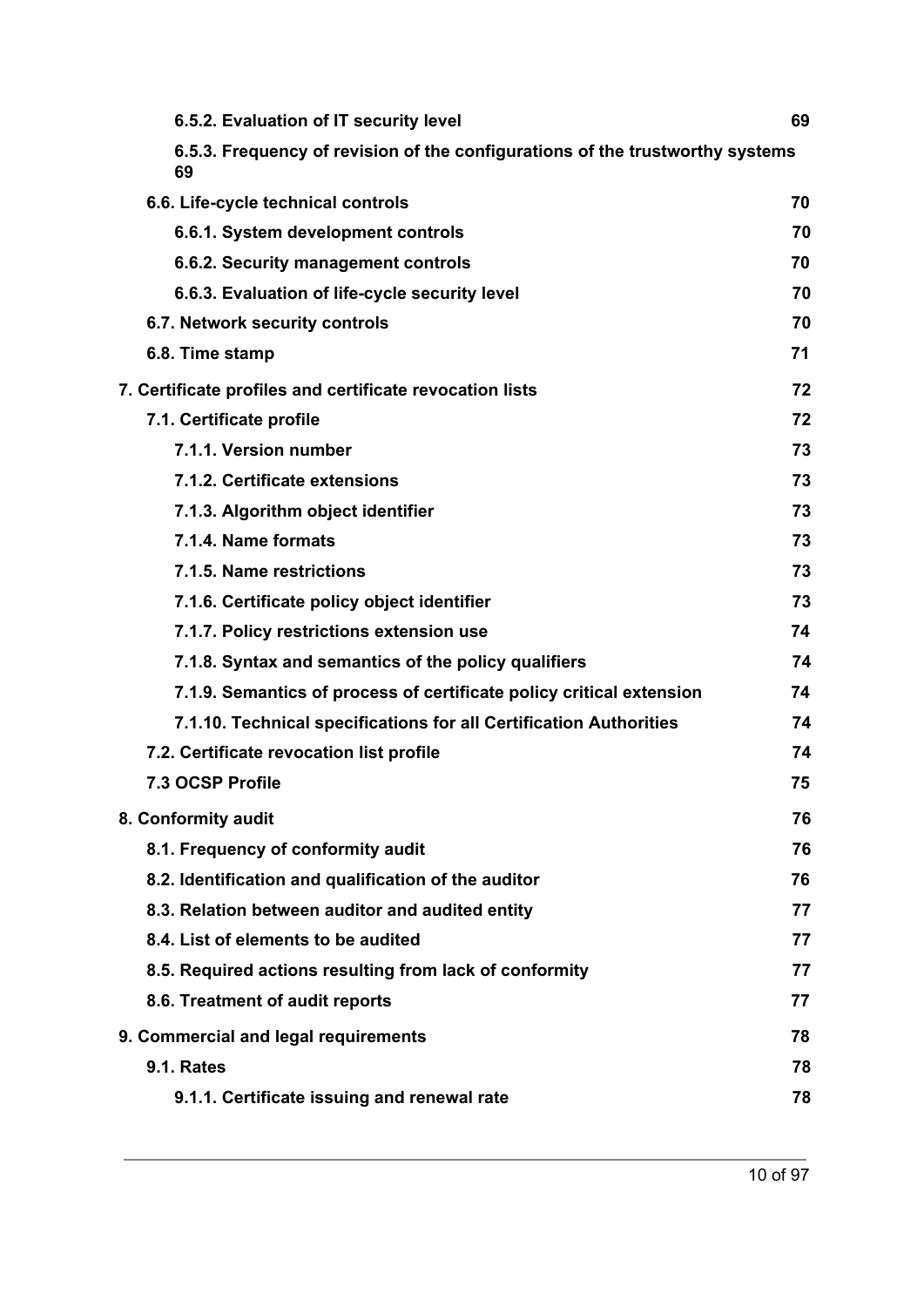| | |
|---|---|
| **6.5.2. Evaluation of IT security level** | **69** |
| **6.5.3. Frequency of revision of the configurations of the trustworthy systems 69** | |
| **6.6. Life-cycle technical controls** | **70** |
| **6.6.1. System development controls** | **70** |
| **6.6.2. Security management controls** | **70** |
| **6.6.3. Evaluation of life-cycle security level** | **70** |
| **6.7. Network security controls** | **70** |
| **6.8. Time stamp** | **71** |
| **7. Certificate profiles and certificate revocation lists** | **72** |
| **7.1. Certificate profile** | **72** |
| **7.1.1. Version number** | **73** |
| **7.1.2. Certificate extensions** | **73** |
| **7.1.3. Algorithm object identifier** | **73** |
| **7.1.4. Name formats** | **73** |
| **7.1.5. Name restrictions** | **73** |
| **7.1.6. Certificate policy object identifier** | **73** |
| **7.1.7. Policy restrictions extension use** | **74** |
| **7.1.8. Syntax and semantics of the policy qualifiers** | **74** |
| **7.1.9. Semantics of process of certificate policy critical extension** | **74** |
| **7.1.10. Technical specifications for all Certification Authorities** | **74** |
| **7.2. Certificate revocation list profile** | **74** |
| **7.3 OCSP Profile** | **75** |
| **8. Conformity audit** | **76** |
| **8.1. Frequency of conformity audit** | **76** |
| **8.2. Identification and qualification of the auditor** | **76** |
| **8.3. Relation between auditor and audited entity** | **77** |
| **8.4. List of elements to be audited** | **77** |
| **8.5. Required actions resulting from lack of conformity** | **77** |
| **8.6. Treatment of audit reports** | **77** |
| **9. Commercial and legal requirements** | **78** |
| **9.1. Rates** | **78** |
| **9.1.1. Certificate issuing and renewal rate** | **78** |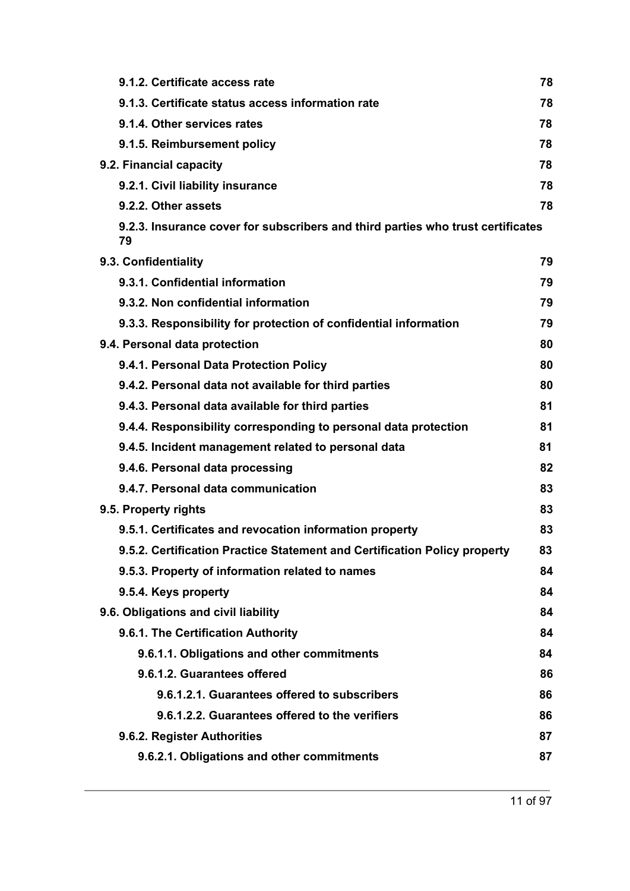9.1.2. Certificate access rate 78

9.1.3. Certificate status access information rate 78

9.1.4. Other services rates 78

9.1.5. Reimbursement policy 78

9.2. Financial capacity 78

9.2.1. Civil liability insurance 78

9.2.2. Other assets 78

9.2.3. Insurance cover for subscribers and third parties who trust certificates 79

9.3. Confidentiality 79

9.3.1. Confidential information 79

9.3.2. Non confidential information 79

9.3.3. Responsibility for protection of confidential information 79

9.4. Personal data protection 80

9.4.1. Personal Data Protection Policy 80

9.4.2. Personal data not available for third parties 80

9.4.3. Personal data available for third parties 81

9.4.4. Responsibility corresponding to personal data protection 81

9.4.5. Incident management related to personal data 81

9.4.6. Personal data processing 82

9.4.7. Personal data communication 83

9.5. Property rights 83

9.5.1. Certificates and revocation information property 83

9.5.2. Certification Practice Statement and Certification Policy property 83

9.5.3. Property of information related to names 84

9.5.4. Keys property 84

9.6. Obligations and civil liability 84

9.6.1. The Certification Authority 84

9.6.1.1. Obligations and other commitments 84

9.6.1.2. Guarantees offered 86

9.6.1.2.1. Guarantees offered to subscribers 86

9.6.1.2.2. Guarantees offered to the verifiers 86

9.6.2. Register Authorities 87

9.6.2.1. Obligations and other commitments 87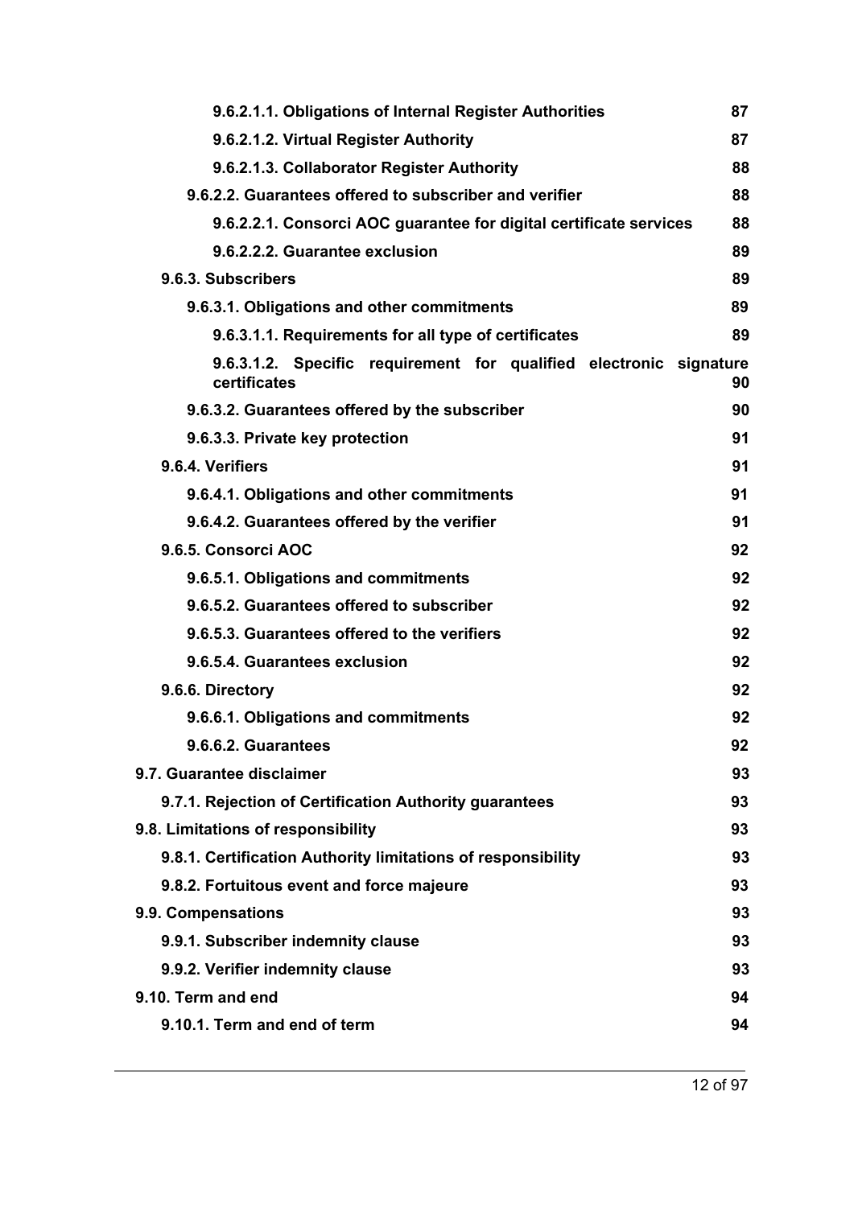**9.6.2.1.1. Obligations of Internal Register Authorities** 87

**9.6.2.1.2. Virtual Register Authority** 87

**9.6.2.1.3. Collaborator Register Authority** 88

**9.6.2.2. Guarantees offered to subscriber and verifier** 88

**9.6.2.2.1. Consorci AOC guarantee for digital certificate services** 88

**9.6.2.2.2. Guarantee exclusion** 89

**9.6.3. Subscribers** 89

**9.6.3.1. Obligations and other commitments** 89

**9.6.3.1.1. Requirements for all type of certificates** 89

**9.6.3.1.2. Specific requirement for qualified electronic signature certificates** 90

**9.6.3.2. Guarantees offered by the subscriber** 90

**9.6.3.3. Private key protection** 91

**9.6.4. Verifiers** 91

**9.6.4.1. Obligations and other commitments** 91

**9.6.4.2. Guarantees offered by the verifier** 91

**9.6.5. Consorci AOC** 92

**9.6.5.1. Obligations and commitments** 92

**9.6.5.2. Guarantees offered to subscriber** 92

**9.6.5.3. Guarantees offered to the verifiers** 92

**9.6.5.4. Guarantees exclusion** 92

**9.6.6. Directory** 92

**9.6.6.1. Obligations and commitments** 92

**9.6.6.2. Guarantees** 92

**9.7. Guarantee disclaimer** 93

**9.7.1. Rejection of Certification Authority guarantees** 93

**9.8. Limitations of responsibility** 93

**9.8.1. Certification Authority limitations of responsibility** 93

**9.8.2. Fortuitous event and force majeure** 93

**9.9. Compensations** 93

**9.9.1. Subscriber indemnity clause** 93

**9.9.2. Verifier indemnity clause** 93

**9.10. Term and end** 94

**9.10.1. Term and end of term** 94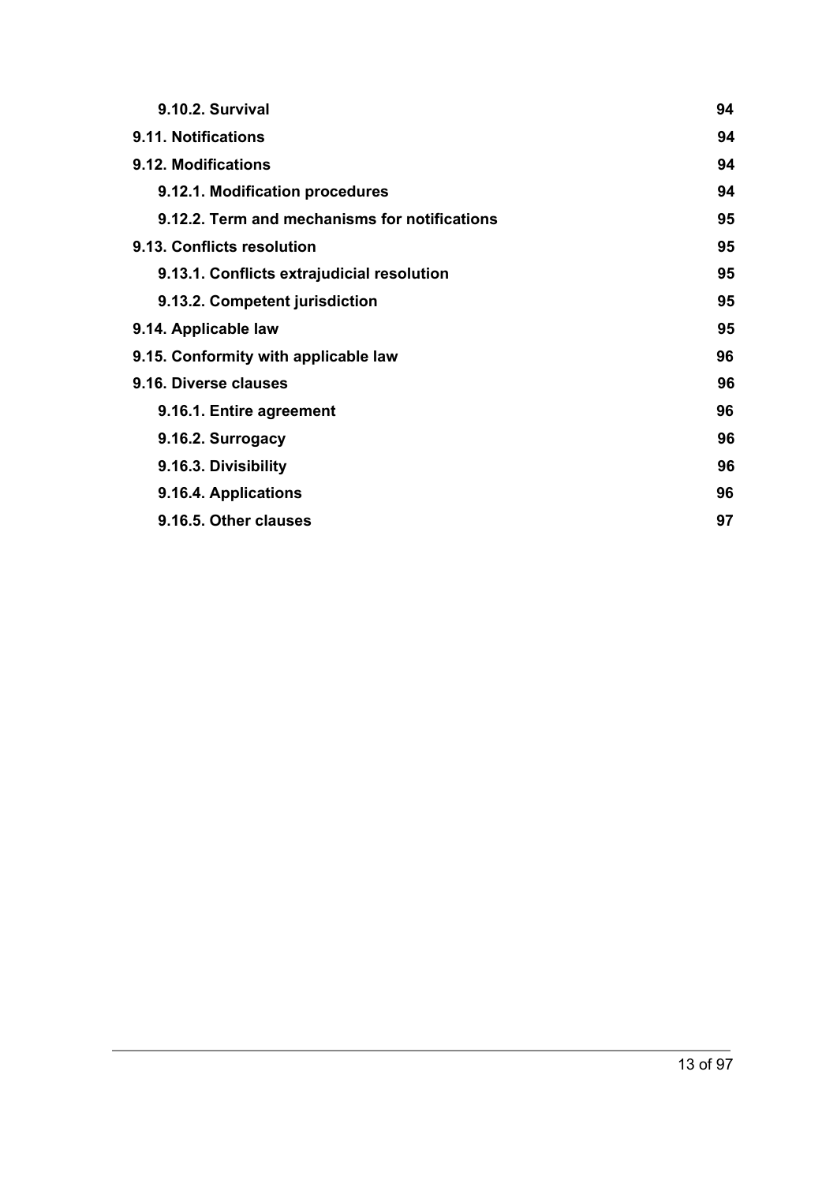| | |
|---|---|
| **9.10.2. Survival** | **94** |
| **9.11. Notifications** | **94** |
| **9.12. Modifications** | **94** |
| **9.12.1. Modification procedures** | **94** |
| **9.12.2. Term and mechanisms for notifications** | **95** |
| **9.13. Conflicts resolution** | **95** |
| **9.13.1. Conflicts extrajudicial resolution** | **95** |
| **9.13.2. Competent jurisdiction** | **95** |
| **9.14. Applicable law** | **95** |
| **9.15. Conformity with applicable law** | **96** |
| **9.16. Diverse clauses** | **96** |
| **9.16.1. Entire agreement** | **96** |
| **9.16.2. Surrogacy** | **96** |
| **9.16.3. Divisibility** | **96** |
| **9.16.4. Applications** | **96** |
| **9.16.5. Other clauses** | **97** |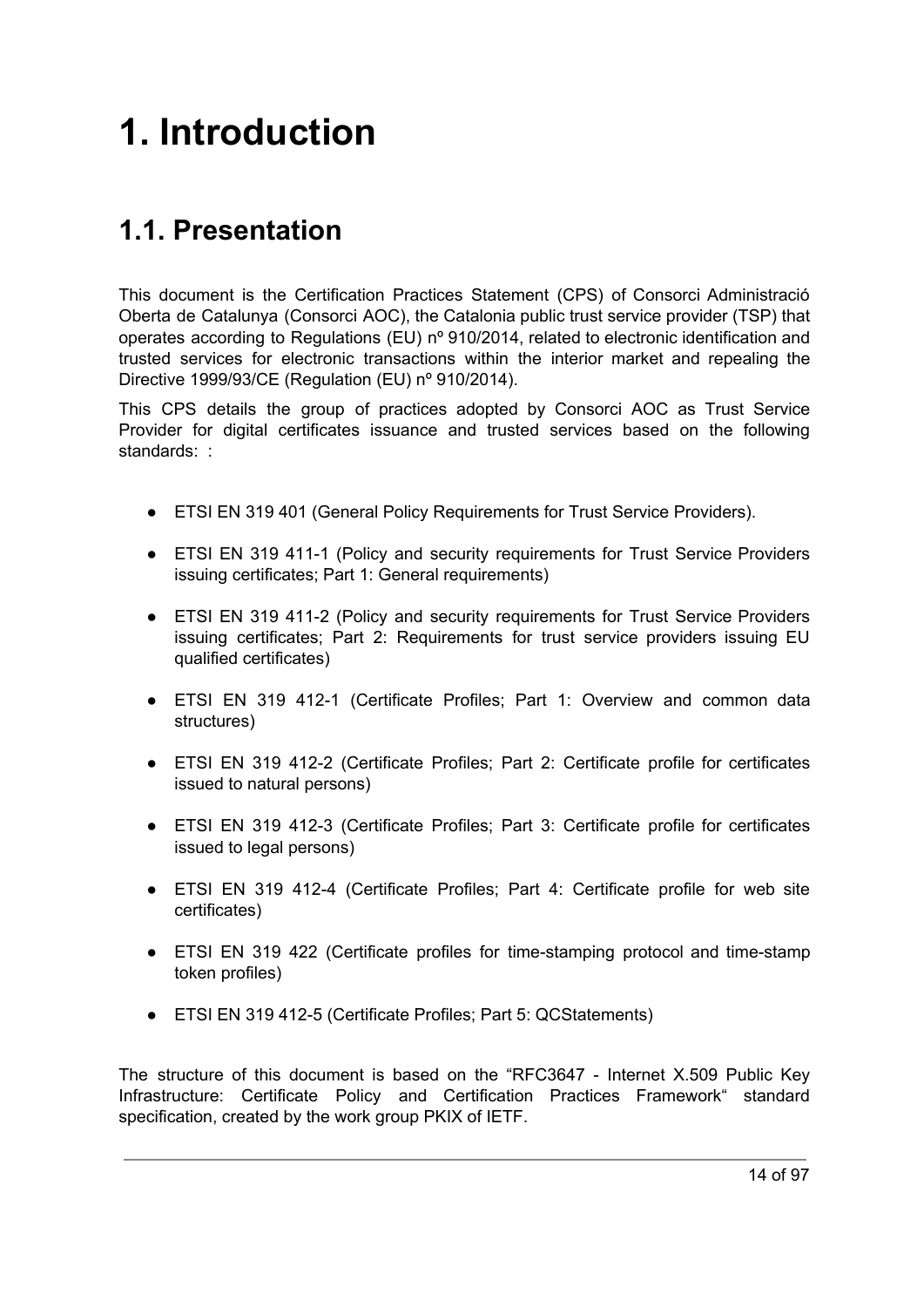# 1. Introduction

## 1.1. Presentation

This document is the Certification Practices Statement (CPS) of Consorci Administració Oberta de Catalunya (Consorci AOC), the Catalonia public trust service provider (TSP) that operates according to Regulations (EU) nº 910/2014, related to electronic identification and trusted services for electronic transactions within the interior market and repealing the Directive 1999/93/CE (Regulation (EU) nº 910/2014).

This CPS details the group of practices adopted by Consorci AOC as Trust Service Provider for digital certificates issuance and trusted services based on the following standards: :

- ETSI EN 319 401 (General Policy Requirements for Trust Service Providers).
- ETSI EN 319 411-1 (Policy and security requirements for Trust Service Providers issuing certificates; Part 1: General requirements)
- ETSI EN 319 411-2 (Policy and security requirements for Trust Service Providers issuing certificates; Part 2: Requirements for trust service providers issuing EU qualified certificates)
- ETSI EN 319 412-1 (Certificate Profiles; Part 1: Overview and common data structures)
- ETSI EN 319 412-2 (Certificate Profiles; Part 2: Certificate profile for certificates issued to natural persons)
- ETSI EN 319 412-3 (Certificate Profiles; Part 3: Certificate profile for certificates issued to legal persons)
- ETSI EN 319 412-4 (Certificate Profiles; Part 4: Certificate profile for web site certificates)
- ETSI EN 319 422 (Certificate profiles for time-stamping protocol and time-stamp token profiles)
- ETSI EN 319 412-5 (Certificate Profiles; Part 5: QCStatements)

The structure of this document is based on the "RFC3647 - Internet X.509 Public Key Infrastructure: Certificate Policy and Certification Practices Framework" standard specification, created by the work group PKIX of IETF.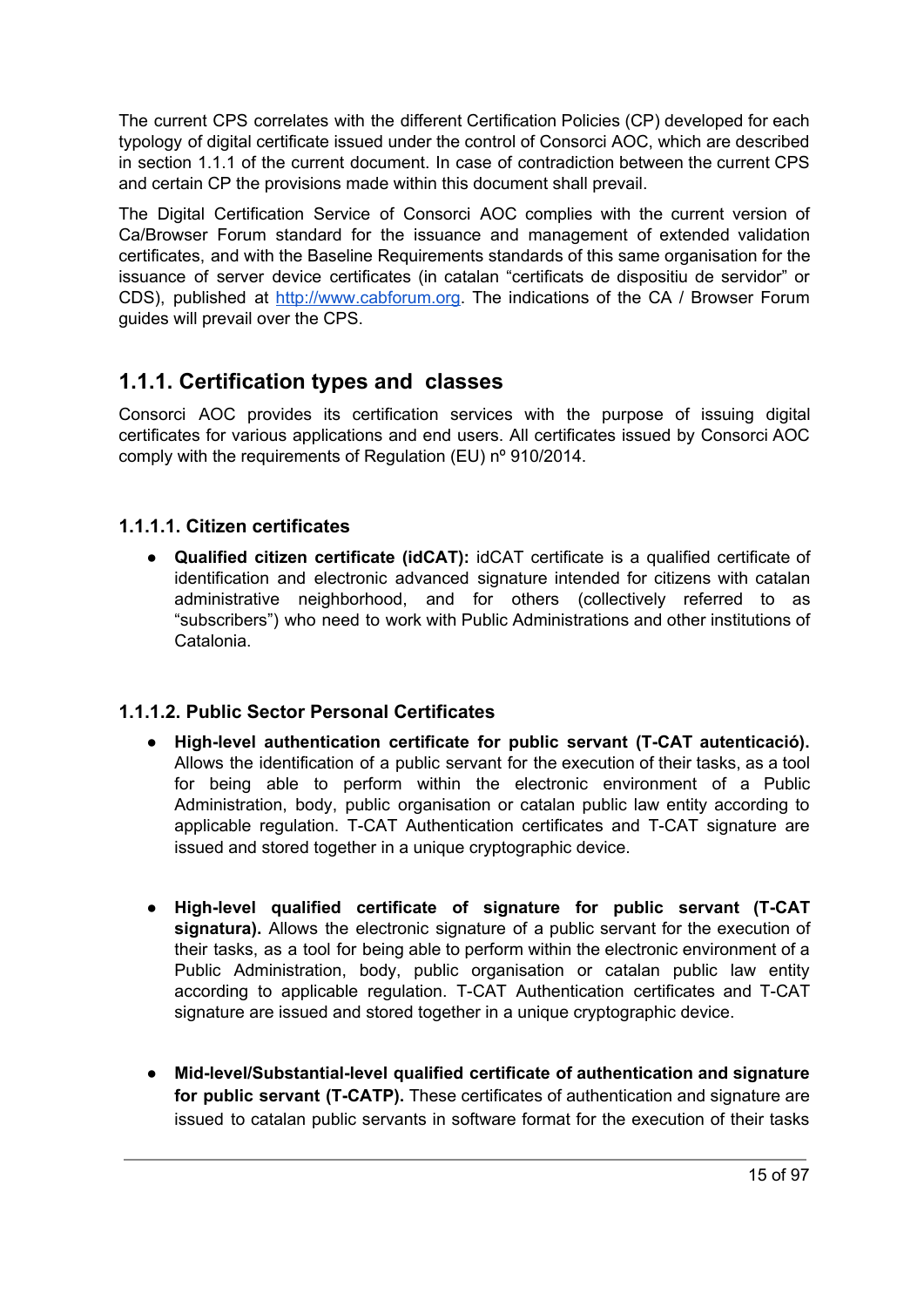The current CPS correlates with the different Certification Policies (CP) developed for each typology of digital certificate issued under the control of Consorci AOC, which are described in section 1.1.1 of the current document. In case of contradiction between the current CPS and certain CP the provisions made within this document shall prevail.

The Digital Certification Service of Consorci AOC complies with the current version of Ca/Browser Forum standard for the issuance and management of extended validation certificates, and with the Baseline Requirements standards of this same organisation for the issuance of server device certificates (in catalan "certificats de dispositiu de servidor" or CDS), published at [http://www.cabforum.org](http://www.cabforum.org). The indications of the CA / Browser Forum guides will prevail over the CPS.

## 1.1.1. Certification types and classes

Consorci AOC provides its certification services with the purpose of issuing digital certificates for various applications and end users. All certificates issued by Consorci AOC comply with the requirements of Regulation (EU) nº 910/2014.

### 1.1.1.1. Citizen certificates

- **Qualified citizen certificate (idCAT):** idCAT certificate is a qualified certificate of identification and electronic advanced signature intended for citizens with catalan administrative neighborhood, and for others (collectively referred to as "subscribers") who need to work with Public Administrations and other institutions of Catalonia.

### 1.1.1.2. Public Sector Personal Certificates

- **High-level authentication certificate for public servant (T-CAT autenticació).** Allows the identification of a public servant for the execution of their tasks, as a tool for being able to perform within the electronic environment of a Public Administration, body, public organisation or catalan public law entity according to applicable regulation. T-CAT Authentication certificates and T-CAT signature are issued and stored together in a unique cryptographic device.

- **High-level qualified certificate of signature for public servant (T-CAT signatura).** Allows the electronic signature of a public servant for the execution of their tasks, as a tool for being able to perform within the electronic environment of a Public Administration, body, public organisation or catalan public law entity according to applicable regulation. T-CAT Authentication certificates and T-CAT signature are issued and stored together in a unique cryptographic device.

- **Mid-level/Substantial-level qualified certificate of authentication and signature for public servant (T-CATP).** These certificates of authentication and signature are issued to catalan public servants in software format for the execution of their tasks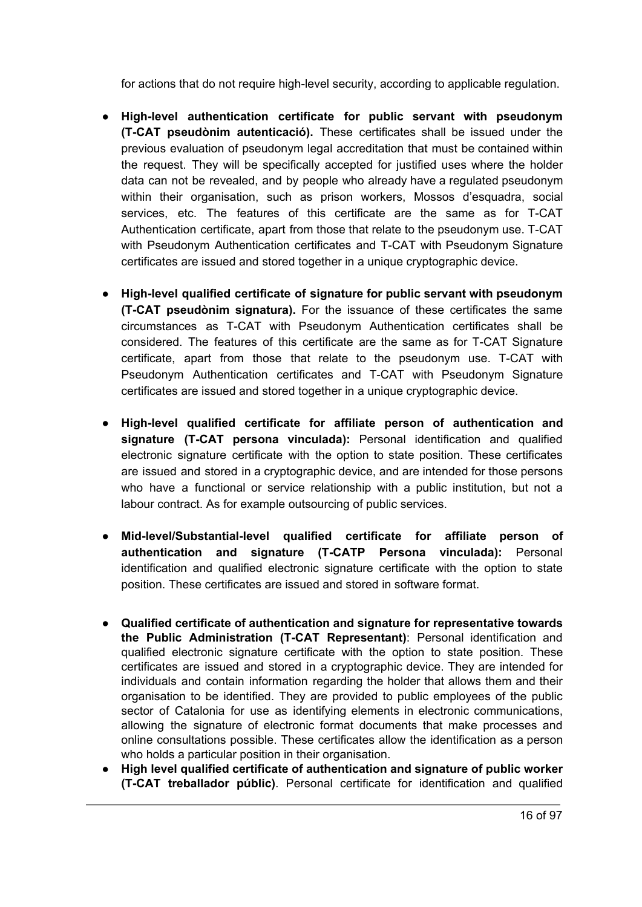for actions that do not require high-level security, according to applicable regulation.

- **High-level authentication certificate for public servant with pseudonym (T-CAT pseudònim autenticació).** These certificates shall be issued under the previous evaluation of pseudonym legal accreditation that must be contained within the request. They will be specifically accepted for justified uses where the holder data can not be revealed, and by people who already have a regulated pseudonym within their organisation, such as prison workers, Mossos d'esquadra, social services, etc. The features of this certificate are the same as for T-CAT Authentication certificate, apart from those that relate to the pseudonym use. T-CAT with Pseudonym Authentication certificates and T-CAT with Pseudonym Signature certificates are issued and stored together in a unique cryptographic device.

- **High-level qualified certificate of signature for public servant with pseudonym (T-CAT pseudònim signatura).** For the issuance of these certificates the same circumstances as T-CAT with Pseudonym Authentication certificates shall be considered. The features of this certificate are the same as for T-CAT Signature certificate, apart from those that relate to the pseudonym use. T-CAT with Pseudonym Authentication certificates and T-CAT with Pseudonym Signature certificates are issued and stored together in a unique cryptographic device.

- **High-level qualified certificate for affiliate person of authentication and signature (T-CAT persona vinculada):** Personal identification and qualified electronic signature certificate with the option to state position. These certificates are issued and stored in a cryptographic device, and are intended for those persons who have a functional or service relationship with a public institution, but not a labour contract. As for example outsourcing of public services.

- **Mid-level/Substantial-level qualified certificate for affiliate person of authentication and signature (T-CATP Persona vinculada):** Personal identification and qualified electronic signature certificate with the option to state position. These certificates are issued and stored in software format.

- **Qualified certificate of authentication and signature for representative towards the Public Administration (T-CAT Representant)**: Personal identification and qualified electronic signature certificate with the option to state position. These certificates are issued and stored in a cryptographic device. They are intended for individuals and contain information regarding the holder that allows them and their organisation to be identified. They are provided to public employees of the public sector of Catalonia for use as identifying elements in electronic communications, allowing the signature of electronic format documents that make processes and online consultations possible. These certificates allow the identification as a person who holds a particular position in their organisation.
- **High level qualified certificate of authentication and signature of public worker (T-CAT treballador públic)**. Personal certificate for identification and qualified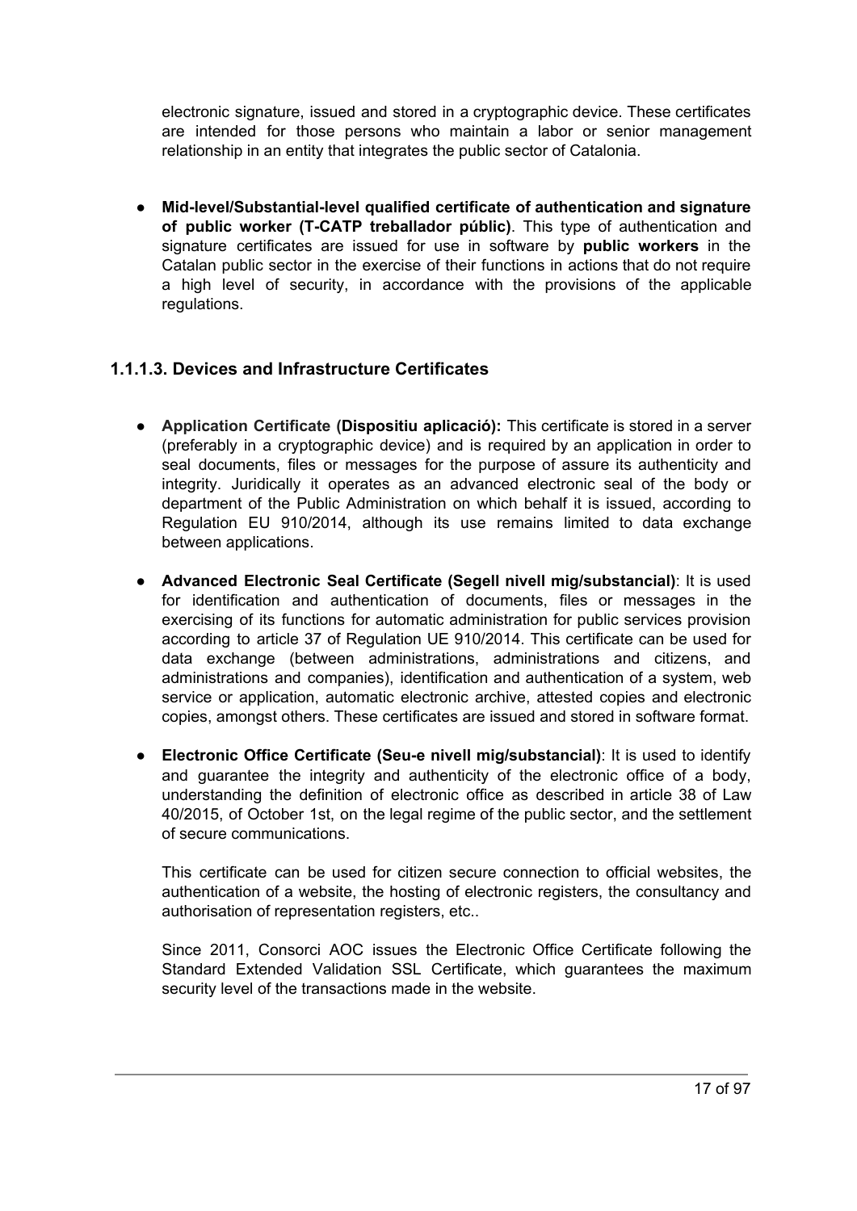electronic signature, issued and stored in a cryptographic device. These certificates are intended for those persons who maintain a labor or senior management relationship in an entity that integrates the public sector of Catalonia.

- **Mid-level/Substantial-level qualified certificate of authentication and signature of public worker (T-CATP treballador públic)**. This type of authentication and signature certificates are issued for use in software by **public workers** in the Catalan public sector in the exercise of their functions in actions that do not require a high level of security, in accordance with the provisions of the applicable regulations.

### 1.1.1.3. Devices and Infrastructure Certificates

- **Application Certificate (Dispositiu aplicació):** This certificate is stored in a server (preferably in a cryptographic device) and is required by an application in order to seal documents, files or messages for the purpose of assure its authenticity and integrity. Juridically it operates as an advanced electronic seal of the body or department of the Public Administration on which behalf it is issued, according to Regulation EU 910/2014, although its use remains limited to data exchange between applications.

- **Advanced Electronic Seal Certificate (Segell nivell mig/substancial)**: It is used for identification and authentication of documents, files or messages in the exercising of its functions for automatic administration for public services provision according to article 37 of Regulation UE 910/2014. This certificate can be used for data exchange (between administrations, administrations and citizens, and administrations and companies), identification and authentication of a system, web service or application, automatic electronic archive, attested copies and electronic copies, amongst others. These certificates are issued and stored in software format.

- **Electronic Office Certificate (Seu-e nivell mig/substancial)**: It is used to identify and guarantee the integrity and authenticity of the electronic office of a body, understanding the definition of electronic office as described in article 38 of Law 40/2015, of October 1st, on the legal regime of the public sector, and the settlement of secure communications.

  This certificate can be used for citizen secure connection to official websites, the authentication of a website, the hosting of electronic registers, the consultancy and authorisation of representation registers, etc..

  Since 2011, Consorci AOC issues the Electronic Office Certificate following the Standard Extended Validation SSL Certificate, which guarantees the maximum security level of the transactions made in the website.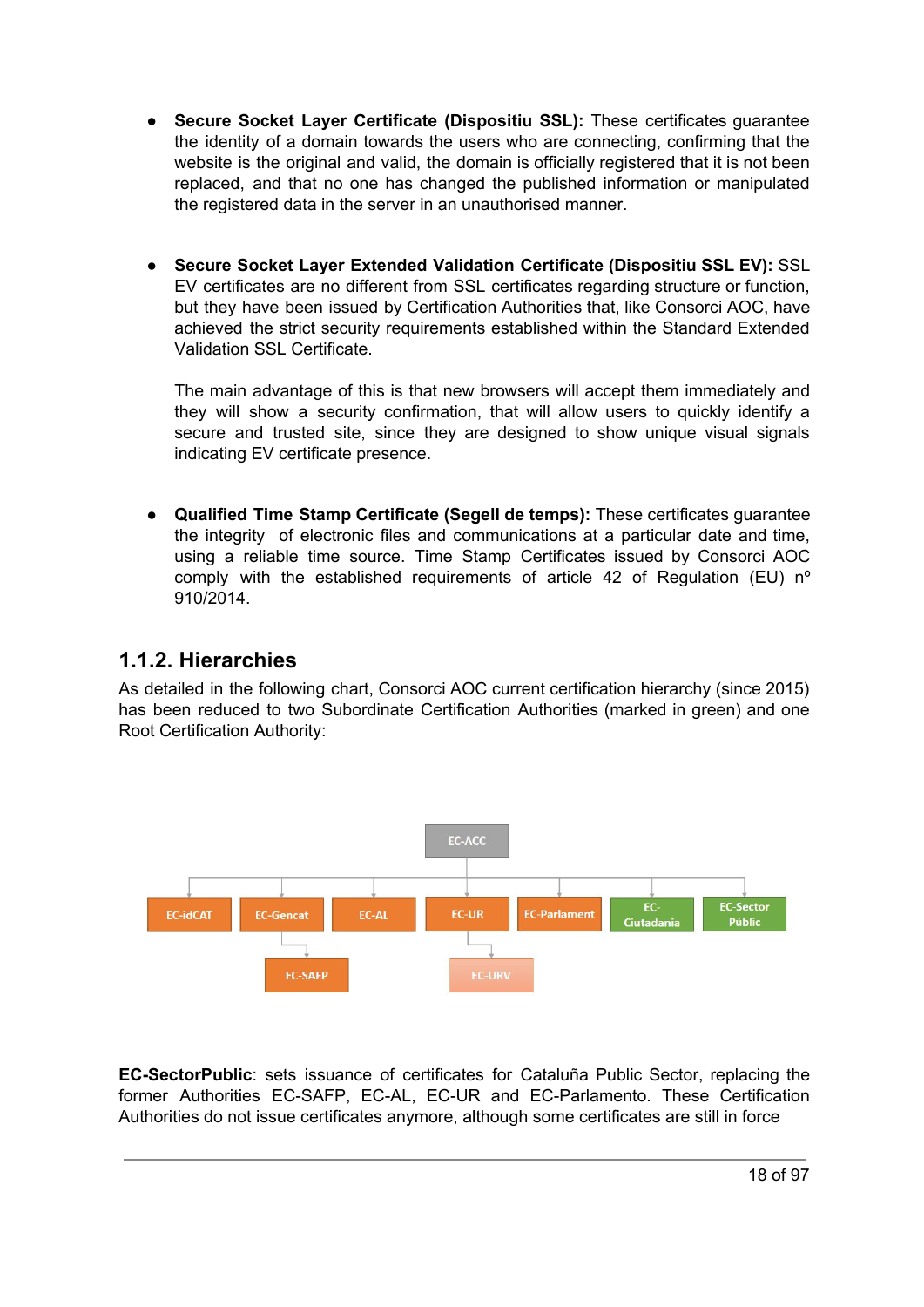- **Secure Socket Layer Certificate (Dispositiu SSL):** These certificates guarantee the identity of a domain towards the users who are connecting, confirming that the website is the original and valid, the domain is officially registered that it is not been replaced, and that no one has changed the published information or manipulated the registered data in the server in an unauthorised manner.

- **Secure Socket Layer Extended Validation Certificate (Dispositiu SSL EV):** SSL EV certificates are no different from SSL certificates regarding structure or function, but they have been issued by Certification Authorities that, like Consorci AOC, have achieved the strict security requirements established within the Standard Extended Validation SSL Certificate.

  The main advantage of this is that new browsers will accept them immediately and they will show a security confirmation, that will allow users to quickly identify a secure and trusted site, since they are designed to show unique visual signals indicating EV certificate presence.

- **Qualified Time Stamp Certificate (Segell de temps):** These certificates guarantee the integrity of electronic files and communications at a particular date and time, using a reliable time source. Time Stamp Certificates issued by Consorci AOC comply with the established requirements of article 42 of Regulation (EU) nº 910/2014.

### 1.1.2. Hierarchies

As detailed in the following chart, Consorci AOC current certification hierarchy (since 2015) has been reduced to two Subordinate Certification Authorities (marked in green) and one Root Certification Authority:

EC-ACC

EC-idCAT | EC-Gencat | EC-AL | EC-UR | EC-Parlament | EC-Ciutadania | EC-Sector Públic

EC-SAFP | EC-URV

**EC-SectorPublic**: sets issuance of certificates for Cataluña Public Sector, replacing the former Authorities EC-SAFP, EC-AL, EC-UR and EC-Parlamento. These Certification Authorities do not issue certificates anymore, although some certificates are still in force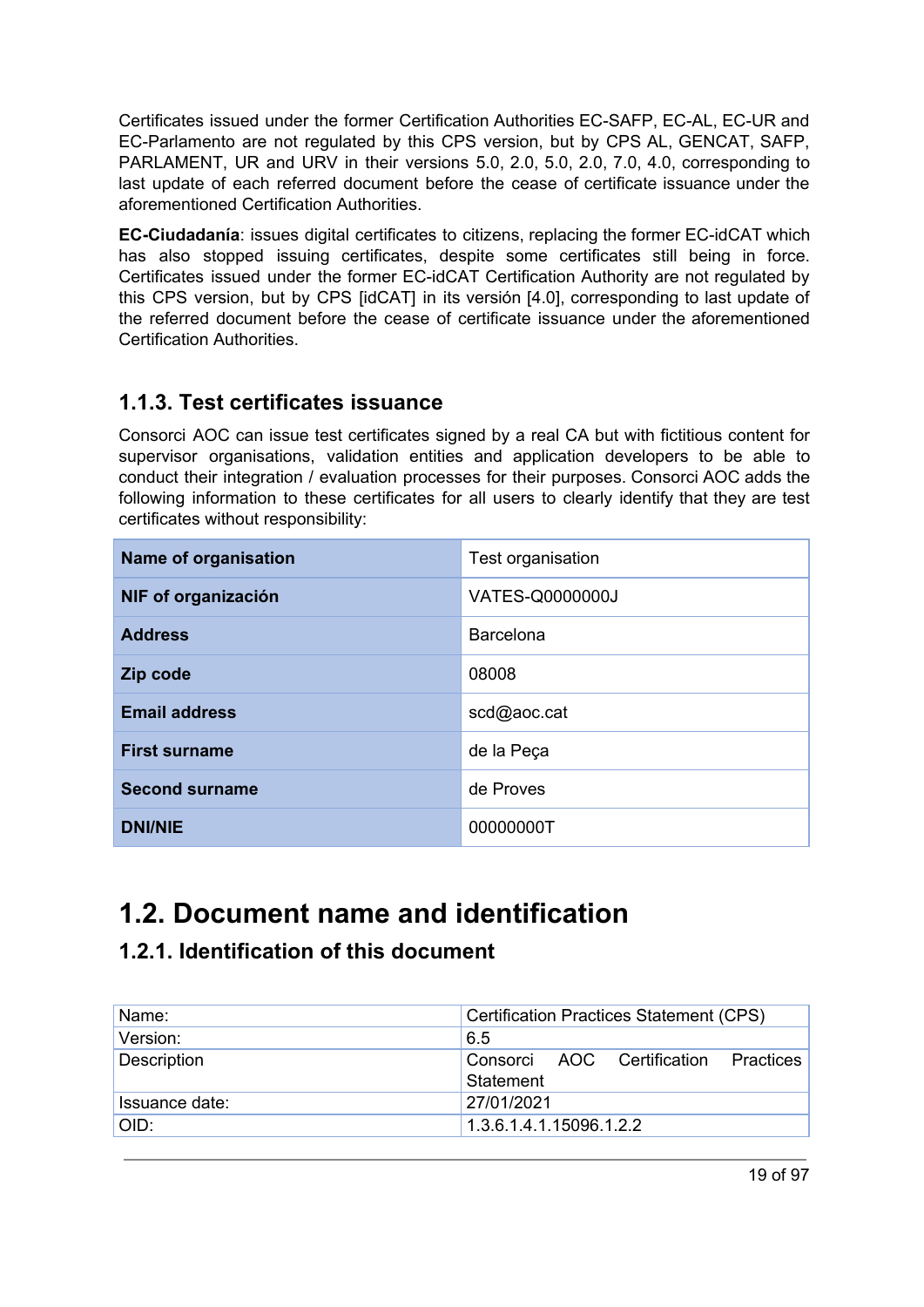Certificates issued under the former Certification Authorities EC-SAFP, EC-AL, EC-UR and EC-Parlamento are not regulated by this CPS version, but by CPS AL, GENCAT, SAFP, PARLAMENT, UR and URV in their versions 5.0, 2.0, 5.0, 2.0, 7.0, 4.0, corresponding to last update of each referred document before the cease of certificate issuance under the aforementioned Certification Authorities.

**EC-Ciudadanía**: issues digital certificates to citizens, replacing the former EC-idCAT which has also stopped issuing certificates, despite some certificates still being in force. Certificates issued under the former EC-idCAT Certification Authority are not regulated by this CPS version, but by CPS [idCAT] in its versión [4.0], corresponding to last update of the referred document before the cease of certificate issuance under the aforementioned Certification Authorities.

### 1.1.3. Test certificates issuance

Consorci AOC can issue test certificates signed by a real CA but with fictitious content for supervisor organisations, validation entities and application developers to be able to conduct their integration / evaluation processes for their purposes. Consorci AOC adds the following information to these certificates for all users to clearly identify that they are test certificates without responsibility:

| **Name of organisation** | Test organisation |
|---|---|
| **NIF of organización** | VATES-Q0000000J |
| **Address** | Barcelona |
| **Zip code** | 08008 |
| **Email address** | scd@aoc.cat |
| **First surname** | de la Peça |
| **Second surname** | de Proves |
| **DNI/NIE** | 00000000T |

# 1.2. Document name and identification

## 1.2.1. Identification of this document

| Name: | Certification Practices Statement (CPS) |
|---|---|
| Version: | 6.5 |
| Description | Consorci AOC Certification Practices Statement |
| Issuance date: | 27/01/2021 |
| OID: | 1.3.6.1.4.1.15096.1.2.2 |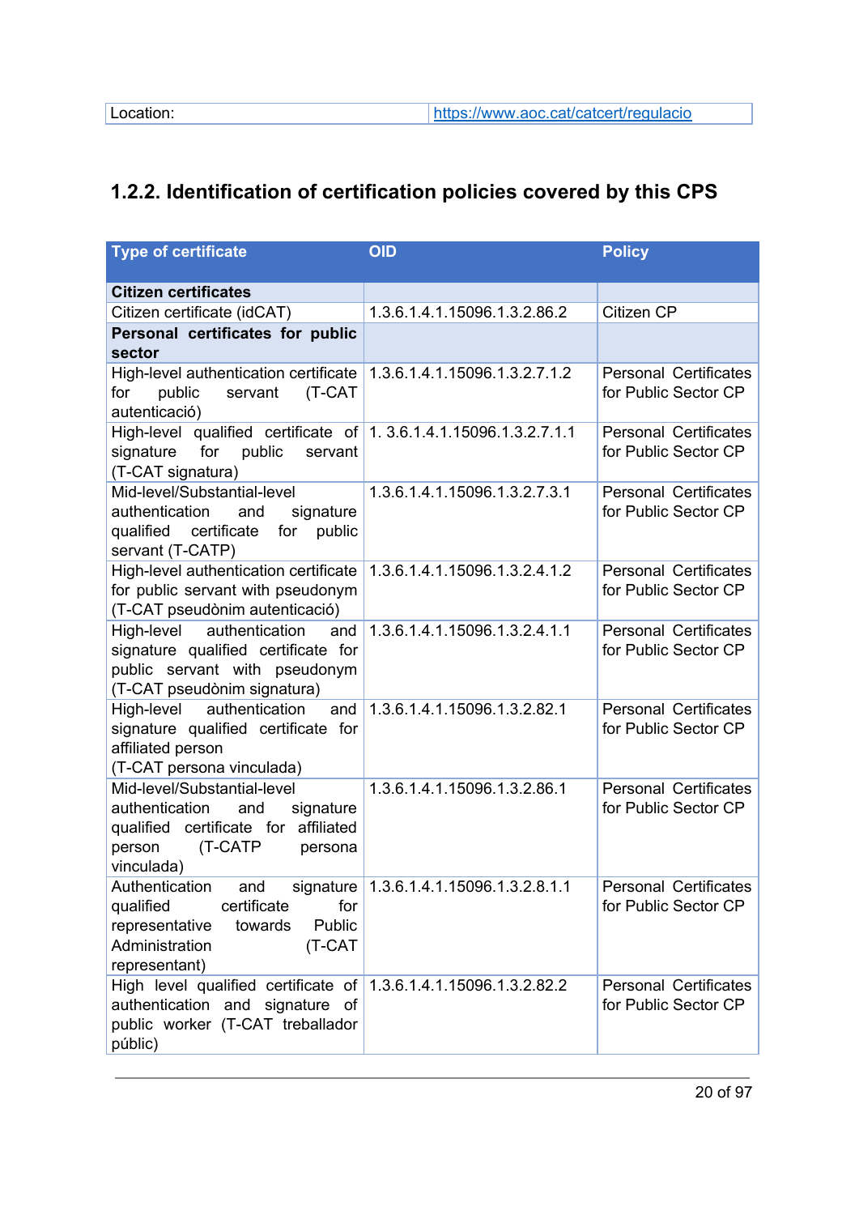| Location: | https://www.aoc.cat/catcert/regulacio |
|---|---|

### 1.2.2. Identification of certification policies covered by this CPS

| Type of certificate | OID | Policy |
|---|---|---|
| **Citizen certificates** | | |
| Citizen certificate (idCAT) | 1.3.6.1.4.1.15096.1.3.2.86.2 | Citizen CP |
| **Personal certificates for public sector** | | |
| High-level authentication certificate for public servant (T-CAT autenticació) | 1.3.6.1.4.1.15096.1.3.2.7.1.2 | Personal Certificates for Public Sector CP |
| High-level qualified certificate of signature for public servant (T-CAT signatura) | 1. 3.6.1.4.1.15096.1.3.2.7.1.1 | Personal Certificates for Public Sector CP |
| Mid-level/Substantial-level authentication and signature qualified certificate for public servant (T-CATP) | 1.3.6.1.4.1.15096.1.3.2.7.3.1 | Personal Certificates for Public Sector CP |
| High-level authentication certificate for public servant with pseudonym (T-CAT pseudònim autenticació) | 1.3.6.1.4.1.15096.1.3.2.4.1.2 | Personal Certificates for Public Sector CP |
| High-level authentication and signature qualified certificate for public servant with pseudonym (T-CAT pseudònim signatura) | 1.3.6.1.4.1.15096.1.3.2.4.1.1 | Personal Certificates for Public Sector CP |
| High-level authentication and signature qualified certificate for affiliated person (T-CAT persona vinculada) | 1.3.6.1.4.1.15096.1.3.2.82.1 | Personal Certificates for Public Sector CP |
| Mid-level/Substantial-level authentication and signature qualified certificate for affiliated person (T-CATP persona vinculada) | 1.3.6.1.4.1.15096.1.3.2.86.1 | Personal Certificates for Public Sector CP |
| Authentication and signature qualified certificate for representative towards Public Administration (T-CAT representant) | 1.3.6.1.4.1.15096.1.3.2.8.1.1 | Personal Certificates for Public Sector CP |
| High level qualified certificate of authentication and signature of public worker (T-CAT treballador públic) | 1.3.6.1.4.1.15096.1.3.2.82.2 | Personal Certificates for Public Sector CP |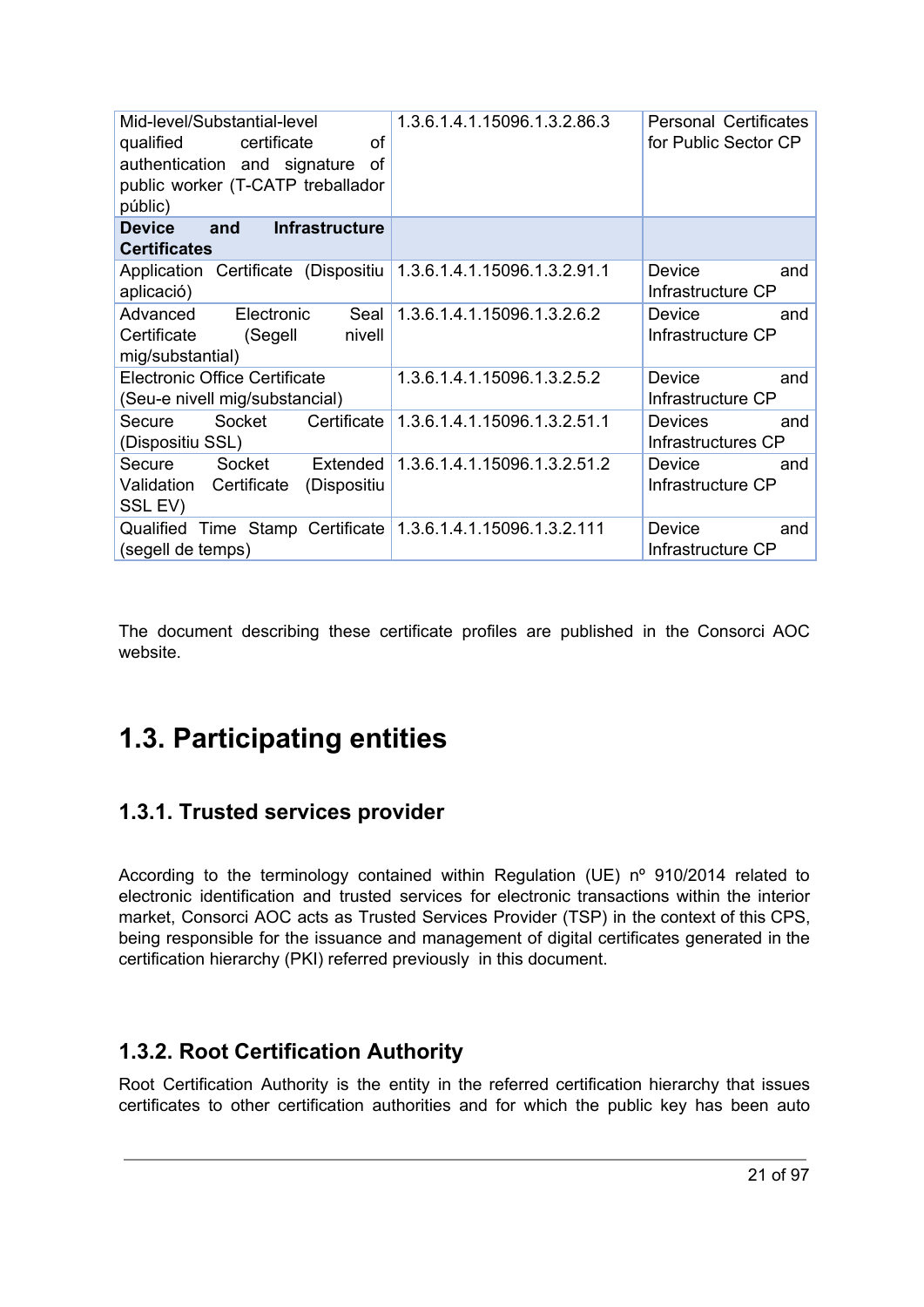| | | |
|---|---|---|
| Mid-level/Substantial-level qualified certificate of authentication and signature of public worker (T-CATP treballador públic) | 1.3.6.1.4.1.15096.1.3.2.86.3 | Personal Certificates for Public Sector CP |
| **Device and Infrastructure Certificates** | | |
| Application Certificate (Dispositiu aplicació) | 1.3.6.1.4.1.15096.1.3.2.91.1 | Device and Infrastructure CP |
| Advanced Electronic Seal Certificate (Segell nivell mig/substantial) | 1.3.6.1.4.1.15096.1.3.2.6.2 | Device and Infrastructure CP |
| Electronic Office Certificate (Seu-e nivell mig/substancial) | 1.3.6.1.4.1.15096.1.3.2.5.2 | Device and Infrastructure CP |
| Secure Socket Certificate (Dispositiu SSL) | 1.3.6.1.4.1.15096.1.3.2.51.1 | Devices and Infrastructures CP |
| Secure Socket Extended Validation Certificate (Dispositiu SSL EV) | 1.3.6.1.4.1.15096.1.3.2.51.2 | Device and Infrastructure CP |
| Qualified Time Stamp Certificate (segell de temps) | 1.3.6.1.4.1.15096.1.3.2.111 | Device and Infrastructure CP |

The document describing these certificate profiles are published in the Consorci AOC website.

# 1.3. Participating entities

## 1.3.1. Trusted services provider

According to the terminology contained within Regulation (UE) nº 910/2014 related to electronic identification and trusted services for electronic transactions within the interior market, Consorci AOC acts as Trusted Services Provider (TSP) in the context of this CPS, being responsible for the issuance and management of digital certificates generated in the certification hierarchy (PKI) referred previously in this document.

## 1.3.2. Root Certification Authority

Root Certification Authority is the entity in the referred certification hierarchy that issues certificates to other certification authorities and for which the public key has been auto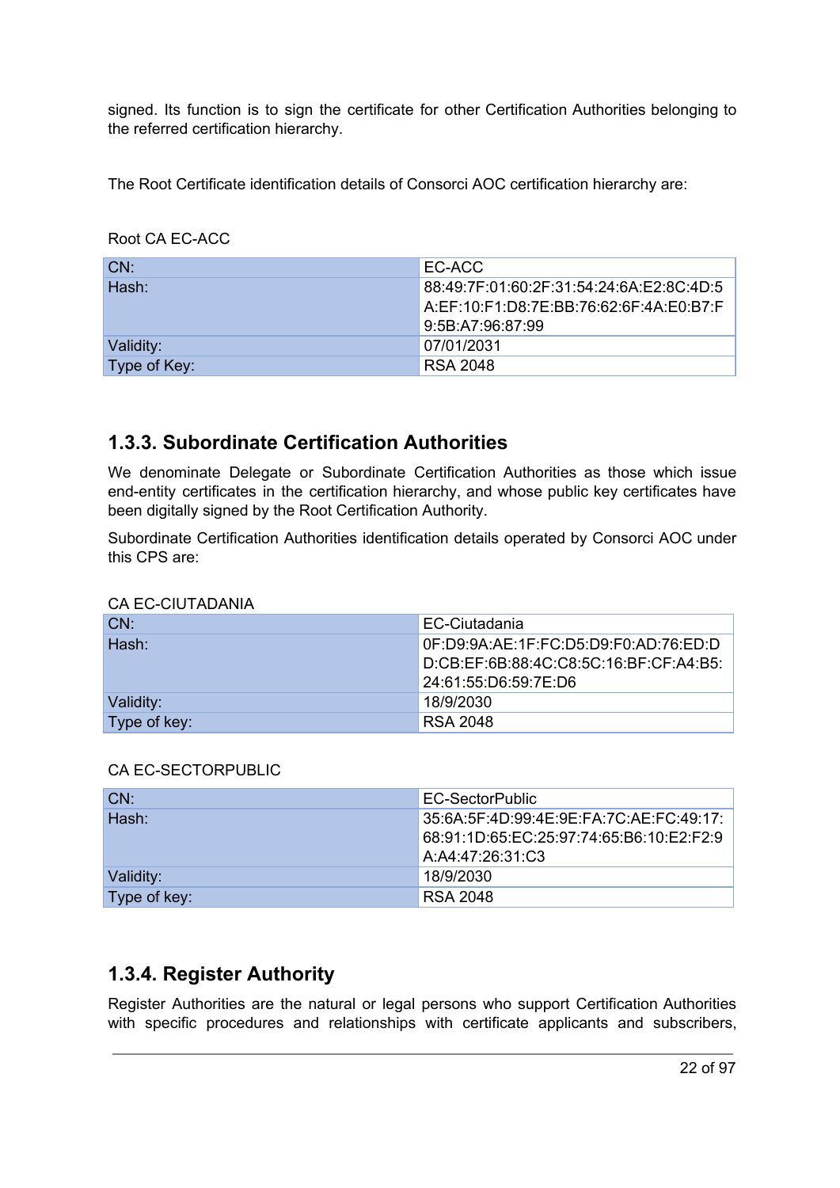signed. Its function is to sign the certificate for other Certification Authorities belonging to the referred certification hierarchy.

The Root Certificate identification details of Consorci AOC certification hierarchy are:

Root CA EC-ACC

| CN: | EC-ACC |
|---|---|
| Hash: | 88:49:7F:01:60:2F:31:54:24:6A:E2:8C:4D:5A:EF:10:F1:D8:7E:BB:76:62:6F:4A:E0:B7:F9:5B:A7:96:87:99 |
| Validity: | 07/01/2031 |
| Type of Key: | RSA 2048 |

## 1.3.3. Subordinate Certification Authorities

We denominate Delegate or Subordinate Certification Authorities as those which issue end-entity certificates in the certification hierarchy, and whose public key certificates have been digitally signed by the Root Certification Authority.

Subordinate Certification Authorities identification details operated by Consorci AOC under this CPS are:

CA EC-CIUTADANIA

| CN: | EC-Ciutadania |
|---|---|
| Hash: | 0F:D9:9A:AE:1F:FC:D5:D9:F0:AD:76:ED:DD:CB:EF:6B:88:4C:C8:5C:16:BF:CF:A4:B5:24:61:55:D6:59:7E:D6 |
| Validity: | 18/9/2030 |
| Type of key: | RSA 2048 |

CA EC-SECTORPUBLIC

| CN: | EC-SectorPublic |
|---|---|
| Hash: | 35:6A:5F:4D:99:4E:9E:FA:7C:AE:FC:49:17:68:91:1D:65:EC:25:97:74:65:B6:10:E2:F2:9A:A4:47:26:31:C3 |
| Validity: | 18/9/2030 |
| Type of key: | RSA 2048 |

## 1.3.4. Register Authority

Register Authorities are the natural or legal persons who support Certification Authorities with specific procedures and relationships with certificate applicants and subscribers,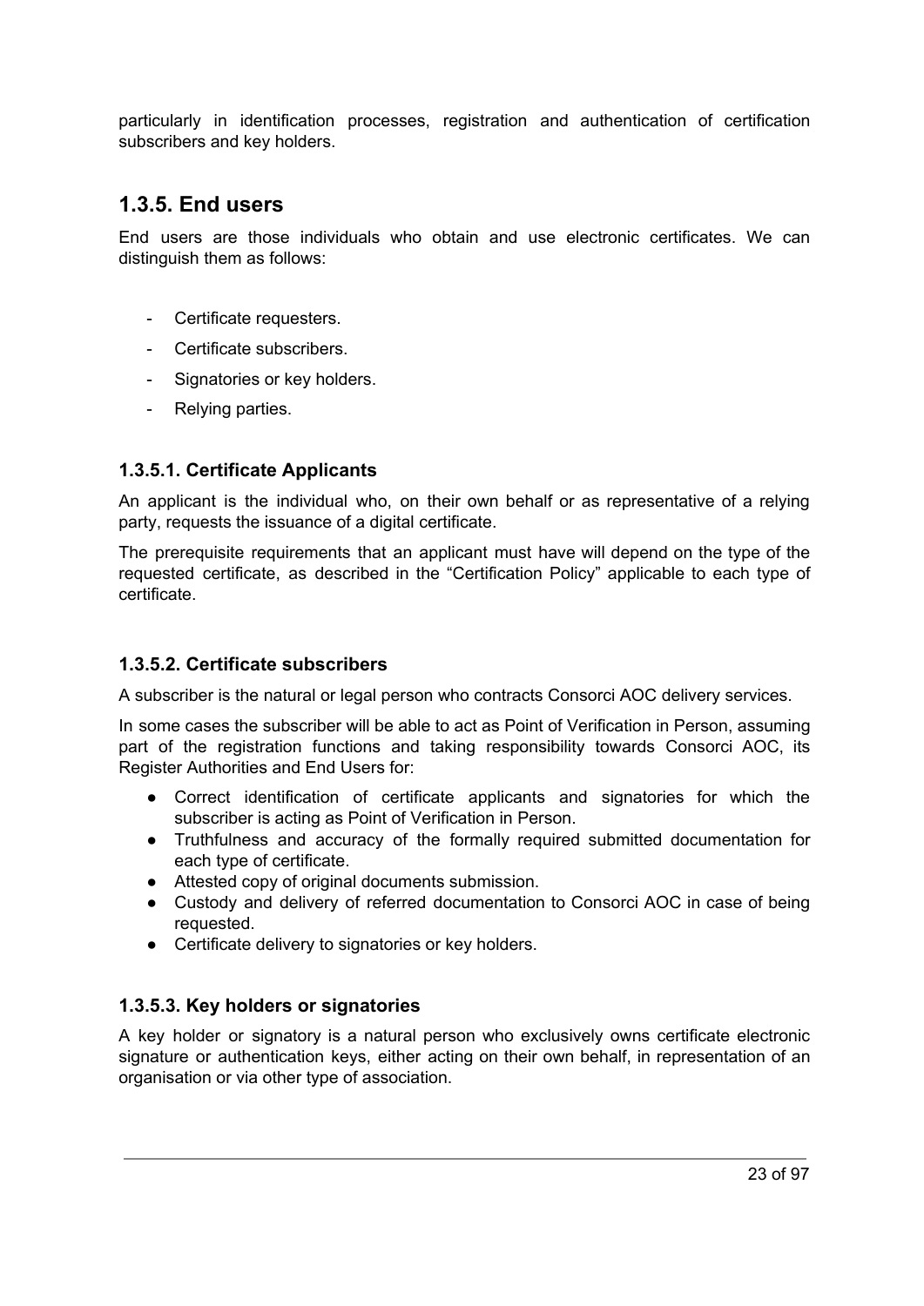particularly in identification processes, registration and authentication of certification subscribers and key holders.

## 1.3.5. End users

End users are those individuals who obtain and use electronic certificates. We can distinguish them as follows:

- Certificate requesters.
- Certificate subscribers.
- Signatories or key holders.
- Relying parties.

### 1.3.5.1. Certificate Applicants

An applicant is the individual who, on their own behalf or as representative of a relying party, requests the issuance of a digital certificate.

The prerequisite requirements that an applicant must have will depend on the type of the requested certificate, as described in the “Certification Policy” applicable to each type of certificate.

### 1.3.5.2. Certificate subscribers

A subscriber is the natural or legal person who contracts Consorci AOC delivery services.

In some cases the subscriber will be able to act as Point of Verification in Person, assuming part of the registration functions and taking responsibility towards Consorci AOC, its Register Authorities and End Users for:

- Correct identification of certificate applicants and signatories for which the subscriber is acting as Point of Verification in Person.
- Truthfulness and accuracy of the formally required submitted documentation for each type of certificate.
- Attested copy of original documents submission.
- Custody and delivery of referred documentation to Consorci AOC in case of being requested.
- Certificate delivery to signatories or key holders.

### 1.3.5.3. Key holders or signatories

A key holder or signatory is a natural person who exclusively owns certificate electronic signature or authentication keys, either acting on their own behalf, in representation of an organisation or via other type of association.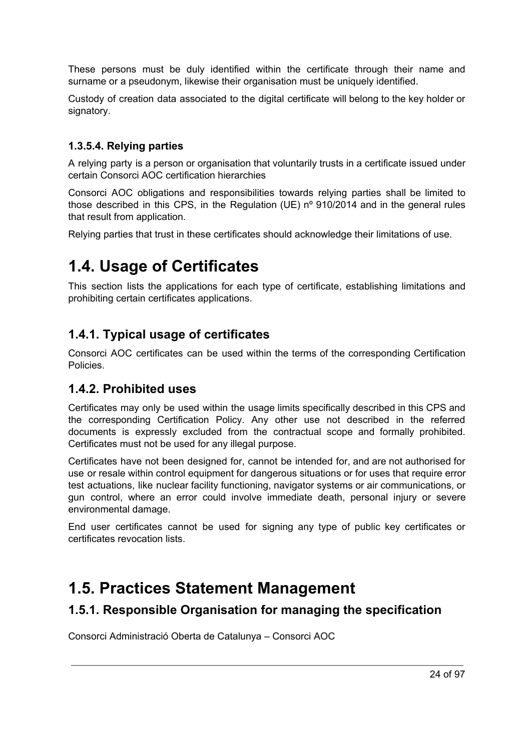These persons must be duly identified within the certificate through their name and surname or a pseudonym, likewise their organisation must be uniquely identified.

Custody of creation data associated to the digital certificate will belong to the key holder or signatory.

#### 1.3.5.4. Relying parties

A relying party is a person or organisation that voluntarily trusts in a certificate issued under certain Consorci AOC certification hierarchies

Consorci AOC obligations and responsibilities towards relying parties shall be limited to those described in this CPS, in the Regulation (UE) nº 910/2014 and in the general rules that result from application.

Relying parties that trust in these certificates should acknowledge their limitations of use.

# 1.4. Usage of Certificates

This section lists the applications for each type of certificate, establishing limitations and prohibiting certain certificates applications.

## 1.4.1. Typical usage of certificates

Consorci AOC certificates can be used within the terms of the corresponding Certification Policies.

## 1.4.2. Prohibited uses

Certificates may only be used within the usage limits specifically described in this CPS and the corresponding Certification Policy. Any other use not described in the referred documents is expressly excluded from the contractual scope and formally prohibited. Certificates must not be used for any illegal purpose.

Certificates have not been designed for, cannot be intended for, and are not authorised for use or resale within control equipment for dangerous situations or for uses that require error test actuations, like nuclear facility functioning, navigator systems or air communications, or gun control, where an error could involve immediate death, personal injury or severe environmental damage.

End user certificates cannot be used for signing any type of public key certificates or certificates revocation lists.

# 1.5. Practices Statement Management

## 1.5.1. Responsible Organisation for managing the specification

Consorci Administració Oberta de Catalunya – Consorci AOC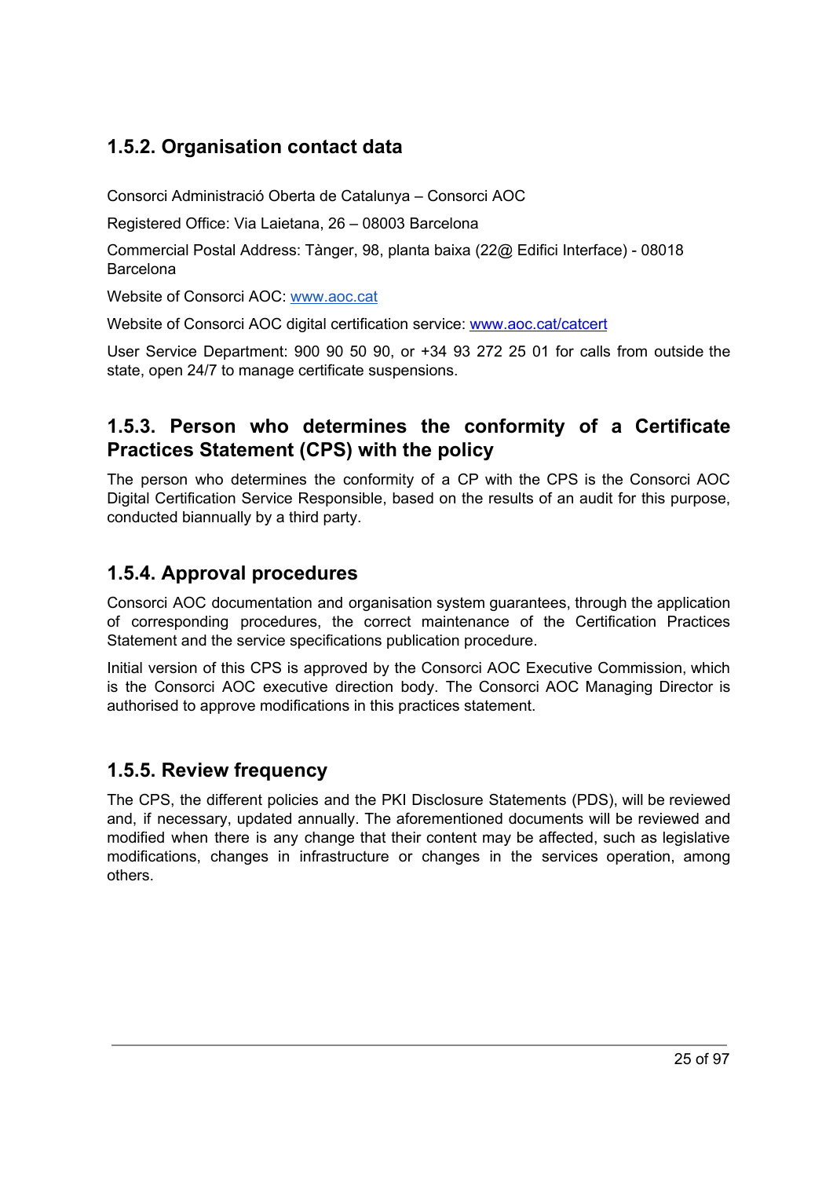### 1.5.2. Organisation contact data

Consorci Administració Oberta de Catalunya – Consorci AOC

Registered Office: Via Laietana, 26 – 08003 Barcelona

Commercial Postal Address: Tànger, 98, planta baixa (22@ Edifici Interface) - 08018 Barcelona

Website of Consorci AOC: [www.aoc.cat](http://www.aoc.cat)

Website of Consorci AOC digital certification service: [www.aoc.cat/catcert](http://www.aoc.cat/catcert)

User Service Department: 900 90 50 90, or +34 93 272 25 01 for calls from outside the state, open 24/7 to manage certificate suspensions.

### 1.5.3. Person who determines the conformity of a Certificate Practices Statement (CPS) with the policy

The person who determines the conformity of a CP with the CPS is the Consorci AOC Digital Certification Service Responsible, based on the results of an audit for this purpose, conducted biannually by a third party.

### 1.5.4. Approval procedures

Consorci AOC documentation and organisation system guarantees, through the application of corresponding procedures, the correct maintenance of the Certification Practices Statement and the service specifications publication procedure.

Initial version of this CPS is approved by the Consorci AOC Executive Commission, which is the Consorci AOC executive direction body. The Consorci AOC Managing Director is authorised to approve modifications in this practices statement.

### 1.5.5. Review frequency

The CPS, the different policies and the PKI Disclosure Statements (PDS), will be reviewed and, if necessary, updated annually. The aforementioned documents will be reviewed and modified when there is any change that their content may be affected, such as legislative modifications, changes in infrastructure or changes in the services operation, among others.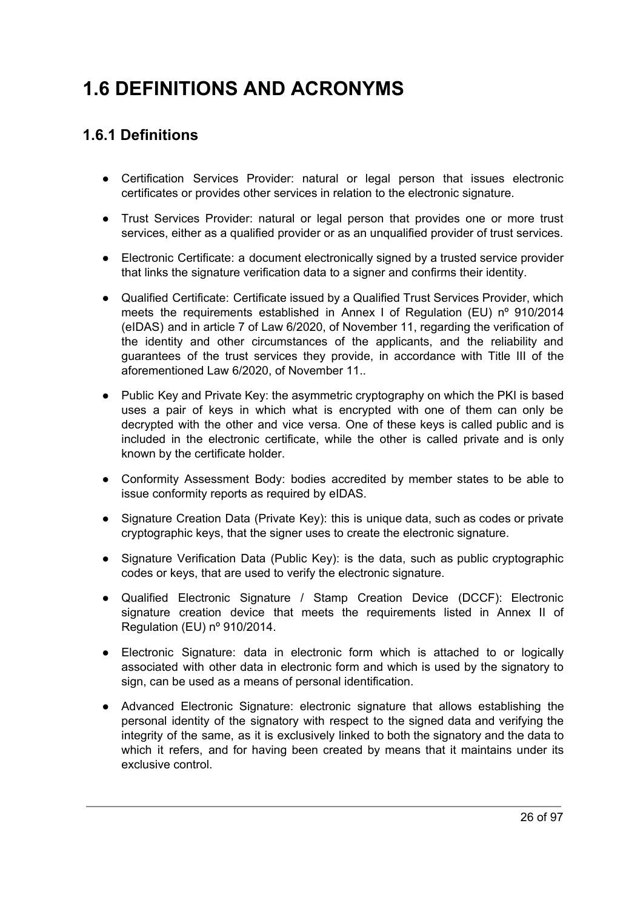# 1.6 DEFINITIONS AND ACRONYMS

## 1.6.1 Definitions

- Certification Services Provider: natural or legal person that issues electronic certificates or provides other services in relation to the electronic signature.
- Trust Services Provider: natural or legal person that provides one or more trust services, either as a qualified provider or as an unqualified provider of trust services.
- Electronic Certificate: a document electronically signed by a trusted service provider that links the signature verification data to a signer and confirms their identity.
- Qualified Certificate: Certificate issued by a Qualified Trust Services Provider, which meets the requirements established in Annex I of Regulation (EU) nº 910/2014 (eIDAS) and in article 7 of Law 6/2020, of November 11, regarding the verification of the identity and other circumstances of the applicants, and the reliability and guarantees of the trust services they provide, in accordance with Title III of the aforementioned Law 6/2020, of November 11..
- Public Key and Private Key: the asymmetric cryptography on which the PKI is based uses a pair of keys in which what is encrypted with one of them can only be decrypted with the other and vice versa. One of these keys is called public and is included in the electronic certificate, while the other is called private and is only known by the certificate holder.
- Conformity Assessment Body: bodies accredited by member states to be able to issue conformity reports as required by eIDAS.
- Signature Creation Data (Private Key): this is unique data, such as codes or private cryptographic keys, that the signer uses to create the electronic signature.
- Signature Verification Data (Public Key): is the data, such as public cryptographic codes or keys, that are used to verify the electronic signature.
- Qualified Electronic Signature / Stamp Creation Device (DCCF): Electronic signature creation device that meets the requirements listed in Annex II of Regulation (EU) nº 910/2014.
- Electronic Signature: data in electronic form which is attached to or logically associated with other data in electronic form and which is used by the signatory to sign, can be used as a means of personal identification.
- Advanced Electronic Signature: electronic signature that allows establishing the personal identity of the signatory with respect to the signed data and verifying the integrity of the same, as it is exclusively linked to both the signatory and the data to which it refers, and for having been created by means that it maintains under its exclusive control.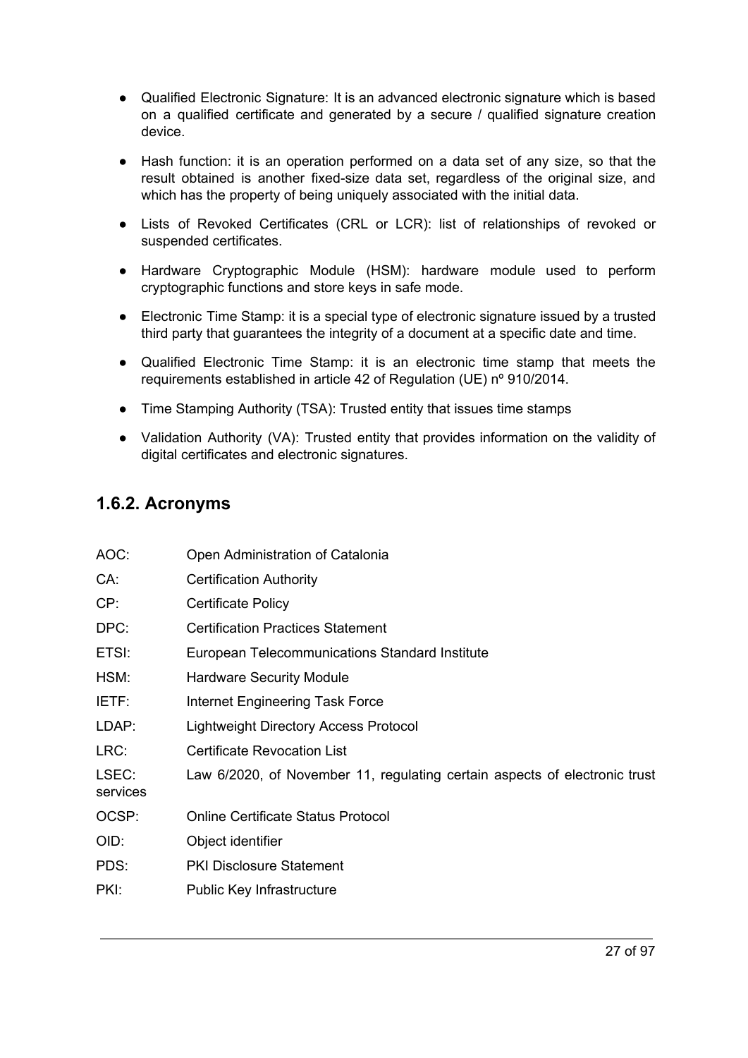- Qualified Electronic Signature: It is an advanced electronic signature which is based on a qualified certificate and generated by a secure / qualified signature creation device.
- Hash function: it is an operation performed on a data set of any size, so that the result obtained is another fixed-size data set, regardless of the original size, and which has the property of being uniquely associated with the initial data.
- Lists of Revoked Certificates (CRL or LCR): list of relationships of revoked or suspended certificates.
- Hardware Cryptographic Module (HSM): hardware module used to perform cryptographic functions and store keys in safe mode.
- Electronic Time Stamp: it is a special type of electronic signature issued by a trusted third party that guarantees the integrity of a document at a specific date and time.
- Qualified Electronic Time Stamp: it is an electronic time stamp that meets the requirements established in article 42 of Regulation (UE) nº 910/2014.
- Time Stamping Authority (TSA): Trusted entity that issues time stamps
- Validation Authority (VA): Trusted entity that provides information on the validity of digital certificates and electronic signatures.

## 1.6.2. Acronyms

| | |
|---|---|
| AOC: | Open Administration of Catalonia |
| CA: | Certification Authority |
| CP: | Certificate Policy |
| DPC: | Certification Practices Statement |
| ETSI: | European Telecommunications Standard Institute |
| HSM: | Hardware Security Module |
| IETF: | Internet Engineering Task Force |
| LDAP: | Lightweight Directory Access Protocol |
| LRC: | Certificate Revocation List |
| LSEC: services | Law 6/2020, of November 11, regulating certain aspects of electronic trust |
| OCSP: | Online Certificate Status Protocol |
| OID: | Object identifier |
| PDS: | PKI Disclosure Statement |
| PKI: | Public Key Infrastructure |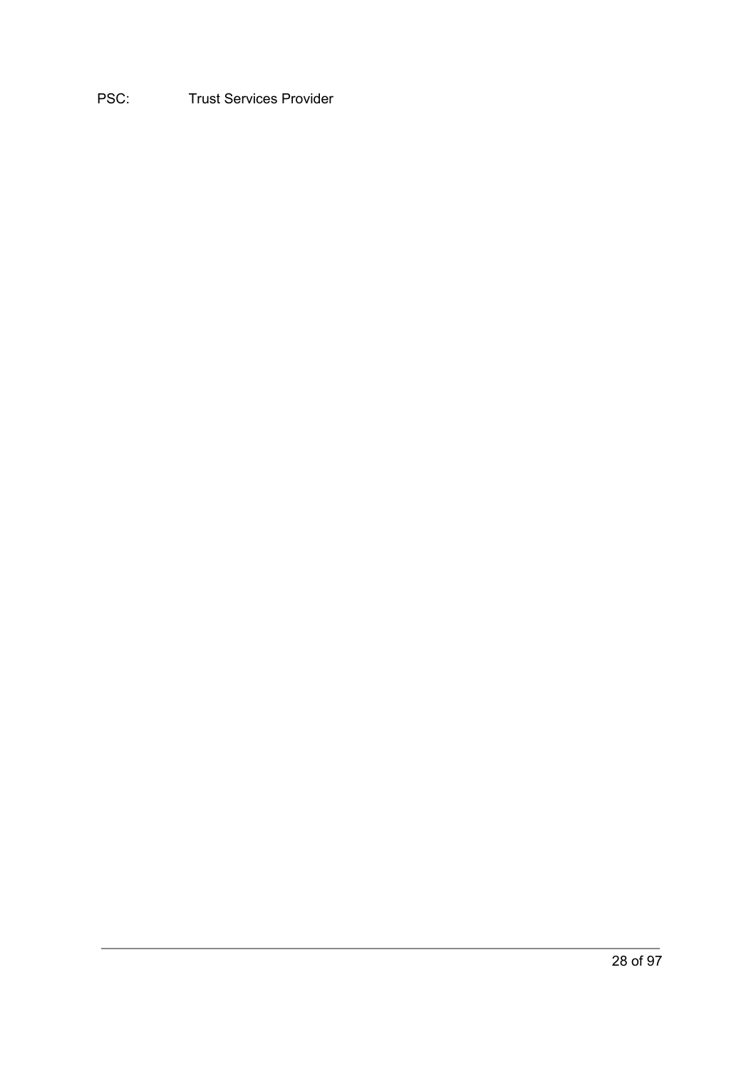PSC: Trust Services Provider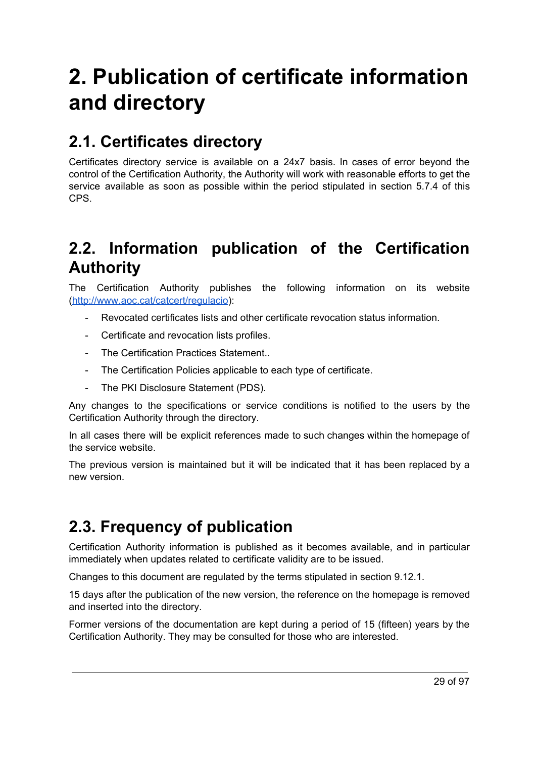# 2. Publication of certificate information and directory

## 2.1. Certificates directory

Certificates directory service is available on a 24x7 basis. In cases of error beyond the control of the Certification Authority, the Authority will work with reasonable efforts to get the service available as soon as possible within the period stipulated in section 5.7.4 of this CPS.

## 2.2. Information publication of the Certification Authority

The Certification Authority publishes the following information on its website ([http://www.aoc.cat/catcert/regulacio](http://www.aoc.cat/catcert/regulacio)):

- Revocated certificates lists and other certificate revocation status information.
- Certificate and revocation lists profiles.
- The Certification Practices Statement..
- The Certification Policies applicable to each type of certificate.
- The PKI Disclosure Statement (PDS).

Any changes to the specifications or service conditions is notified to the users by the Certification Authority through the directory.

In all cases there will be explicit references made to such changes within the homepage of the service website.

The previous version is maintained but it will be indicated that it has been replaced by a new version.

## 2.3. Frequency of publication

Certification Authority information is published as it becomes available, and in particular immediately when updates related to certificate validity are to be issued.

Changes to this document are regulated by the terms stipulated in section 9.12.1.

15 days after the publication of the new version, the reference on the homepage is removed and inserted into the directory.

Former versions of the documentation are kept during a period of 15 (fifteen) years by the Certification Authority. They may be consulted for those who are interested.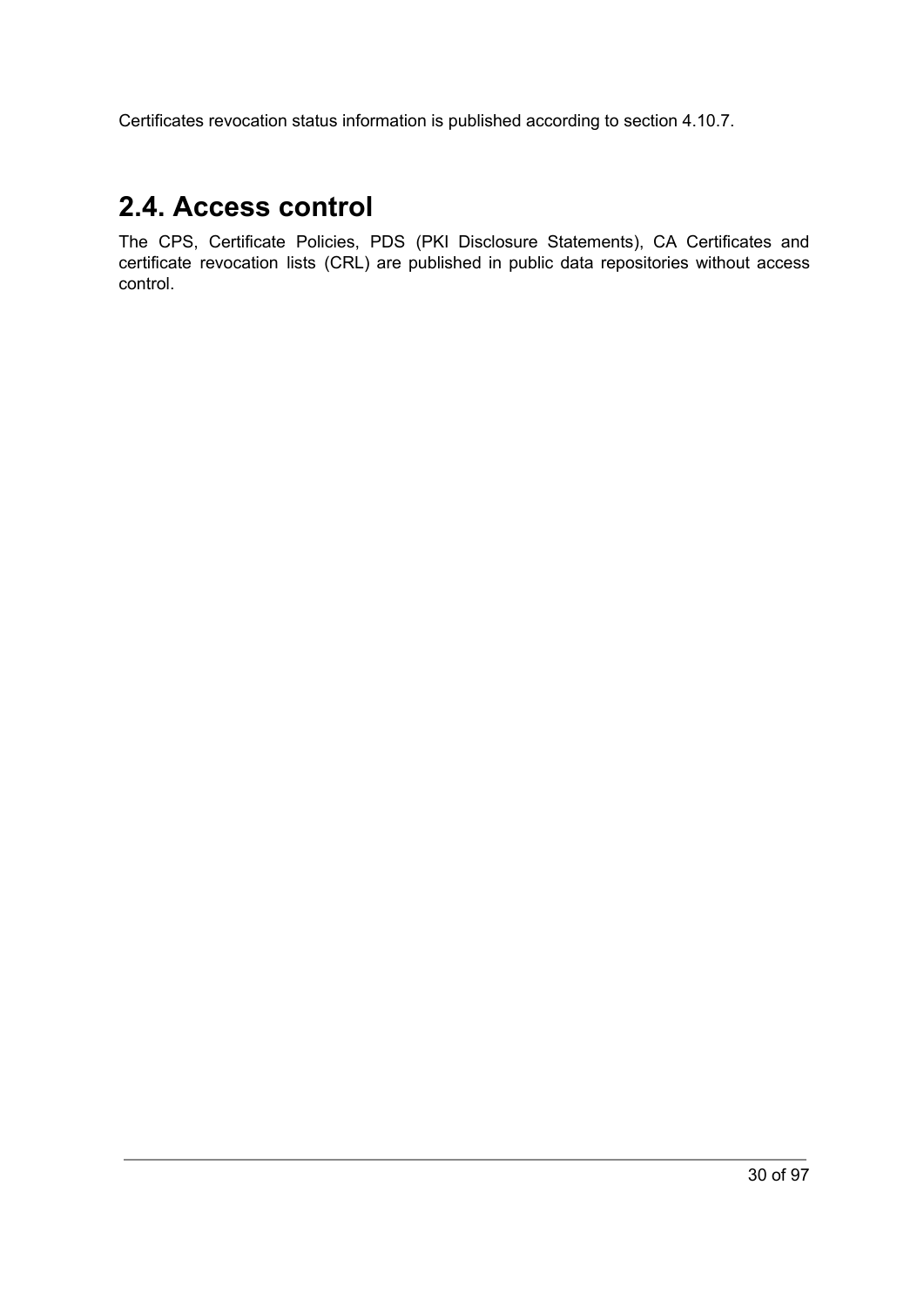Certificates revocation status information is published according to section 4.10.7.

## 2.4. Access control

The CPS, Certificate Policies, PDS (PKI Disclosure Statements), CA Certificates and certificate revocation lists (CRL) are published in public data repositories without access control.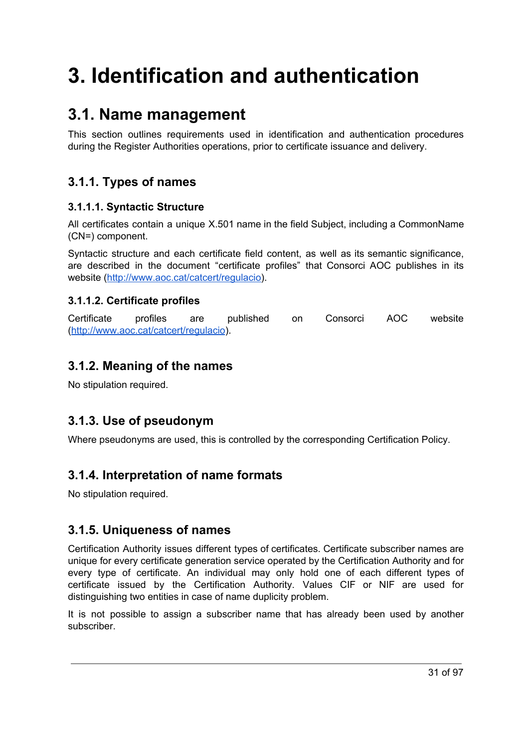# 3. Identification and authentication

## 3.1. Name management

This section outlines requirements used in identification and authentication procedures during the Register Authorities operations, prior to certificate issuance and delivery.

### 3.1.1. Types of names

#### 3.1.1.1. Syntactic Structure

All certificates contain a unique X.501 name in the field Subject, including a CommonName (CN=) component.

Syntactic structure and each certificate field content, as well as its semantic significance, are described in the document “certificate profiles” that Consorci AOC publishes in its website (http://www.aoc.cat/catcert/regulacio).

#### 3.1.1.2. Certificate profiles

Certificate profiles are published on Consorci AOC website (http://www.aoc.cat/catcert/regulacio).

### 3.1.2. Meaning of the names

No stipulation required.

### 3.1.3. Use of pseudonym

Where pseudonyms are used, this is controlled by the corresponding Certification Policy.

### 3.1.4. Interpretation of name formats

No stipulation required.

### 3.1.5. Uniqueness of names

Certification Authority issues different types of certificates. Certificate subscriber names are unique for every certificate generation service operated by the Certification Authority and for every type of certificate. An individual may only hold one of each different types of certificate issued by the Certification Authority. Values CIF or NIF are used for distinguishing two entities in case of name duplicity problem.

It is not possible to assign a subscriber name that has already been used by another subscriber.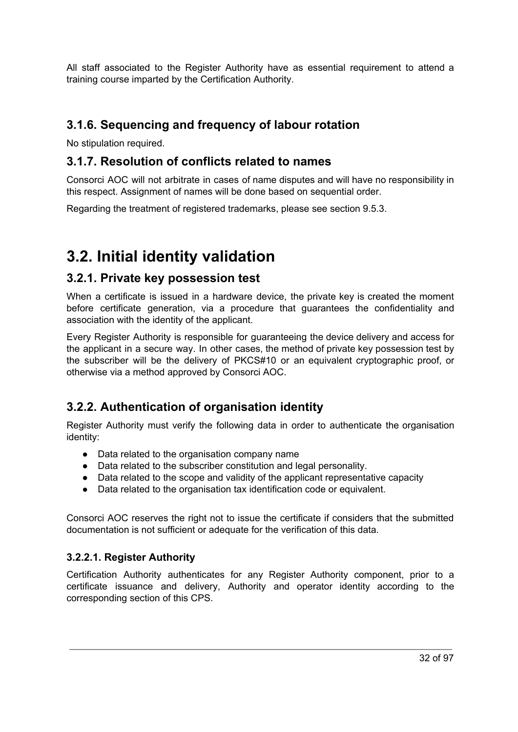All staff associated to the Register Authority have as essential requirement to attend a training course imparted by the Certification Authority.

### 3.1.6. Sequencing and frequency of labour rotation

No stipulation required.

### 3.1.7. Resolution of conflicts related to names

Consorci AOC will not arbitrate in cases of name disputes and will have no responsibility in this respect. Assignment of names will be done based on sequential order.

Regarding the treatment of registered trademarks, please see section 9.5.3.

## 3.2. Initial identity validation

### 3.2.1. Private key possession test

When a certificate is issued in a hardware device, the private key is created the moment before certificate generation, via a procedure that guarantees the confidentiality and association with the identity of the applicant.

Every Register Authority is responsible for guaranteeing the device delivery and access for the applicant in a secure way. In other cases, the method of private key possession test by the subscriber will be the delivery of PKCS#10 or an equivalent cryptographic proof, or otherwise via a method approved by Consorci AOC.

### 3.2.2. Authentication of organisation identity

Register Authority must verify the following data in order to authenticate the organisation identity:

- Data related to the organisation company name
- Data related to the subscriber constitution and legal personality.
- Data related to the scope and validity of the applicant representative capacity
- Data related to the organisation tax identification code or equivalent.

Consorci AOC reserves the right not to issue the certificate if considers that the submitted documentation is not sufficient or adequate for the verification of this data.

#### 3.2.2.1. Register Authority

Certification Authority authenticates for any Register Authority component, prior to a certificate issuance and delivery, Authority and operator identity according to the corresponding section of this CPS.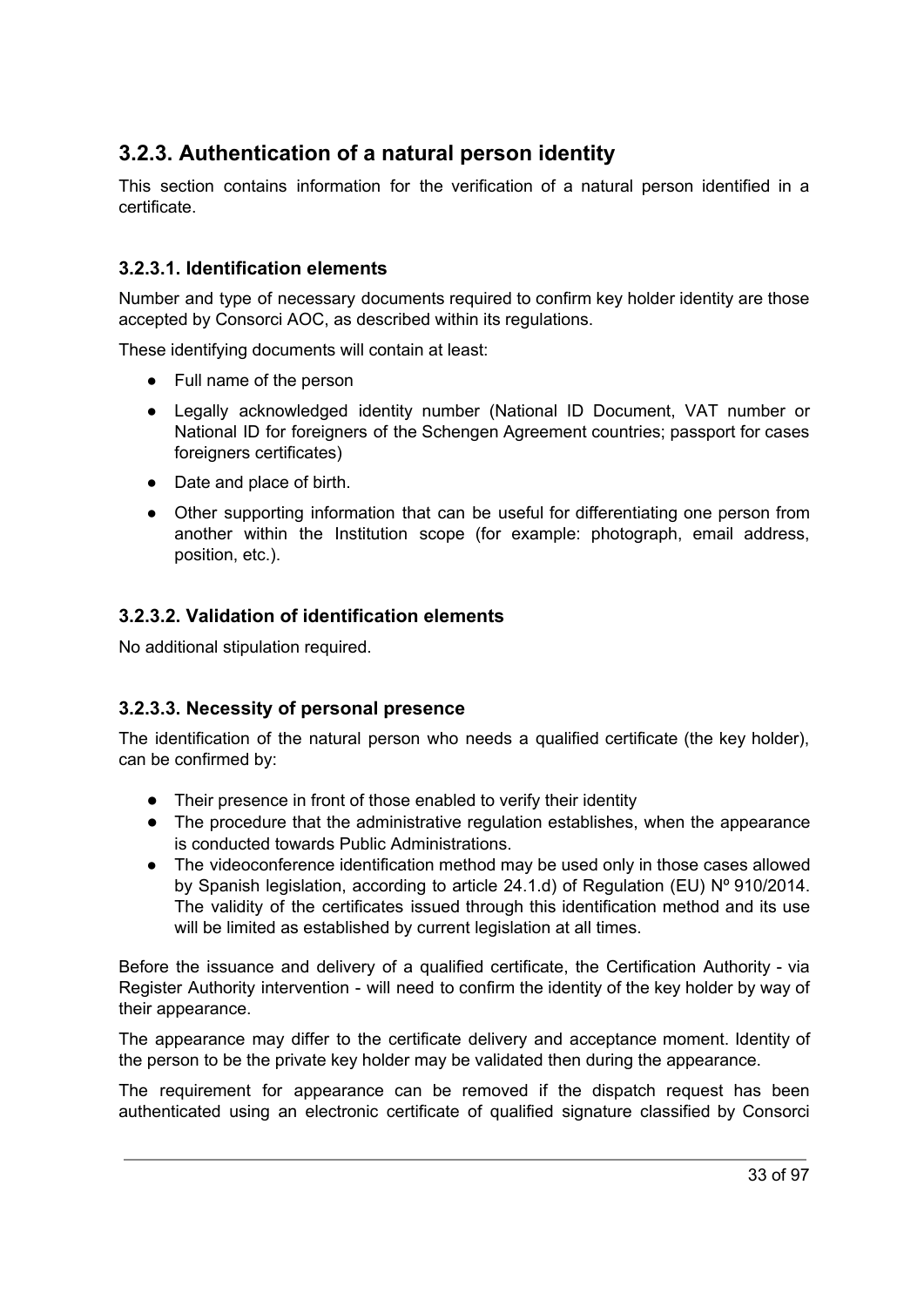## 3.2.3. Authentication of a natural person identity

This section contains information for the verification of a natural person identified in a certificate.

### 3.2.3.1. Identification elements

Number and type of necessary documents required to confirm key holder identity are those accepted by Consorci AOC, as described within its regulations.

These identifying documents will contain at least:

- Full name of the person
- Legally acknowledged identity number (National ID Document, VAT number or National ID for foreigners of the Schengen Agreement countries; passport for cases foreigners certificates)
- Date and place of birth.
- Other supporting information that can be useful for differentiating one person from another within the Institution scope (for example: photograph, email address, position, etc.).

### 3.2.3.2. Validation of identification elements

No additional stipulation required.

### 3.2.3.3. Necessity of personal presence

The identification of the natural person who needs a qualified certificate (the key holder), can be confirmed by:

- Their presence in front of those enabled to verify their identity
- The procedure that the administrative regulation establishes, when the appearance is conducted towards Public Administrations.
- The videoconference identification method may be used only in those cases allowed by Spanish legislation, according to article 24.1.d) of Regulation (EU) Nº 910/2014. The validity of the certificates issued through this identification method and its use will be limited as established by current legislation at all times.

Before the issuance and delivery of a qualified certificate, the Certification Authority - via Register Authority intervention - will need to confirm the identity of the key holder by way of their appearance.

The appearance may differ to the certificate delivery and acceptance moment. Identity of the person to be the private key holder may be validated then during the appearance.

The requirement for appearance can be removed if the dispatch request has been authenticated using an electronic certificate of qualified signature classified by Consorci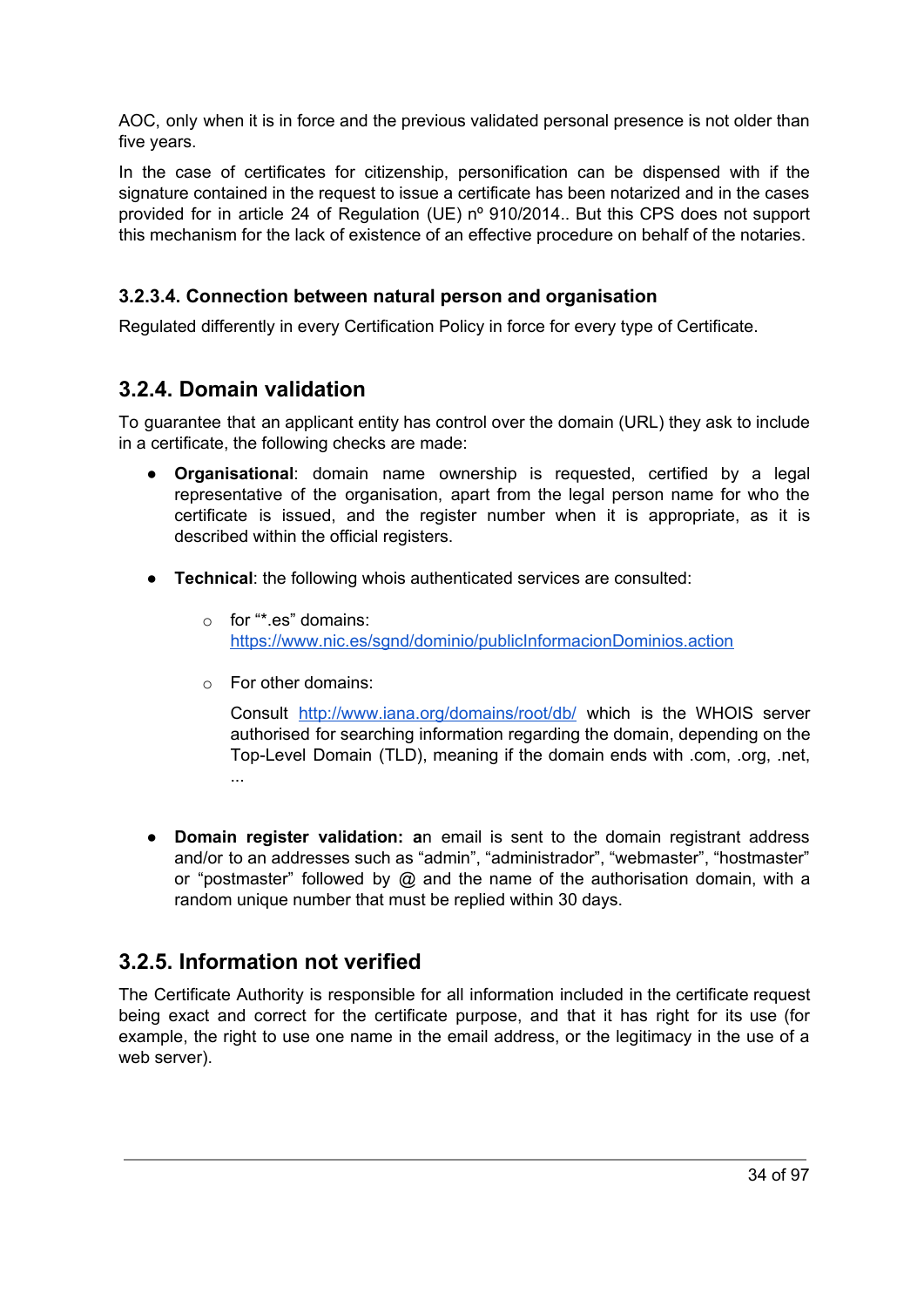AOC, only when it is in force and the previous validated personal presence is not older than five years.

In the case of certificates for citizenship, personification can be dispensed with if the signature contained in the request to issue a certificate has been notarized and in the cases provided for in article 24 of Regulation (UE) nº 910/2014.. But this CPS does not support this mechanism for the lack of existence of an effective procedure on behalf of the notaries.

#### 3.2.3.4. Connection between natural person and organisation

Regulated differently in every Certification Policy in force for every type of Certificate.

### 3.2.4. Domain validation

To guarantee that an applicant entity has control over the domain (URL) they ask to include in a certificate, the following checks are made:

- **Organisational**: domain name ownership is requested, certified by a legal representative of the organisation, apart from the legal person name for who the certificate is issued, and the register number when it is appropriate, as it is described within the official registers.

- **Technical**: the following whois authenticated services are consulted:

  - for "*.es" domains: https://www.nic.es/sgnd/dominio/publicInformacionDominios.action

  - For other domains:

    Consult http://www.iana.org/domains/root/db/ which is the WHOIS server authorised for searching information regarding the domain, depending on the Top-Level Domain (TLD), meaning if the domain ends with .com, .org, .net, ...

- **Domain register validation: a**n email is sent to the domain registrant address and/or to an addresses such as "admin", "administrador", "webmaster", "hostmaster" or "postmaster" followed by @ and the name of the authorisation domain, with a random unique number that must be replied within 30 days.

### 3.2.5. Information not verified

The Certificate Authority is responsible for all information included in the certificate request being exact and correct for the certificate purpose, and that it has right for its use (for example, the right to use one name in the email address, or the legitimacy in the use of a web server).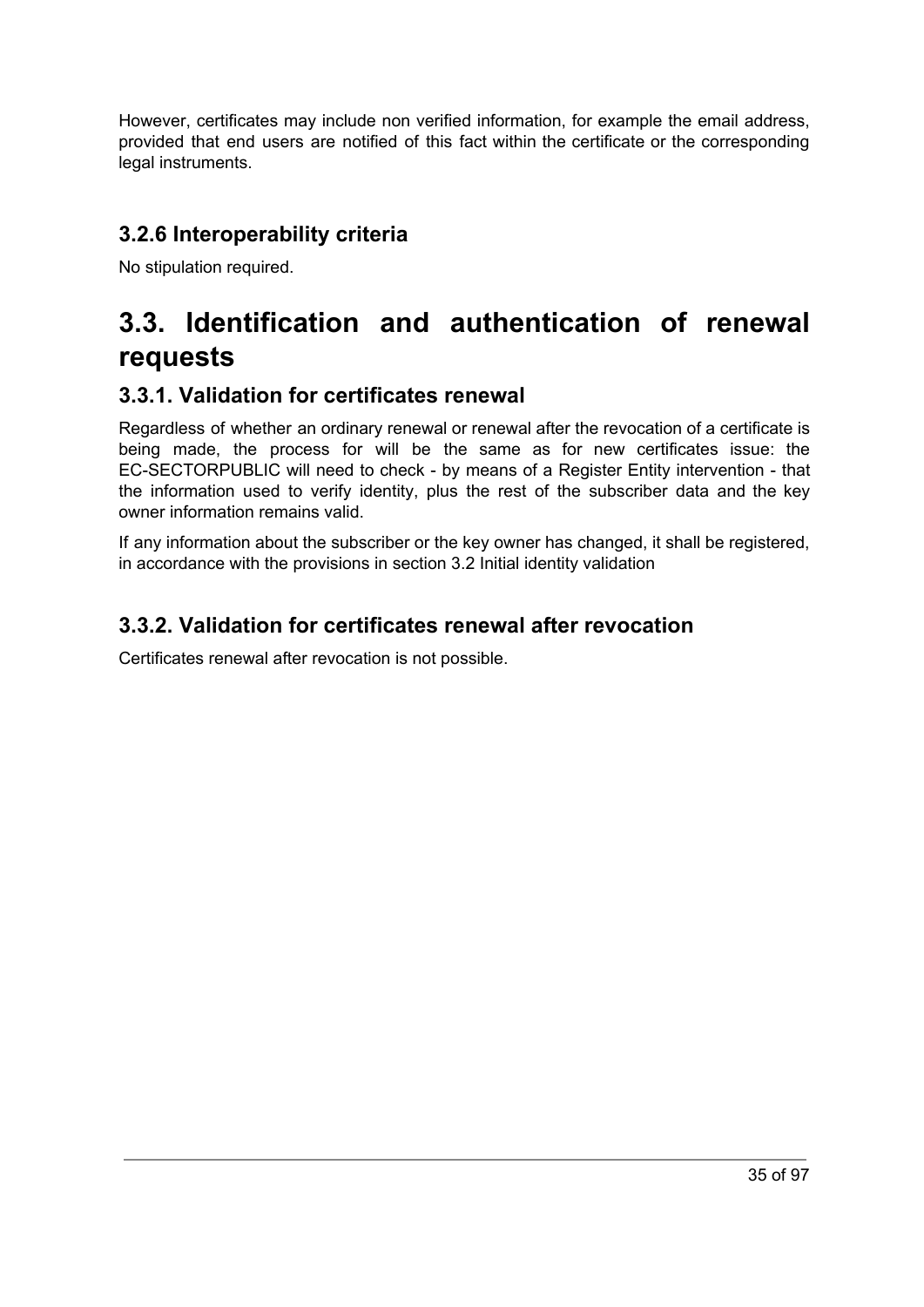However, certificates may include non verified information, for example the email address, provided that end users are notified of this fact within the certificate or the corresponding legal instruments.

### 3.2.6 Interoperability criteria

No stipulation required.

## 3.3. Identification and authentication of renewal requests

### 3.3.1. Validation for certificates renewal

Regardless of whether an ordinary renewal or renewal after the revocation of a certificate is being made, the process for will be the same as for new certificates issue: the EC-SECTORPUBLIC will need to check - by means of a Register Entity intervention - that the information used to verify identity, plus the rest of the subscriber data and the key owner information remains valid.

If any information about the subscriber or the key owner has changed, it shall be registered, in accordance with the provisions in section 3.2 Initial identity validation

### 3.3.2. Validation for certificates renewal after revocation

Certificates renewal after revocation is not possible.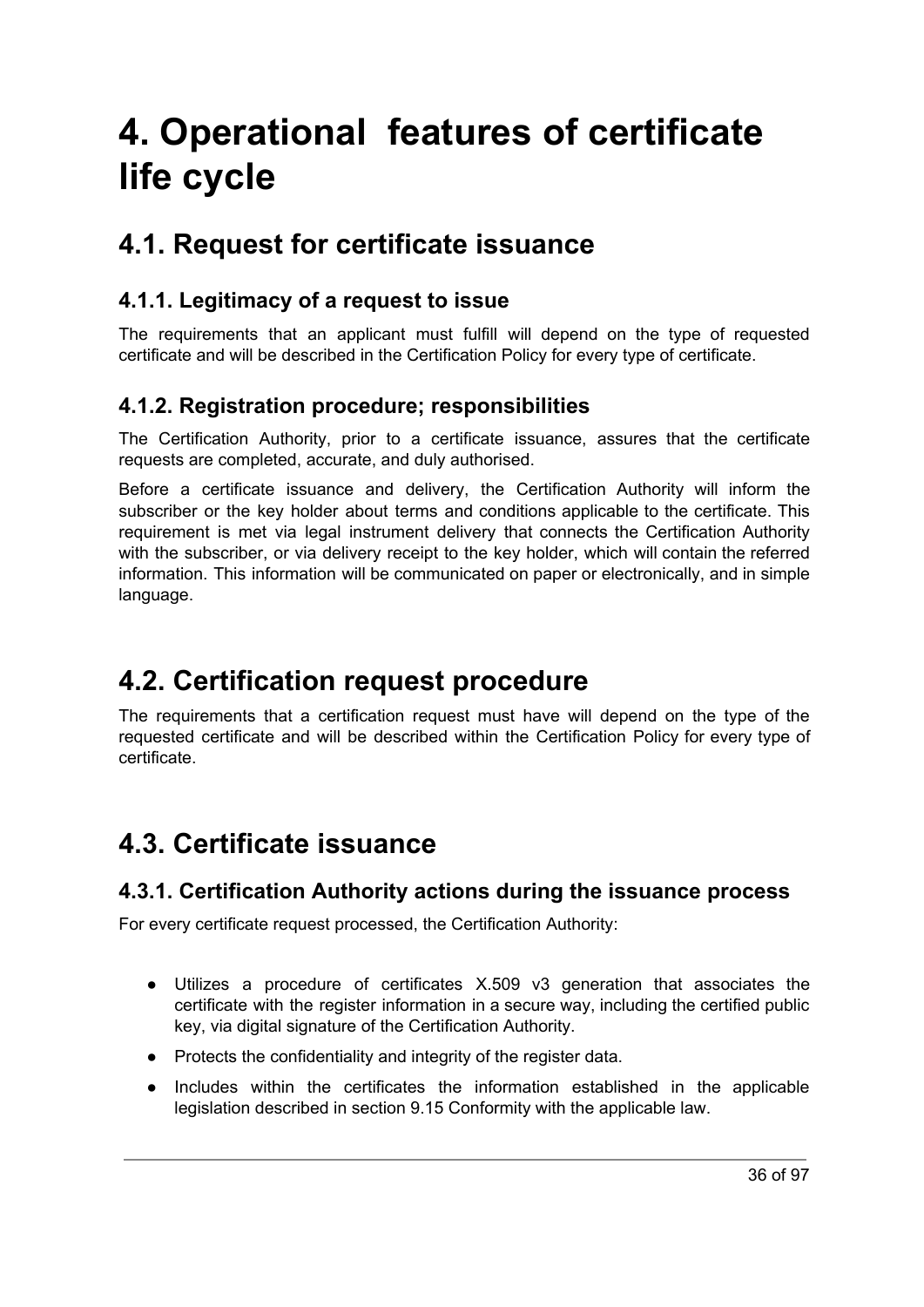# 4. Operational features of certificate life cycle

## 4.1. Request for certificate issuance

### 4.1.1. Legitimacy of a request to issue

The requirements that an applicant must fulfill will depend on the type of requested certificate and will be described in the Certification Policy for every type of certificate.

### 4.1.2. Registration procedure; responsibilities

The Certification Authority, prior to a certificate issuance, assures that the certificate requests are completed, accurate, and duly authorised.

Before a certificate issuance and delivery, the Certification Authority will inform the subscriber or the key holder about terms and conditions applicable to the certificate. This requirement is met via legal instrument delivery that connects the Certification Authority with the subscriber, or via delivery receipt to the key holder, which will contain the referred information. This information will be communicated on paper or electronically, and in simple language.

## 4.2. Certification request procedure

The requirements that a certification request must have will depend on the type of the requested certificate and will be described within the Certification Policy for every type of certificate.

## 4.3. Certificate issuance

### 4.3.1. Certification Authority actions during the issuance process

For every certificate request processed, the Certification Authority:

- Utilizes a procedure of certificates X.509 v3 generation that associates the certificate with the register information in a secure way, including the certified public key, via digital signature of the Certification Authority.
- Protects the confidentiality and integrity of the register data.
- Includes within the certificates the information established in the applicable legislation described in section 9.15 Conformity with the applicable law.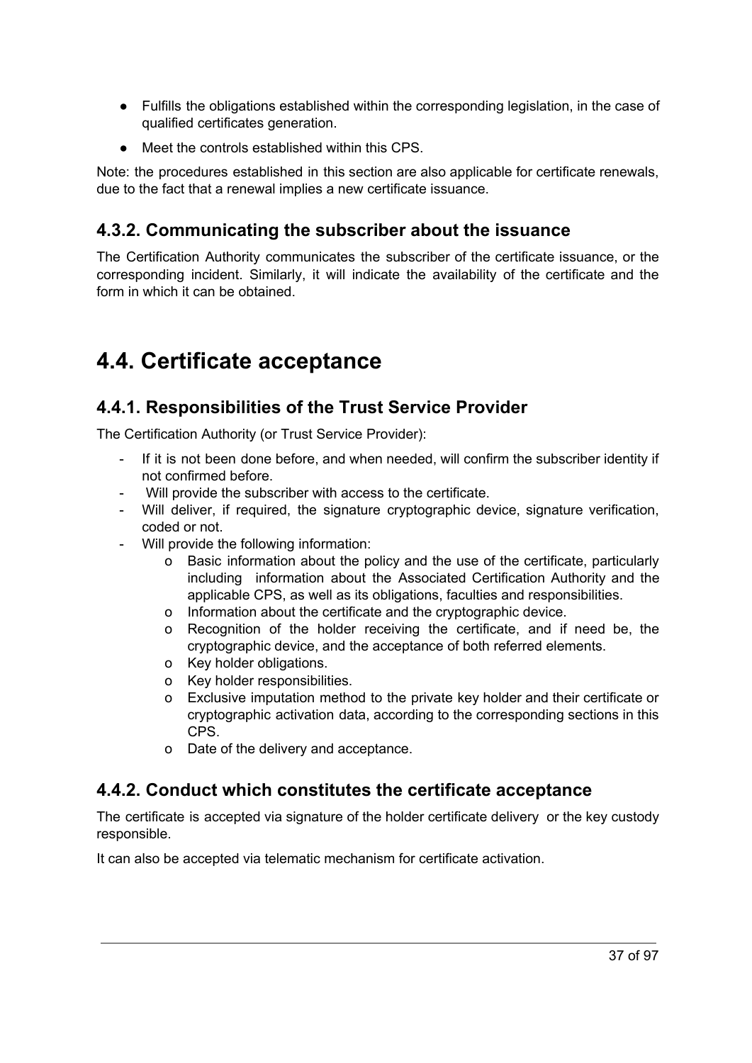- Fulfills the obligations established within the corresponding legislation, in the case of qualified certificates generation.
- Meet the controls established within this CPS.

Note: the procedures established in this section are also applicable for certificate renewals, due to the fact that a renewal implies a new certificate issuance.

### 4.3.2. Communicating the subscriber about the issuance

The Certification Authority communicates the subscriber of the certificate issuance, or the corresponding incident. Similarly, it will indicate the availability of the certificate and the form in which it can be obtained.

## 4.4. Certificate acceptance

### 4.4.1. Responsibilities of the Trust Service Provider

The Certification Authority (or Trust Service Provider):

- If it is not been done before, and when needed, will confirm the subscriber identity if not confirmed before.
- Will provide the subscriber with access to the certificate.
- Will deliver, if required, the signature cryptographic device, signature verification, coded or not.
- Will provide the following information:
  - Basic information about the policy and the use of the certificate, particularly including information about the Associated Certification Authority and the applicable CPS, as well as its obligations, faculties and responsibilities.
  - Information about the certificate and the cryptographic device.
  - Recognition of the holder receiving the certificate, and if need be, the cryptographic device, and the acceptance of both referred elements.
  - Key holder obligations.
  - Key holder responsibilities.
  - Exclusive imputation method to the private key holder and their certificate or cryptographic activation data, according to the corresponding sections in this CPS.
  - Date of the delivery and acceptance.

### 4.4.2. Conduct which constitutes the certificate acceptance

The certificate is accepted via signature of the holder certificate delivery or the key custody responsible.

It can also be accepted via telematic mechanism for certificate activation.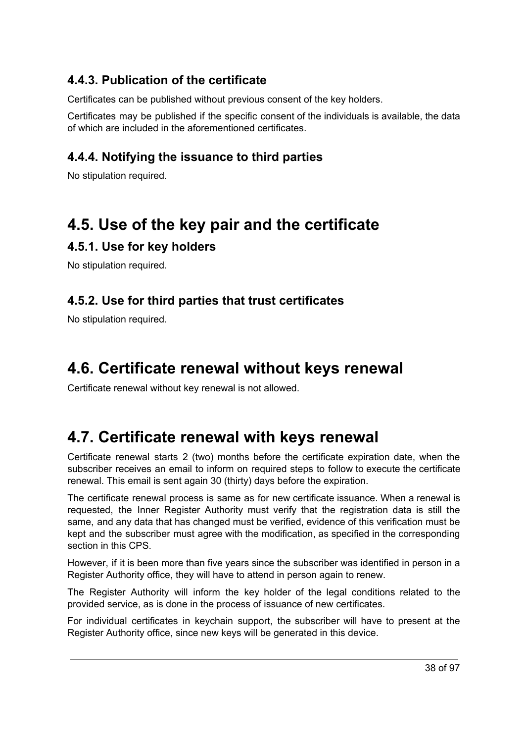### 4.4.3. Publication of the certificate

Certificates can be published without previous consent of the key holders.

Certificates may be published if the specific consent of the individuals is available, the data of which are included in the aforementioned certificates.

### 4.4.4. Notifying the issuance to third parties

No stipulation required.

## 4.5. Use of the key pair and the certificate

### 4.5.1. Use for key holders

No stipulation required.

### 4.5.2. Use for third parties that trust certificates

No stipulation required.

## 4.6. Certificate renewal without keys renewal

Certificate renewal without key renewal is not allowed.

## 4.7. Certificate renewal with keys renewal

Certificate renewal starts 2 (two) months before the certificate expiration date, when the subscriber receives an email to inform on required steps to follow to execute the certificate renewal. This email is sent again 30 (thirty) days before the expiration.

The certificate renewal process is same as for new certificate issuance. When a renewal is requested, the Inner Register Authority must verify that the registration data is still the same, and any data that has changed must be verified, evidence of this verification must be kept and the subscriber must agree with the modification, as specified in the corresponding section in this CPS.

However, if it is been more than five years since the subscriber was identified in person in a Register Authority office, they will have to attend in person again to renew.

The Register Authority will inform the key holder of the legal conditions related to the provided service, as is done in the process of issuance of new certificates.

For individual certificates in keychain support, the subscriber will have to present at the Register Authority office, since new keys will be generated in this device.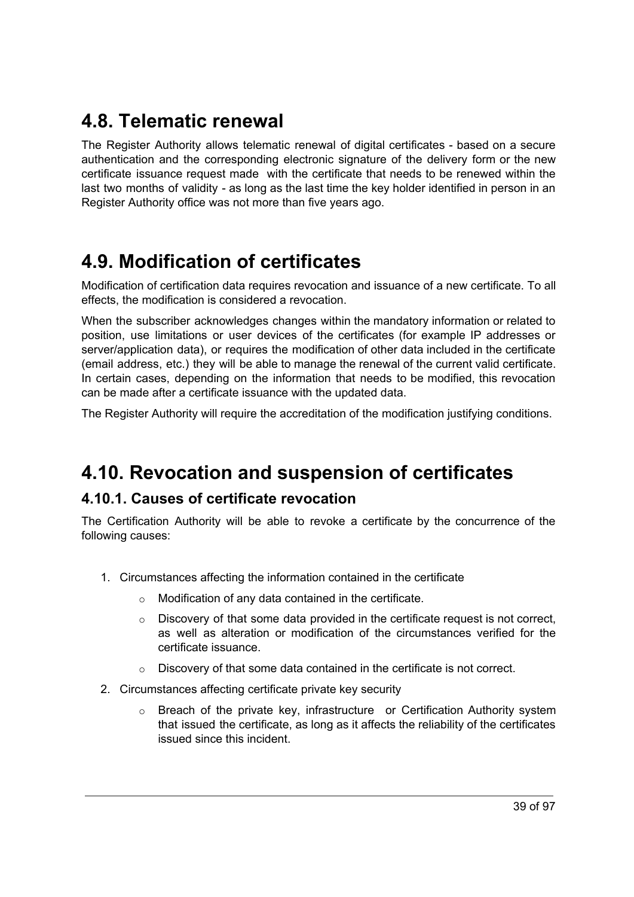## 4.8. Telematic renewal

The Register Authority allows telematic renewal of digital certificates - based on a secure authentication and the corresponding electronic signature of the delivery form or the new certificate issuance request made with the certificate that needs to be renewed within the last two months of validity - as long as the last time the key holder identified in person in an Register Authority office was not more than five years ago.

## 4.9. Modification of certificates

Modification of certification data requires revocation and issuance of a new certificate. To all effects, the modification is considered a revocation.

When the subscriber acknowledges changes within the mandatory information or related to position, use limitations or user devices of the certificates (for example IP addresses or server/application data), or requires the modification of other data included in the certificate (email address, etc.) they will be able to manage the renewal of the current valid certificate. In certain cases, depending on the information that needs to be modified, this revocation can be made after a certificate issuance with the updated data.

The Register Authority will require the accreditation of the modification justifying conditions.

## 4.10. Revocation and suspension of certificates

### 4.10.1. Causes of certificate revocation

The Certification Authority will be able to revoke a certificate by the concurrence of the following causes:

1. Circumstances affecting the information contained in the certificate
   - Modification of any data contained in the certificate.
   - Discovery of that some data provided in the certificate request is not correct, as well as alteration or modification of the circumstances verified for the certificate issuance.
   - Discovery of that some data contained in the certificate is not correct.
2. Circumstances affecting certificate private key security
   - Breach of the private key, infrastructure or Certification Authority system that issued the certificate, as long as it affects the reliability of the certificates issued since this incident.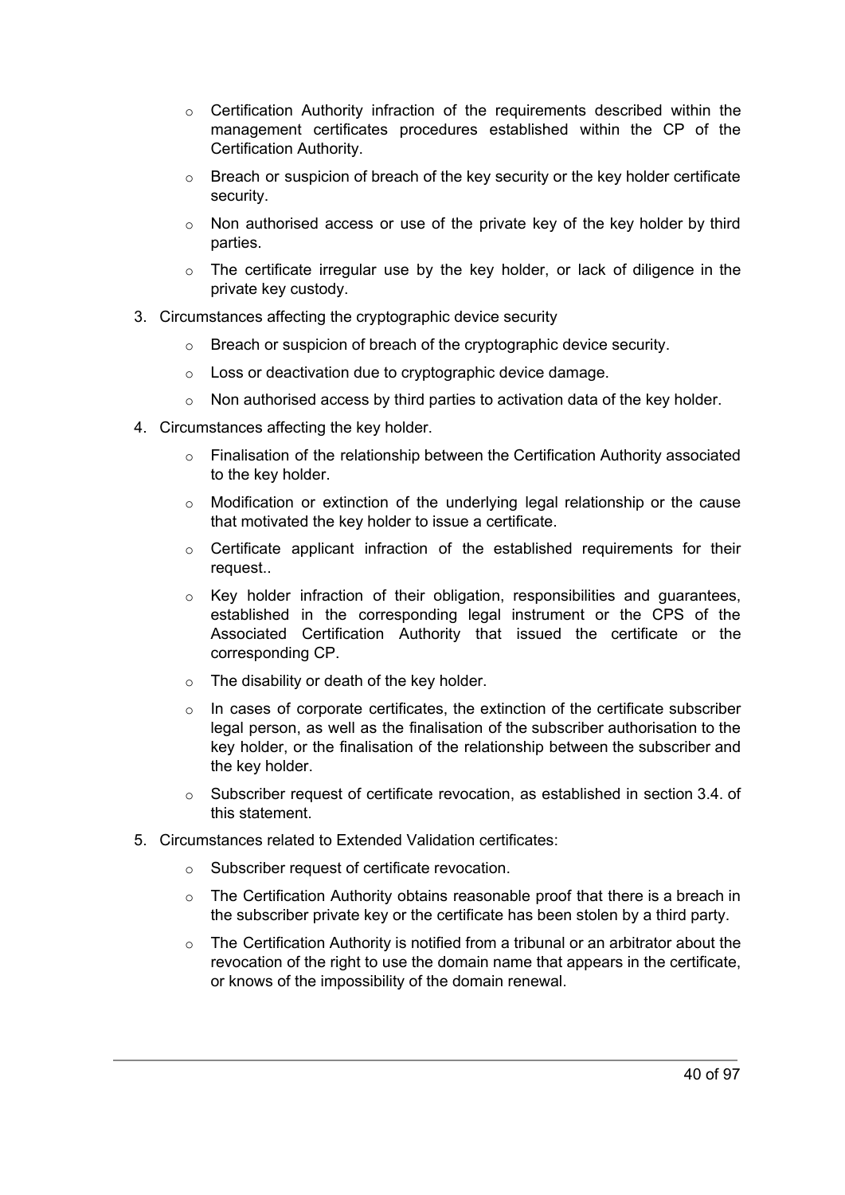- Certification Authority infraction of the requirements described within the management certificates procedures established within the CP of the Certification Authority.
- Breach or suspicion of breach of the key security or the key holder certificate security.
- Non authorised access or use of the private key of the key holder by third parties.
- The certificate irregular use by the key holder, or lack of diligence in the private key custody.

3. Circumstances affecting the cryptographic device security
   - Breach or suspicion of breach of the cryptographic device security.
   - Loss or deactivation due to cryptographic device damage.
   - Non authorised access by third parties to activation data of the key holder.
4. Circumstances affecting the key holder.
   - Finalisation of the relationship between the Certification Authority associated to the key holder.
   - Modification or extinction of the underlying legal relationship or the cause that motivated the key holder to issue a certificate.
   - Certificate applicant infraction of the established requirements for their request..
   - Key holder infraction of their obligation, responsibilities and guarantees, established in the corresponding legal instrument or the CPS of the Associated Certification Authority that issued the certificate or the corresponding CP.
   - The disability or death of the key holder.
   - In cases of corporate certificates, the extinction of the certificate subscriber legal person, as well as the finalisation of the subscriber authorisation to the key holder, or the finalisation of the relationship between the subscriber and the key holder.
   - Subscriber request of certificate revocation, as established in section 3.4. of this statement.
5. Circumstances related to Extended Validation certificates:
   - Subscriber request of certificate revocation.
   - The Certification Authority obtains reasonable proof that there is a breach in the subscriber private key or the certificate has been stolen by a third party.
   - The Certification Authority is notified from a tribunal or an arbitrator about the revocation of the right to use the domain name that appears in the certificate, or knows of the impossibility of the domain renewal.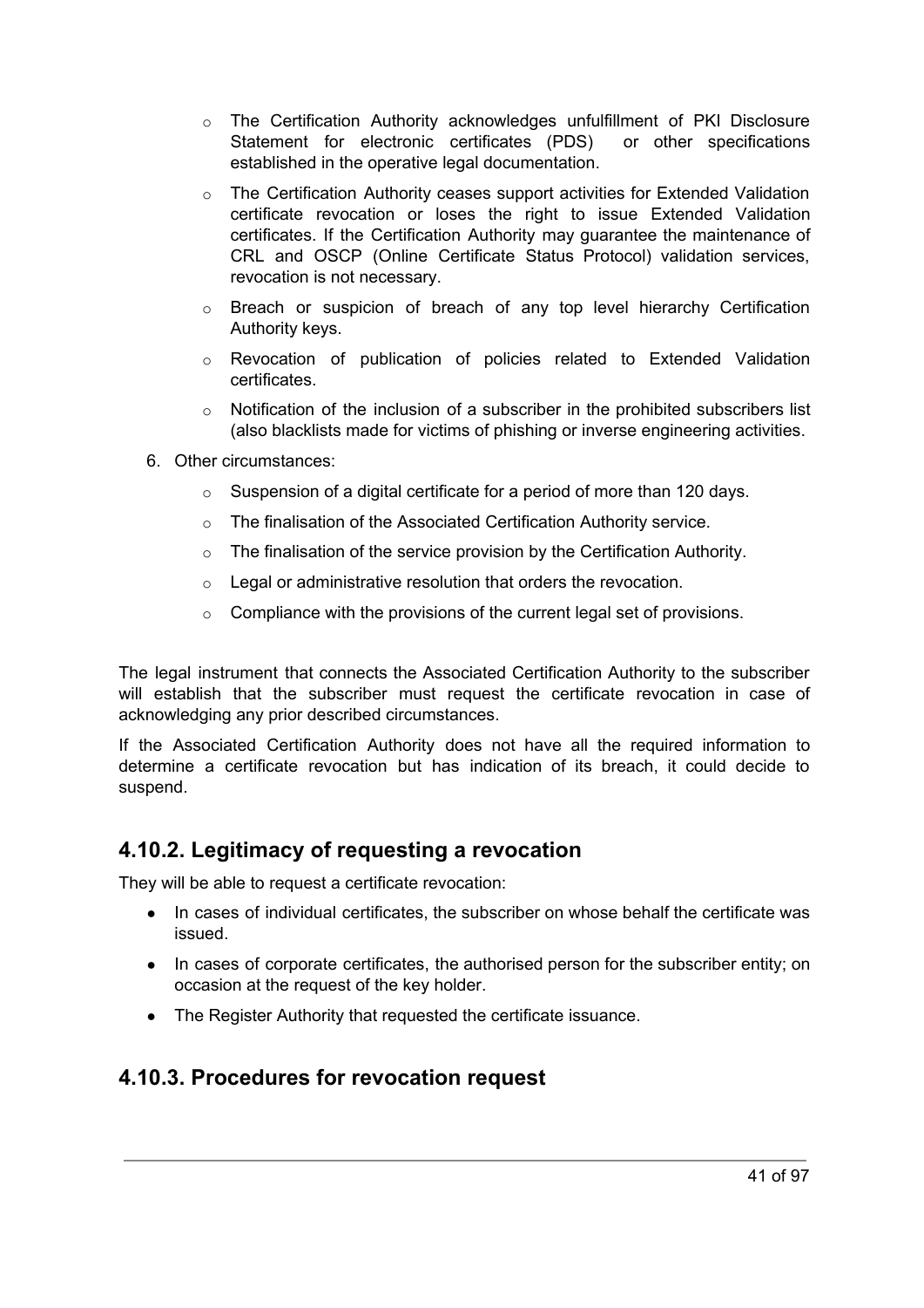- The Certification Authority acknowledges unfulfillment of PKI Disclosure Statement for electronic certificates (PDS) or other specifications established in the operative legal documentation.
- The Certification Authority ceases support activities for Extended Validation certificate revocation or loses the right to issue Extended Validation certificates. If the Certification Authority may guarantee the maintenance of CRL and OSCP (Online Certificate Status Protocol) validation services, revocation is not necessary.
- Breach or suspicion of breach of any top level hierarchy Certification Authority keys.
- Revocation of publication of policies related to Extended Validation certificates.
- Notification of the inclusion of a subscriber in the prohibited subscribers list (also blacklists made for victims of phishing or inverse engineering activities.

6. Other circumstances:
   - Suspension of a digital certificate for a period of more than 120 days.
   - The finalisation of the Associated Certification Authority service.
   - The finalisation of the service provision by the Certification Authority.
   - Legal or administrative resolution that orders the revocation.
   - Compliance with the provisions of the current legal set of provisions.

The legal instrument that connects the Associated Certification Authority to the subscriber will establish that the subscriber must request the certificate revocation in case of acknowledging any prior described circumstances.

If the Associated Certification Authority does not have all the required information to determine a certificate revocation but has indication of its breach, it could decide to suspend.

## 4.10.2. Legitimacy of requesting a revocation

They will be able to request a certificate revocation:

- In cases of individual certificates, the subscriber on whose behalf the certificate was issued.
- In cases of corporate certificates, the authorised person for the subscriber entity; on occasion at the request of the key holder.
- The Register Authority that requested the certificate issuance.

## 4.10.3. Procedures for revocation request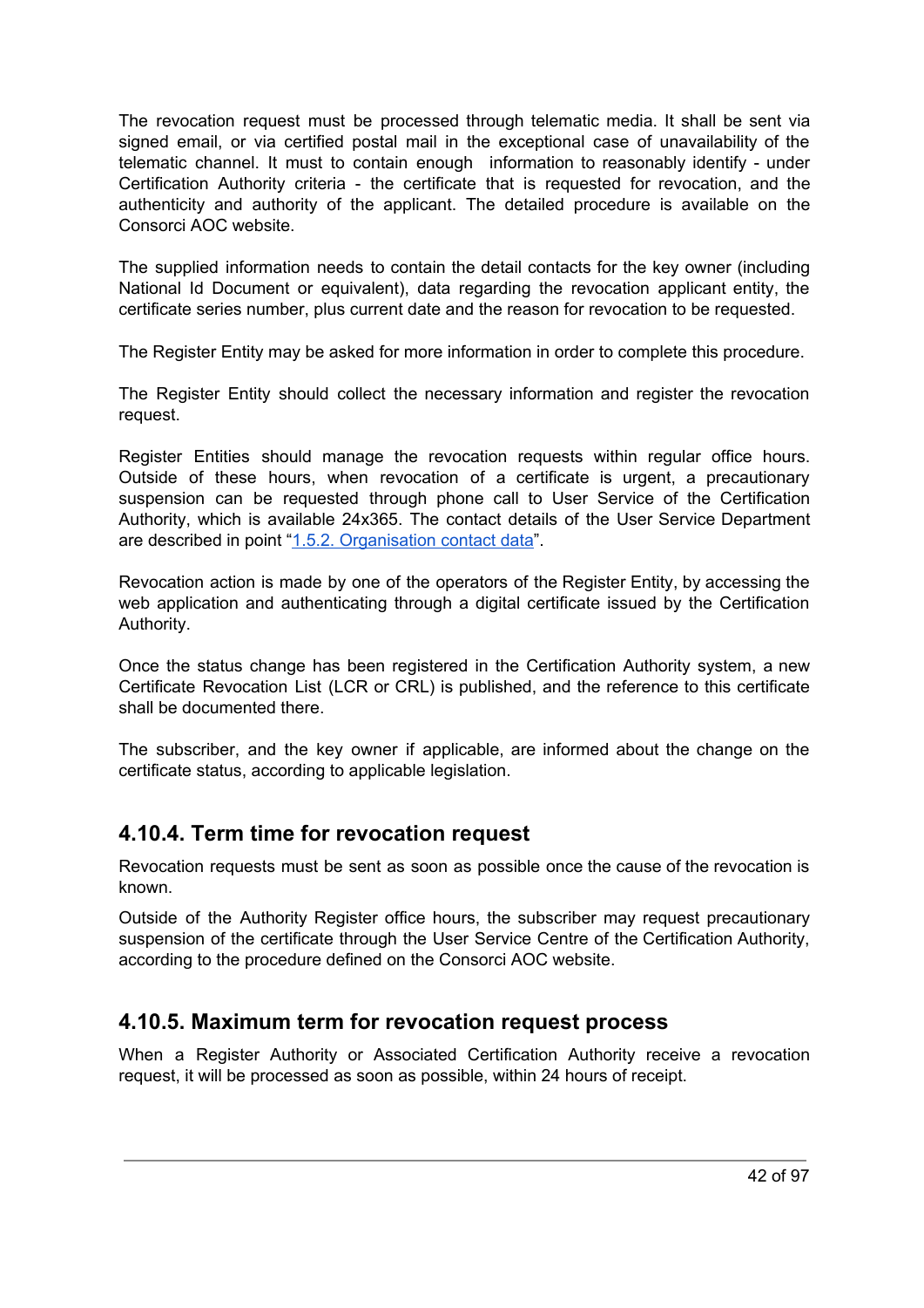The revocation request must be processed through telematic media. It shall be sent via signed email, or via certified postal mail in the exceptional case of unavailability of the telematic channel. It must to contain enough information to reasonably identify - under Certification Authority criteria - the certificate that is requested for revocation, and the authenticity and authority of the applicant. The detailed procedure is available on the Consorci AOC website.

The supplied information needs to contain the detail contacts for the key owner (including National Id Document or equivalent), data regarding the revocation applicant entity, the certificate series number, plus current date and the reason for revocation to be requested.

The Register Entity may be asked for more information in order to complete this procedure.

The Register Entity should collect the necessary information and register the revocation request.

Register Entities should manage the revocation requests within regular office hours. Outside of these hours, when revocation of a certificate is urgent, a precautionary suspension can be requested through phone call to User Service of the Certification Authority, which is available 24x365. The contact details of the User Service Department are described in point "1.5.2. Organisation contact data".

Revocation action is made by one of the operators of the Register Entity, by accessing the web application and authenticating through a digital certificate issued by the Certification Authority.

Once the status change has been registered in the Certification Authority system, a new Certificate Revocation List (LCR or CRL) is published, and the reference to this certificate shall be documented there.

The subscriber, and the key owner if applicable, are informed about the change on the certificate status, according to applicable legislation.

### 4.10.4. Term time for revocation request

Revocation requests must be sent as soon as possible once the cause of the revocation is known.

Outside of the Authority Register office hours, the subscriber may request precautionary suspension of the certificate through the User Service Centre of the Certification Authority, according to the procedure defined on the Consorci AOC website.

### 4.10.5. Maximum term for revocation request process

When a Register Authority or Associated Certification Authority receive a revocation request, it will be processed as soon as possible, within 24 hours of receipt.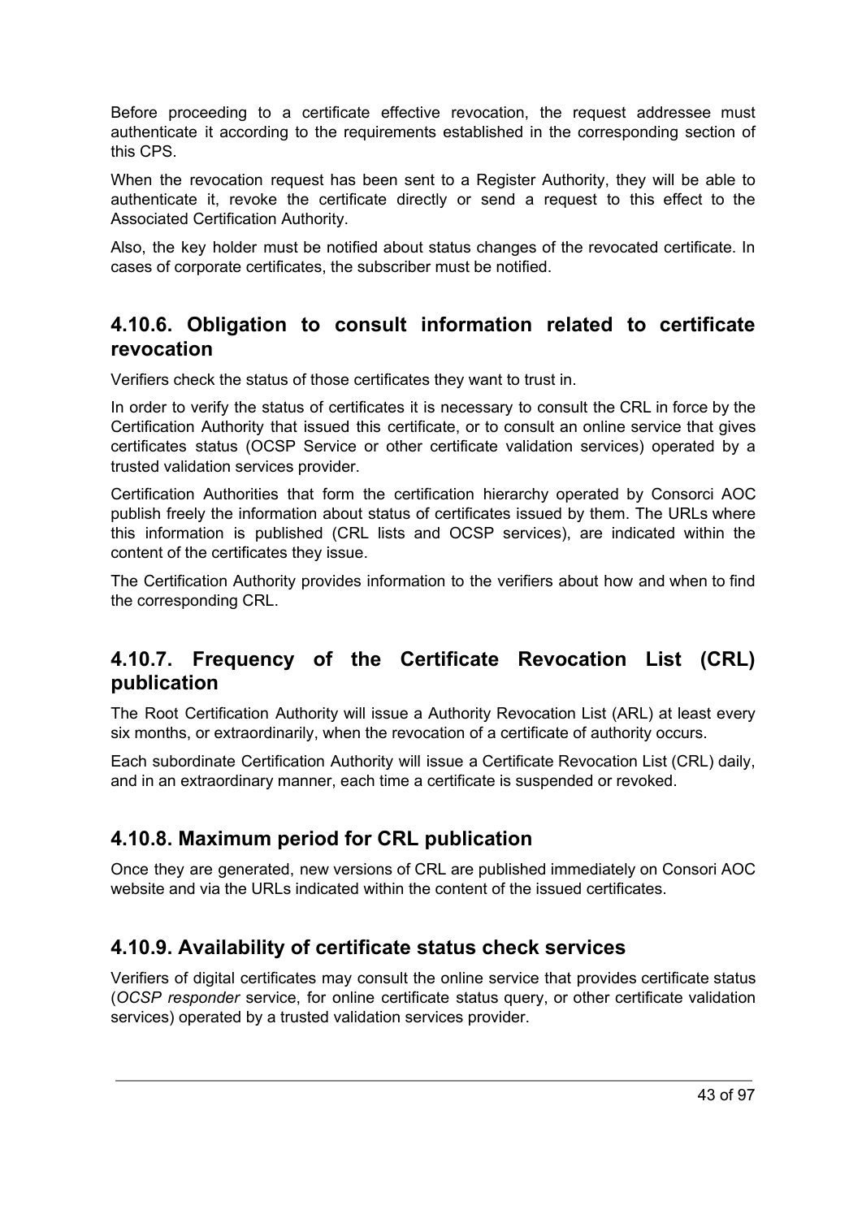Before proceeding to a certificate effective revocation, the request addressee must authenticate it according to the requirements established in the corresponding section of this CPS.

When the revocation request has been sent to a Register Authority, they will be able to authenticate it, revoke the certificate directly or send a request to this effect to the Associated Certification Authority.

Also, the key holder must be notified about status changes of the revocated certificate. In cases of corporate certificates, the subscriber must be notified.

### 4.10.6. Obligation to consult information related to certificate revocation

Verifiers check the status of those certificates they want to trust in.

In order to verify the status of certificates it is necessary to consult the CRL in force by the Certification Authority that issued this certificate, or to consult an online service that gives certificates status (OCSP Service or other certificate validation services) operated by a trusted validation services provider.

Certification Authorities that form the certification hierarchy operated by Consorci AOC publish freely the information about status of certificates issued by them. The URLs where this information is published (CRL lists and OCSP services), are indicated within the content of the certificates they issue.

The Certification Authority provides information to the verifiers about how and when to find the corresponding CRL.

### 4.10.7. Frequency of the Certificate Revocation List (CRL) publication

The Root Certification Authority will issue a Authority Revocation List (ARL) at least every six months, or extraordinarily, when the revocation of a certificate of authority occurs.

Each subordinate Certification Authority will issue a Certificate Revocation List (CRL) daily, and in an extraordinary manner, each time a certificate is suspended or revoked.

### 4.10.8. Maximum period for CRL publication

Once they are generated, new versions of CRL are published immediately on Consori AOC website and via the URLs indicated within the content of the issued certificates.

### 4.10.9. Availability of certificate status check services

Verifiers of digital certificates may consult the online service that provides certificate status (*OCSP responder* service, for online certificate status query, or other certificate validation services) operated by a trusted validation services provider.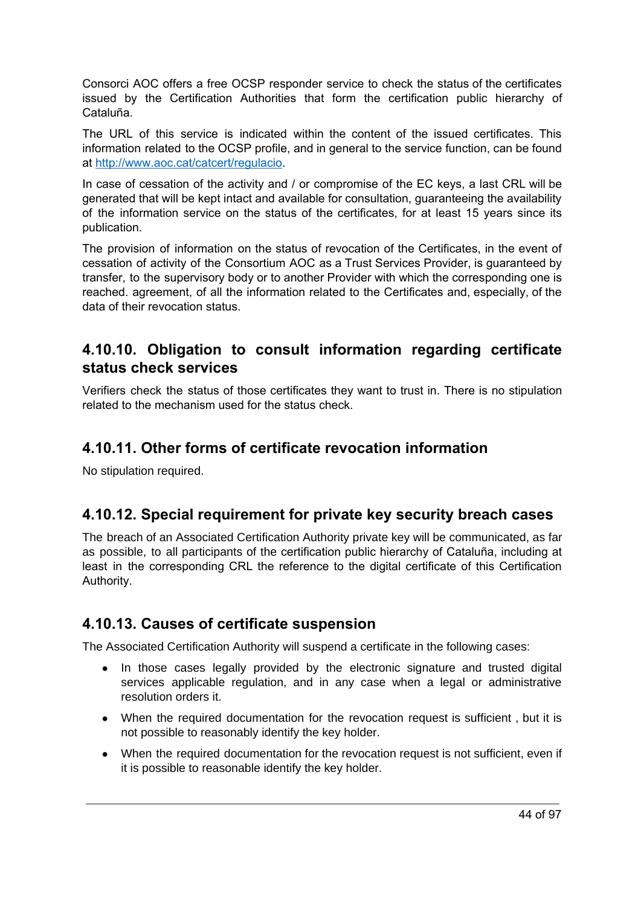Consorci AOC offers a free OCSP responder service to check the status of the certificates issued by the Certification Authorities that form the certification public hierarchy of Cataluña.

The URL of this service is indicated within the content of the issued certificates. This information related to the OCSP profile, and in general to the service function, can be found at [http://www.aoc.cat/catcert/regulacio](http://www.aoc.cat/catcert/regulacio).

In case of cessation of the activity and / or compromise of the EC keys, a last CRL will be generated that will be kept intact and available for consultation, guaranteeing the availability of the information service on the status of the certificates, for at least 15 years since its publication.

The provision of information on the status of revocation of the Certificates, in the event of cessation of activity of the Consortium AOC as a Trust Services Provider, is guaranteed by transfer, to the supervisory body or to another Provider with which the corresponding one is reached. agreement, of all the information related to the Certificates and, especially, of the data of their revocation status.

### 4.10.10. Obligation to consult information regarding certificate status check services

Verifiers check the status of those certificates they want to trust in. There is no stipulation related to the mechanism used for the status check.

### 4.10.11. Other forms of certificate revocation information

No stipulation required.

### 4.10.12. Special requirement for private key security breach cases

The breach of an Associated Certification Authority private key will be communicated, as far as possible, to all participants of the certification public hierarchy of Cataluña, including at least in the corresponding CRL the reference to the digital certificate of this Certification Authority.

### 4.10.13. Causes of certificate suspension

The Associated Certification Authority will suspend a certificate in the following cases:

- In those cases legally provided by the electronic signature and trusted digital services applicable regulation, and in any case when a legal or administrative resolution orders it.
- When the required documentation for the revocation request is sufficient , but it is not possible to reasonably identify the key holder.
- When the required documentation for the revocation request is not sufficient, even if it is possible to reasonable identify the key holder.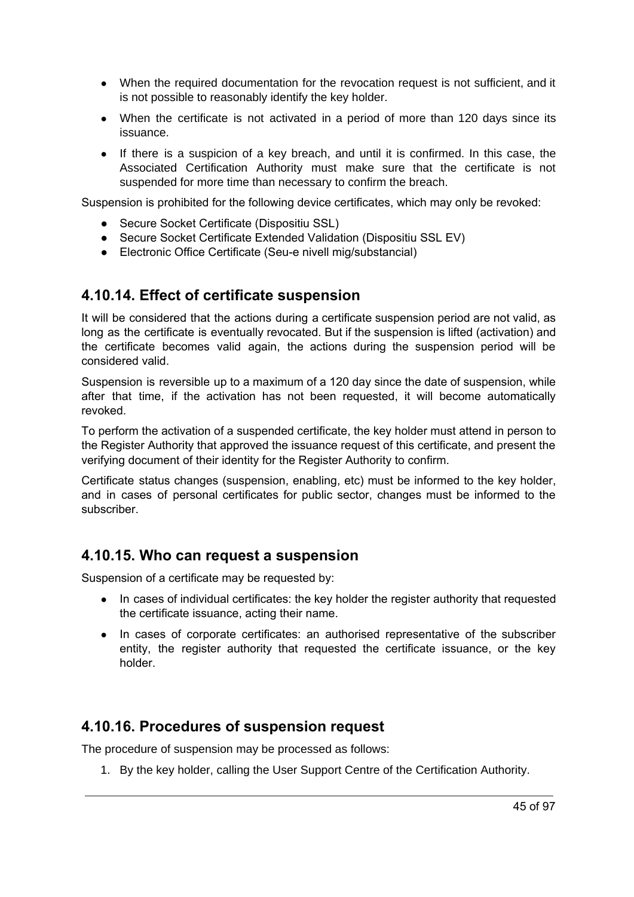- When the required documentation for the revocation request is not sufficient, and it is not possible to reasonably identify the key holder.
- When the certificate is not activated in a period of more than 120 days since its issuance.
- If there is a suspicion of a key breach, and until it is confirmed. In this case, the Associated Certification Authority must make sure that the certificate is not suspended for more time than necessary to confirm the breach.

Suspension is prohibited for the following device certificates, which may only be revoked:

- Secure Socket Certificate (Dispositiu SSL)
- Secure Socket Certificate Extended Validation (Dispositiu SSL EV)
- Electronic Office Certificate (Seu-e nivell mig/substancial)

## 4.10.14. Effect of certificate suspension

It will be considered that the actions during a certificate suspension period are not valid, as long as the certificate is eventually revocated. But if the suspension is lifted (activation) and the certificate becomes valid again, the actions during the suspension period will be considered valid.

Suspension is reversible up to a maximum of a 120 day since the date of suspension, while after that time, if the activation has not been requested, it will become automatically revoked.

To perform the activation of a suspended certificate, the key holder must attend in person to the Register Authority that approved the issuance request of this certificate, and present the verifying document of their identity for the Register Authority to confirm.

Certificate status changes (suspension, enabling, etc) must be informed to the key holder, and in cases of personal certificates for public sector, changes must be informed to the subscriber.

## 4.10.15. Who can request a suspension

Suspension of a certificate may be requested by:

- In cases of individual certificates: the key holder the register authority that requested the certificate issuance, acting their name.
- In cases of corporate certificates: an authorised representative of the subscriber entity, the register authority that requested the certificate issuance, or the key holder.

## 4.10.16. Procedures of suspension request

The procedure of suspension may be processed as follows:

1. By the key holder, calling the User Support Centre of the Certification Authority.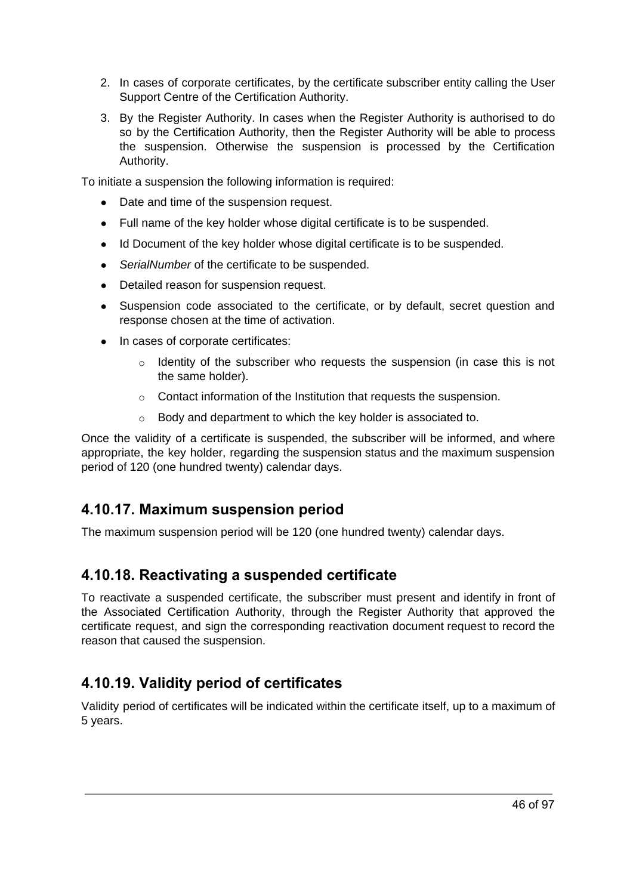2. In cases of corporate certificates, by the certificate subscriber entity calling the User Support Centre of the Certification Authority.
3. By the Register Authority. In cases when the Register Authority is authorised to do so by the Certification Authority, then the Register Authority will be able to process the suspension. Otherwise the suspension is processed by the Certification Authority.

To initiate a suspension the following information is required:

- Date and time of the suspension request.
- Full name of the key holder whose digital certificate is to be suspended.
- Id Document of the key holder whose digital certificate is to be suspended.
- *SerialNumber* of the certificate to be suspended.
- Detailed reason for suspension request.
- Suspension code associated to the certificate, or by default, secret question and response chosen at the time of activation.
- In cases of corporate certificates:
  - Identity of the subscriber who requests the suspension (in case this is not the same holder).
  - Contact information of the Institution that requests the suspension.
  - Body and department to which the key holder is associated to.

Once the validity of a certificate is suspended, the subscriber will be informed, and where appropriate, the key holder, regarding the suspension status and the maximum suspension period of 120 (one hundred twenty) calendar days.

## 4.10.17. Maximum suspension period

The maximum suspension period will be 120 (one hundred twenty) calendar days.

## 4.10.18. Reactivating a suspended certificate

To reactivate a suspended certificate, the subscriber must present and identify in front of the Associated Certification Authority, through the Register Authority that approved the certificate request, and sign the corresponding reactivation document request to record the reason that caused the suspension.

## 4.10.19. Validity period of certificates

Validity period of certificates will be indicated within the certificate itself, up to a maximum of 5 years.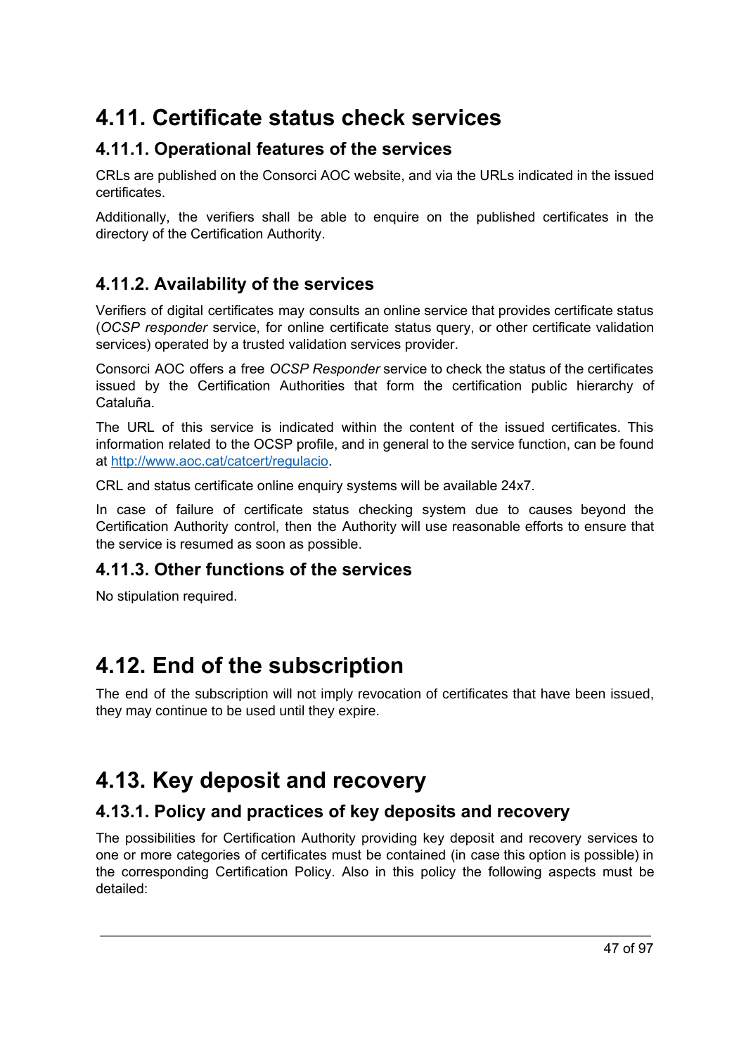## 4.11. Certificate status check services

### 4.11.1. Operational features of the services

CRLs are published on the Consorci AOC website, and via the URLs indicated in the issued certificates.

Additionally, the verifiers shall be able to enquire on the published certificates in the directory of the Certification Authority.

### 4.11.2. Availability of the services

Verifiers of digital certificates may consults an online service that provides certificate status (*OCSP responder* service, for online certificate status query, or other certificate validation services) operated by a trusted validation services provider.

Consorci AOC offers a free *OCSP Responder* service to check the status of the certificates issued by the Certification Authorities that form the certification public hierarchy of Cataluña.

The URL of this service is indicated within the content of the issued certificates. This information related to the OCSP profile, and in general to the service function, can be found at [http://www.aoc.cat/catcert/regulacio](http://www.aoc.cat/catcert/regulacio).

CRL and status certificate online enquiry systems will be available 24x7.

In case of failure of certificate status checking system due to causes beyond the Certification Authority control, then the Authority will use reasonable efforts to ensure that the service is resumed as soon as possible.

### 4.11.3. Other functions of the services

No stipulation required.

## 4.12. End of the subscription

The end of the subscription will not imply revocation of certificates that have been issued, they may continue to be used until they expire.

## 4.13. Key deposit and recovery

### 4.13.1. Policy and practices of key deposits and recovery

The possibilities for Certification Authority providing key deposit and recovery services to one or more categories of certificates must be contained (in case this option is possible) in the corresponding Certification Policy. Also in this policy the following aspects must be detailed: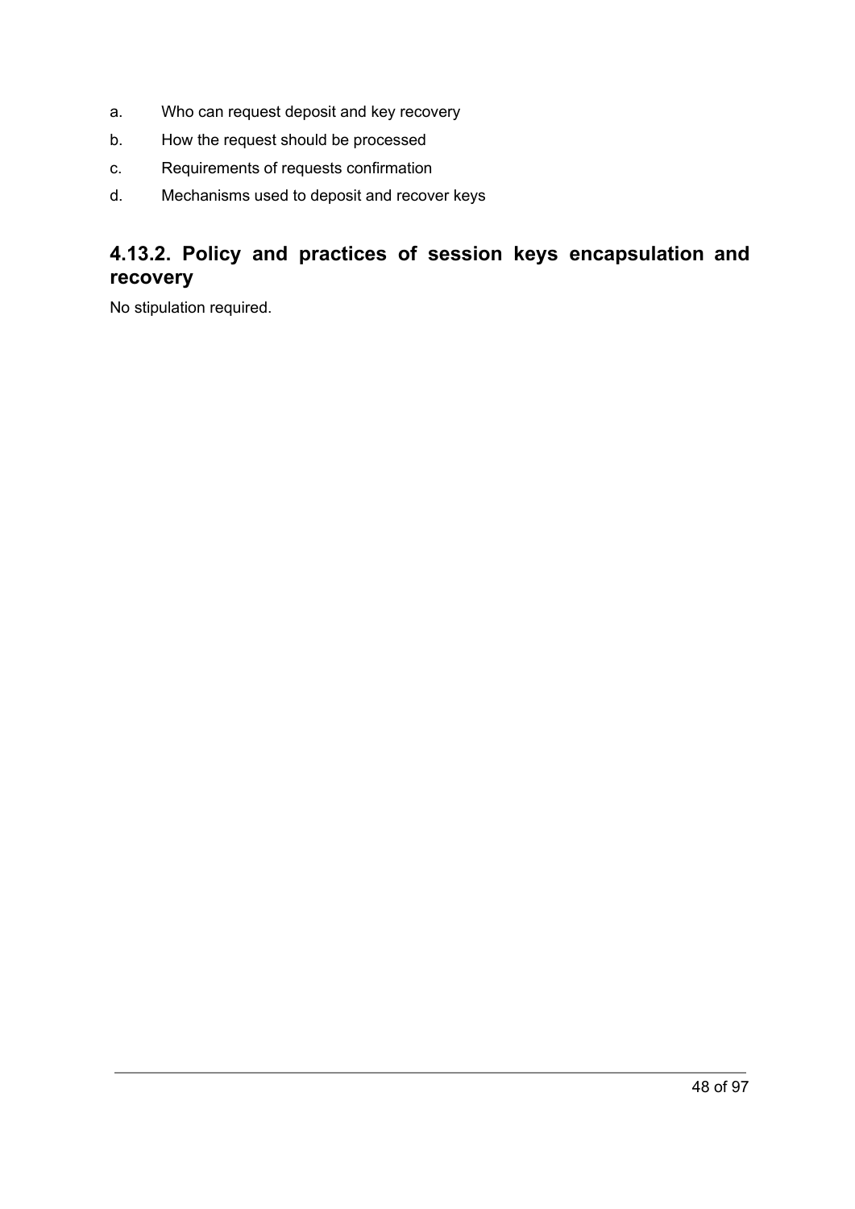a. Who can request deposit and key recovery
b. How the request should be processed
c. Requirements of requests confirmation
d. Mechanisms used to deposit and recover keys

### 4.13.2. Policy and practices of session keys encapsulation and recovery

No stipulation required.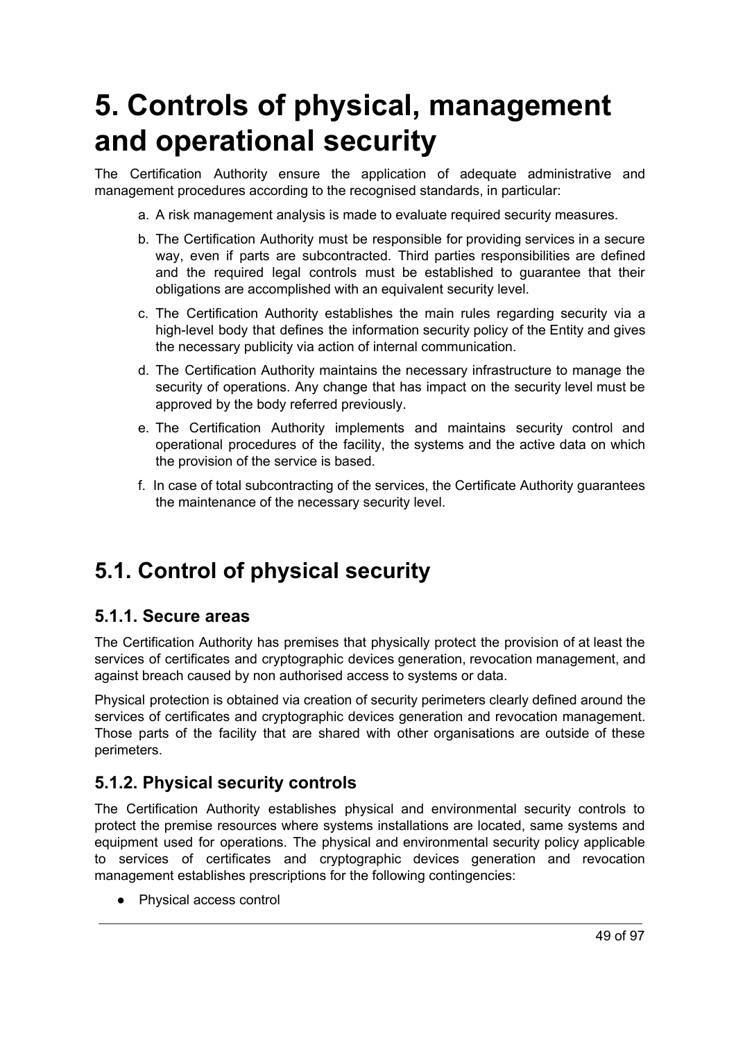# 5. Controls of physical, management and operational security

The Certification Authority ensure the application of adequate administrative and management procedures according to the recognised standards, in particular:

a. A risk management analysis is made to evaluate required security measures.

b. The Certification Authority must be responsible for providing services in a secure way, even if parts are subcontracted. Third parties responsibilities are defined and the required legal controls must be established to guarantee that their obligations are accomplished with an equivalent security level.

c. The Certification Authority establishes the main rules regarding security via a high-level body that defines the information security policy of the Entity and gives the necessary publicity via action of internal communication.

d. The Certification Authority maintains the necessary infrastructure to manage the security of operations. Any change that has impact on the security level must be approved by the body referred previously.

e. The Certification Authority implements and maintains security control and operational procedures of the facility, the systems and the active data on which the provision of the service is based.

f. In case of total subcontracting of the services, the Certificate Authority guarantees the maintenance of the necessary security level.

## 5.1. Control of physical security

### 5.1.1. Secure areas

The Certification Authority has premises that physically protect the provision of at least the services of certificates and cryptographic devices generation, revocation management, and against breach caused by non authorised access to systems or data.

Physical protection is obtained via creation of security perimeters clearly defined around the services of certificates and cryptographic devices generation and revocation management. Those parts of the facility that are shared with other organisations are outside of these perimeters.

### 5.1.2. Physical security controls

The Certification Authority establishes physical and environmental security controls to protect the premise resources where systems installations are located, same systems and equipment used for operations. The physical and environmental security policy applicable to services of certificates and cryptographic devices generation and revocation management establishes prescriptions for the following contingencies:

- Physical access control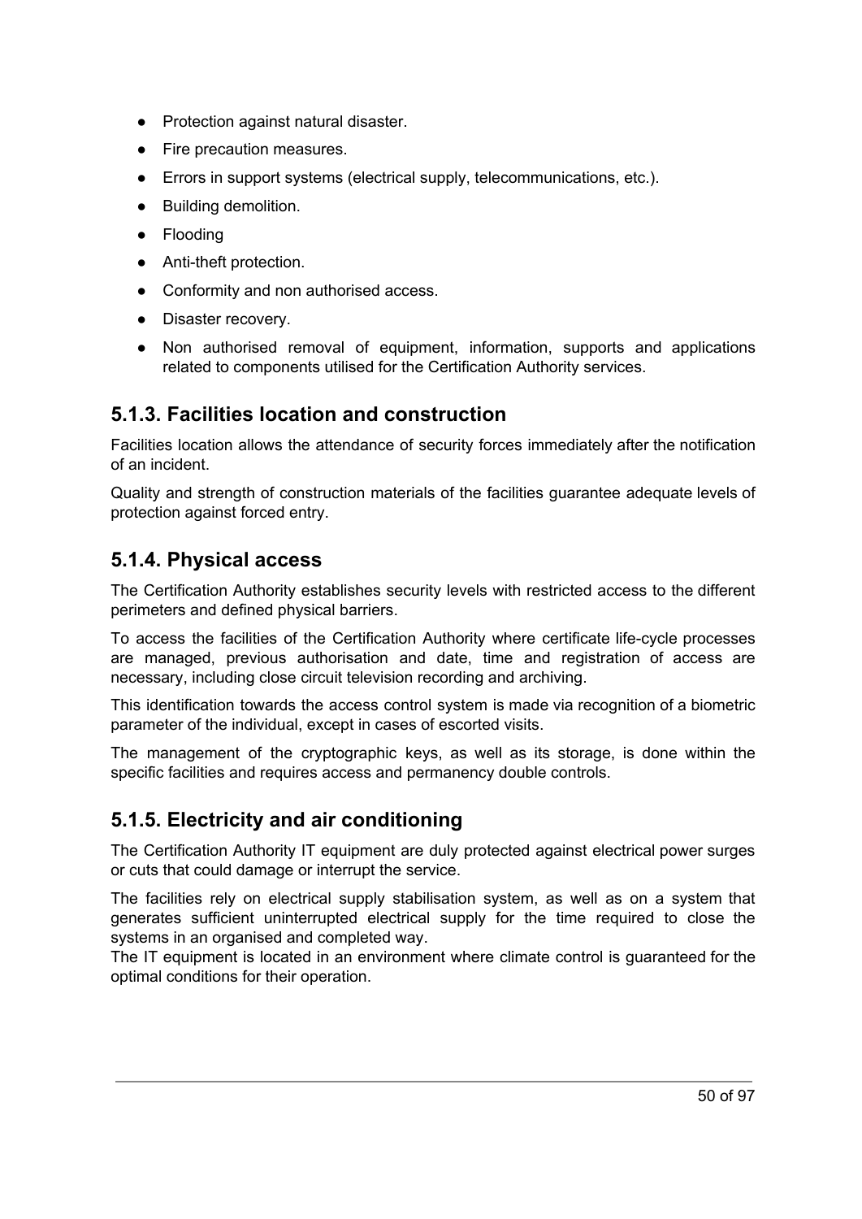- Protection against natural disaster.
- Fire precaution measures.
- Errors in support systems (electrical supply, telecommunications, etc.).
- Building demolition.
- Flooding
- Anti-theft protection.
- Conformity and non authorised access.
- Disaster recovery.
- Non authorised removal of equipment, information, supports and applications related to components utilised for the Certification Authority services.

## 5.1.3. Facilities location and construction

Facilities location allows the attendance of security forces immediately after the notification of an incident.

Quality and strength of construction materials of the facilities guarantee adequate levels of protection against forced entry.

## 5.1.4. Physical access

The Certification Authority establishes security levels with restricted access to the different perimeters and defined physical barriers.

To access the facilities of the Certification Authority where certificate life-cycle processes are managed, previous authorisation and date, time and registration of access are necessary, including close circuit television recording and archiving.

This identification towards the access control system is made via recognition of a biometric parameter of the individual, except in cases of escorted visits.

The management of the cryptographic keys, as well as its storage, is done within the specific facilities and requires access and permanency double controls.

## 5.1.5. Electricity and air conditioning

The Certification Authority IT equipment are duly protected against electrical power surges or cuts that could damage or interrupt the service.

The facilities rely on electrical supply stabilisation system, as well as on a system that generates sufficient uninterrupted electrical supply for the time required to close the systems in an organised and completed way.
The IT equipment is located in an environment where climate control is guaranteed for the optimal conditions for their operation.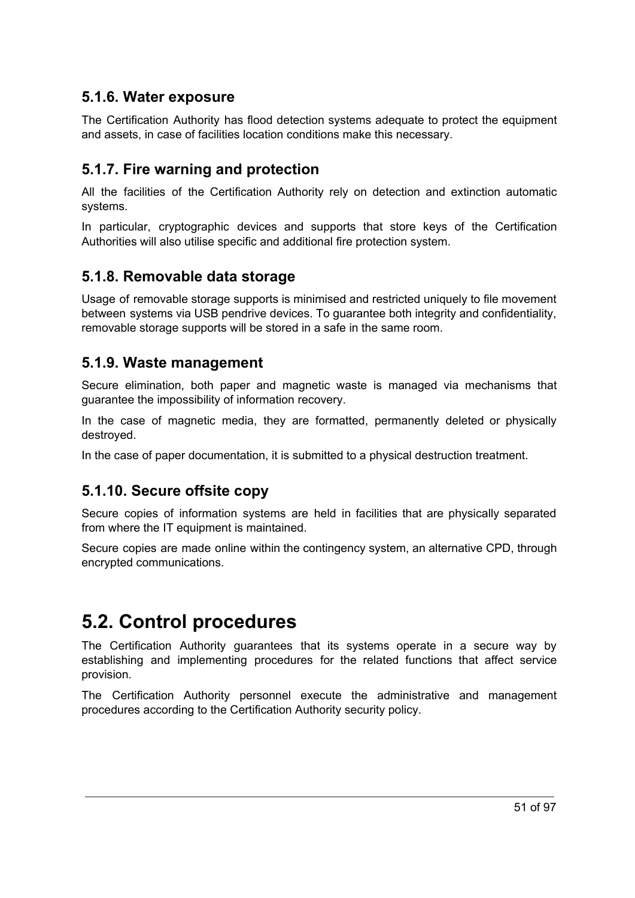### 5.1.6. Water exposure

The Certification Authority has flood detection systems adequate to protect the equipment and assets, in case of facilities location conditions make this necessary.

### 5.1.7. Fire warning and protection

All the facilities of the Certification Authority rely on detection and extinction automatic systems.

In particular, cryptographic devices and supports that store keys of the Certification Authorities will also utilise specific and additional fire protection system.

### 5.1.8. Removable data storage

Usage of removable storage supports is minimised and restricted uniquely to file movement between systems via USB pendrive devices. To guarantee both integrity and confidentiality, removable storage supports will be stored in a safe in the same room.

### 5.1.9. Waste management

Secure elimination, both paper and magnetic waste is managed via mechanisms that guarantee the impossibility of information recovery.

In the case of magnetic media, they are formatted, permanently deleted or physically destroyed.

In the case of paper documentation, it is submitted to a physical destruction treatment.

### 5.1.10. Secure offsite copy

Secure copies of information systems are held in facilities that are physically separated from where the IT equipment is maintained.

Secure copies are made online within the contingency system, an alternative CPD, through encrypted communications.

## 5.2. Control procedures

The Certification Authority guarantees that its systems operate in a secure way by establishing and implementing procedures for the related functions that affect service provision.

The Certification Authority personnel execute the administrative and management procedures according to the Certification Authority security policy.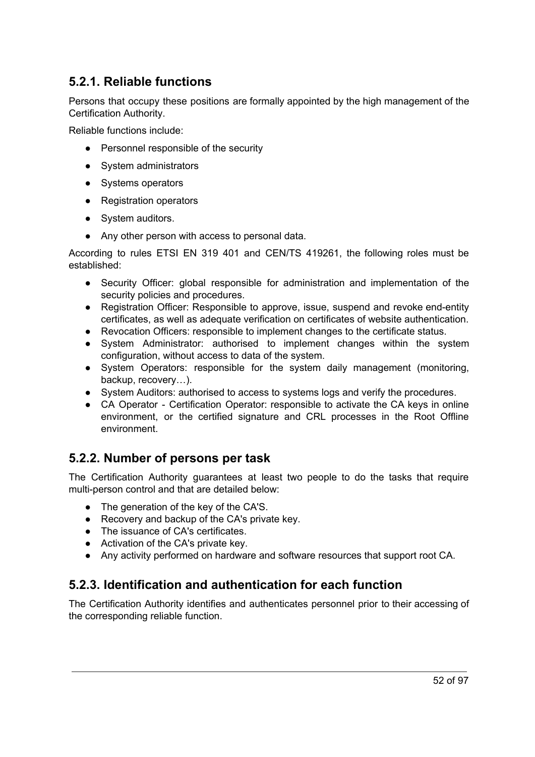### 5.2.1. Reliable functions

Persons that occupy these positions are formally appointed by the high management of the Certification Authority.

Reliable functions include:

- Personnel responsible of the security
- System administrators
- Systems operators
- Registration operators
- System auditors.
- Any other person with access to personal data.

According to rules ETSI EN 319 401 and CEN/TS 419261, the following roles must be established:

- Security Officer: global responsible for administration and implementation of the security policies and procedures.
- Registration Officer: Responsible to approve, issue, suspend and revoke end-entity certificates, as well as adequate verification on certificates of website authentication.
- Revocation Officers: responsible to implement changes to the certificate status.
- System Administrator: authorised to implement changes within the system configuration, without access to data of the system.
- System Operators: responsible for the system daily management (monitoring, backup, recovery…).
- System Auditors: authorised to access to systems logs and verify the procedures.
- CA Operator - Certification Operator: responsible to activate the CA keys in online environment, or the certified signature and CRL processes in the Root Offline environment.

### 5.2.2. Number of persons per task

The Certification Authority guarantees at least two people to do the tasks that require multi-person control and that are detailed below:

- The generation of the key of the CA'S.
- Recovery and backup of the CA's private key.
- The issuance of CA's certificates.
- Activation of the CA's private key.
- Any activity performed on hardware and software resources that support root CA.

### 5.2.3. Identification and authentication for each function

The Certification Authority identifies and authenticates personnel prior to their accessing of the corresponding reliable function.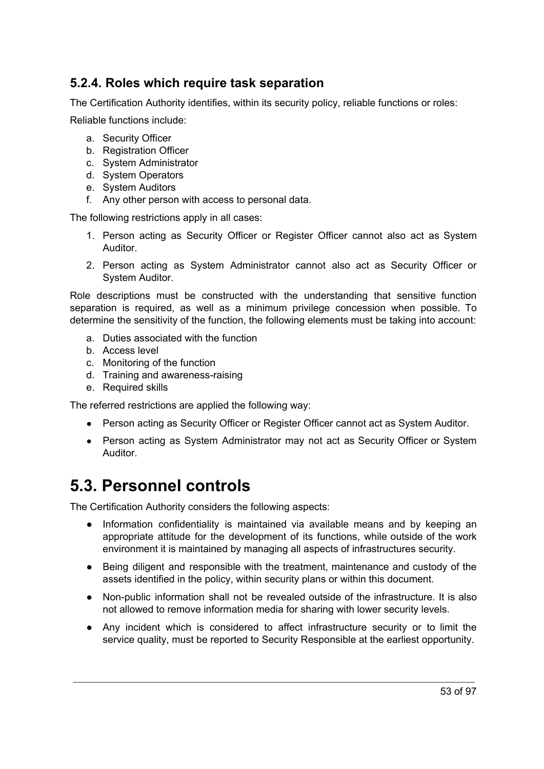### 5.2.4. Roles which require task separation

The Certification Authority identifies, within its security policy, reliable functions or roles:

Reliable functions include:

a. Security Officer
b. Registration Officer
c. System Administrator
d. System Operators
e. System Auditors
f. Any other person with access to personal data.

The following restrictions apply in all cases:

1. Person acting as Security Officer or Register Officer cannot also act as System Auditor.
2. Person acting as System Administrator cannot also act as Security Officer or System Auditor.

Role descriptions must be constructed with the understanding that sensitive function separation is required, as well as a minimum privilege concession when possible. To determine the sensitivity of the function, the following elements must be taking into account:

a. Duties associated with the function
b. Access level
c. Monitoring of the function
d. Training and awareness-raising
e. Required skills

The referred restrictions are applied the following way:

- Person acting as Security Officer or Register Officer cannot act as System Auditor.
- Person acting as System Administrator may not act as Security Officer or System Auditor.

# 5.3. Personnel controls

The Certification Authority considers the following aspects:

- Information confidentiality is maintained via available means and by keeping an appropriate attitude for the development of its functions, while outside of the work environment it is maintained by managing all aspects of infrastructures security.
- Being diligent and responsible with the treatment, maintenance and custody of the assets identified in the policy, within security plans or within this document.
- Non-public information shall not be revealed outside of the infrastructure. It is also not allowed to remove information media for sharing with lower security levels.
- Any incident which is considered to affect infrastructure security or to limit the service quality, must be reported to Security Responsible at the earliest opportunity.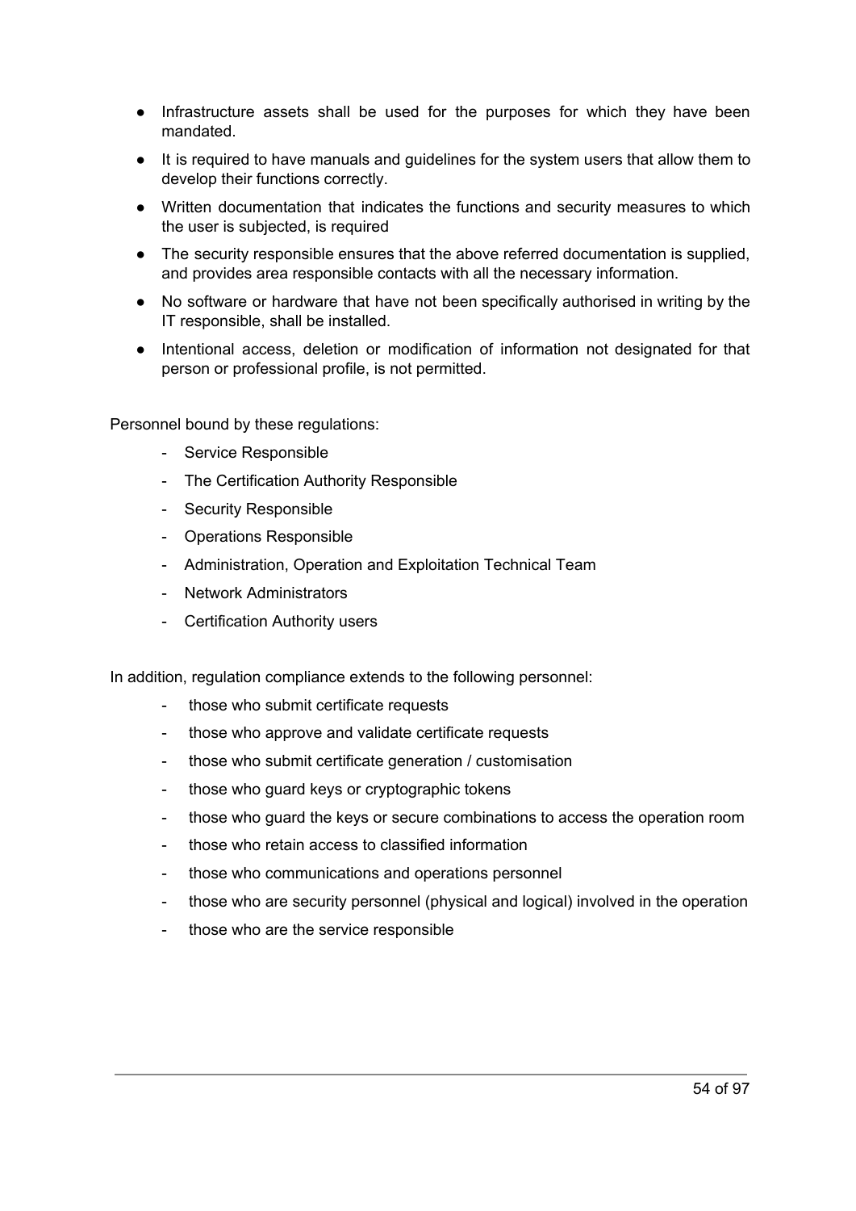- Infrastructure assets shall be used for the purposes for which they have been mandated.
- It is required to have manuals and guidelines for the system users that allow them to develop their functions correctly.
- Written documentation that indicates the functions and security measures to which the user is subjected, is required
- The security responsible ensures that the above referred documentation is supplied, and provides area responsible contacts with all the necessary information.
- No software or hardware that have not been specifically authorised in writing by the IT responsible, shall be installed.
- Intentional access, deletion or modification of information not designated for that person or professional profile, is not permitted.

Personnel bound by these regulations:

- Service Responsible
- The Certification Authority Responsible
- Security Responsible
- Operations Responsible
- Administration, Operation and Exploitation Technical Team
- Network Administrators
- Certification Authority users

In addition, regulation compliance extends to the following personnel:

- those who submit certificate requests
- those who approve and validate certificate requests
- those who submit certificate generation / customisation
- those who guard keys or cryptographic tokens
- those who guard the keys or secure combinations to access the operation room
- those who retain access to classified information
- those who communications and operations personnel
- those who are security personnel (physical and logical) involved in the operation
- those who are the service responsible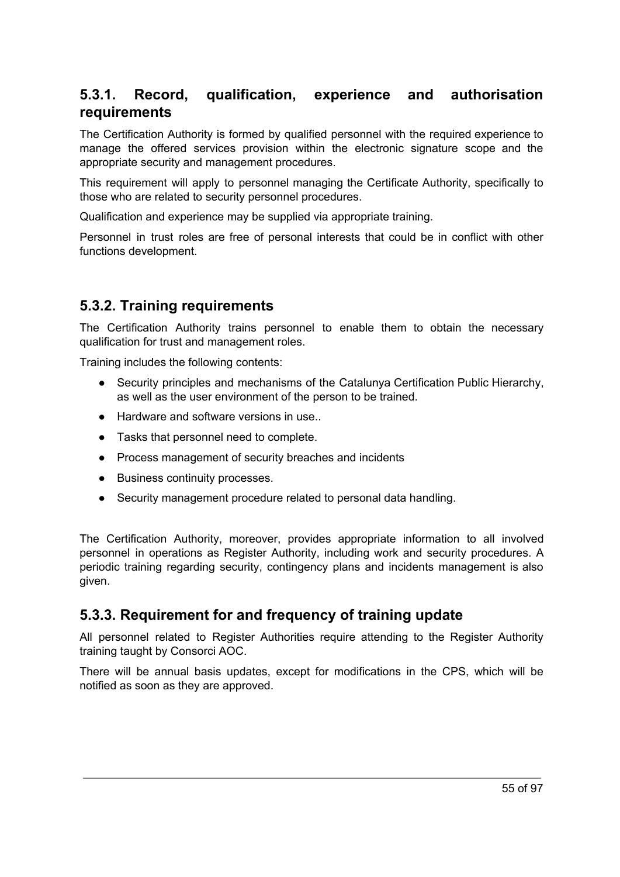### 5.3.1. Record, qualification, experience and authorisation requirements

The Certification Authority is formed by qualified personnel with the required experience to manage the offered services provision within the electronic signature scope and the appropriate security and management procedures.

This requirement will apply to personnel managing the Certificate Authority, specifically to those who are related to security personnel procedures.

Qualification and experience may be supplied via appropriate training.

Personnel in trust roles are free of personal interests that could be in conflict with other functions development.

### 5.3.2. Training requirements

The Certification Authority trains personnel to enable them to obtain the necessary qualification for trust and management roles.

Training includes the following contents:

- Security principles and mechanisms of the Catalunya Certification Public Hierarchy, as well as the user environment of the person to be trained.
- Hardware and software versions in use..
- Tasks that personnel need to complete.
- Process management of security breaches and incidents
- Business continuity processes.
- Security management procedure related to personal data handling.

The Certification Authority, moreover, provides appropriate information to all involved personnel in operations as Register Authority, including work and security procedures. A periodic training regarding security, contingency plans and incidents management is also given.

### 5.3.3. Requirement for and frequency of training update

All personnel related to Register Authorities require attending to the Register Authority training taught by Consorci AOC.

There will be annual basis updates, except for modifications in the CPS, which will be notified as soon as they are approved.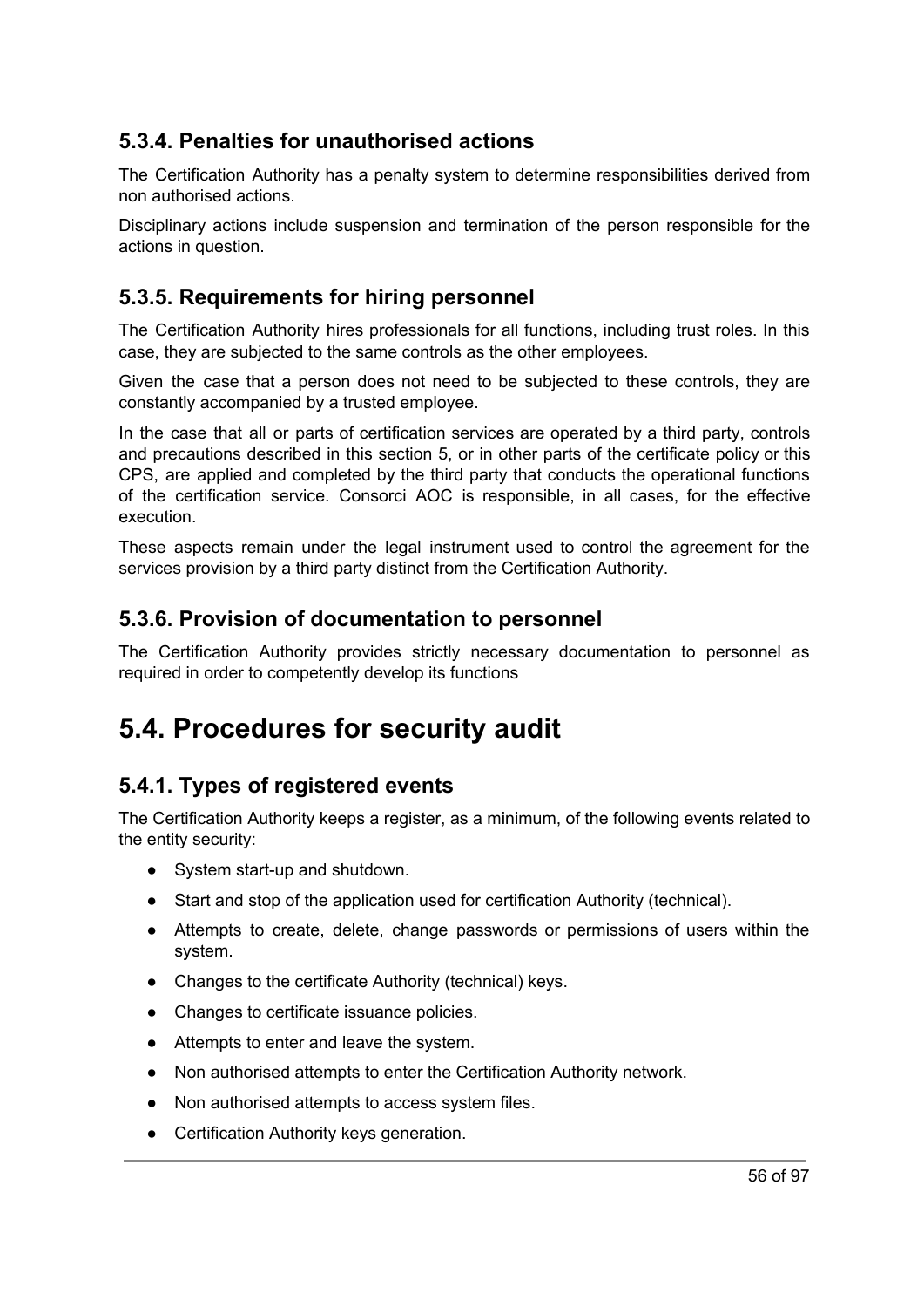### 5.3.4. Penalties for unauthorised actions

The Certification Authority has a penalty system to determine responsibilities derived from non authorised actions.

Disciplinary actions include suspension and termination of the person responsible for the actions in question.

### 5.3.5. Requirements for hiring personnel

The Certification Authority hires professionals for all functions, including trust roles. In this case, they are subjected to the same controls as the other employees.

Given the case that a person does not need to be subjected to these controls, they are constantly accompanied by a trusted employee.

In the case that all or parts of certification services are operated by a third party, controls and precautions described in this section 5, or in other parts of the certificate policy or this CPS, are applied and completed by the third party that conducts the operational functions of the certification service. Consorci AOC is responsible, in all cases, for the effective execution.

These aspects remain under the legal instrument used to control the agreement for the services provision by a third party distinct from the Certification Authority.

### 5.3.6. Provision of documentation to personnel

The Certification Authority provides strictly necessary documentation to personnel as required in order to competently develop its functions

## 5.4. Procedures for security audit

### 5.4.1. Types of registered events

The Certification Authority keeps a register, as a minimum, of the following events related to the entity security:

- System start-up and shutdown.
- Start and stop of the application used for certification Authority (technical).
- Attempts to create, delete, change passwords or permissions of users within the system.
- Changes to the certificate Authority (technical) keys.
- Changes to certificate issuance policies.
- Attempts to enter and leave the system.
- Non authorised attempts to enter the Certification Authority network.
- Non authorised attempts to access system files.
- Certification Authority keys generation.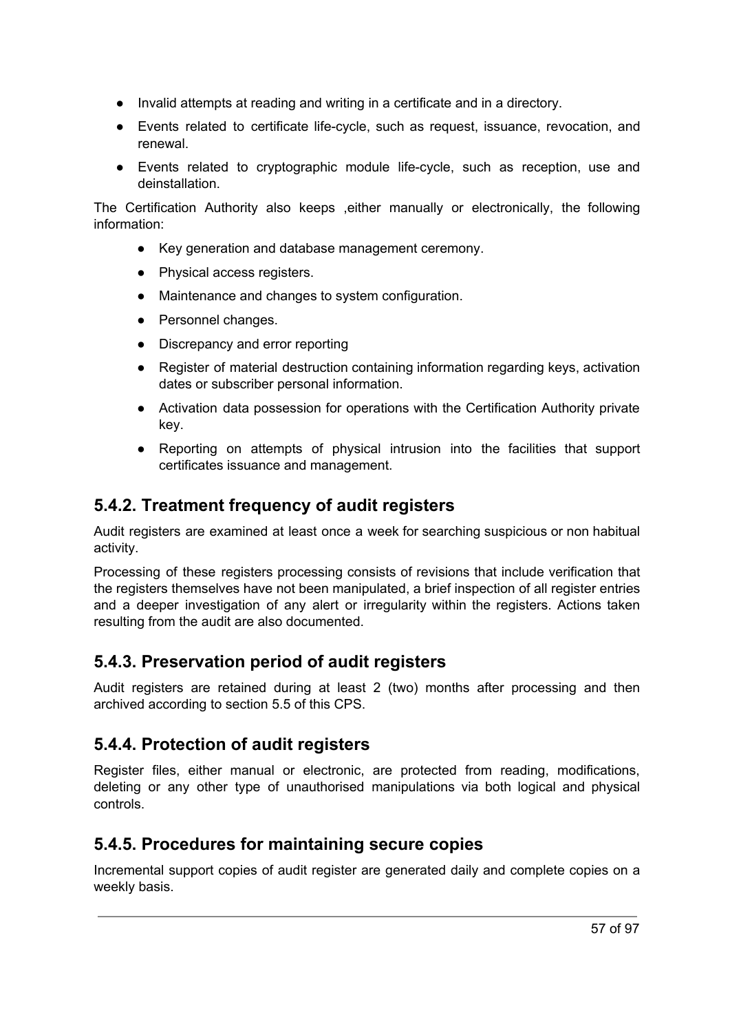- Invalid attempts at reading and writing in a certificate and in a directory.
- Events related to certificate life-cycle, such as request, issuance, revocation, and renewal.
- Events related to cryptographic module life-cycle, such as reception, use and deinstallation.

The Certification Authority also keeps ,either manually or electronically, the following information:

- Key generation and database management ceremony.
- Physical access registers.
- Maintenance and changes to system configuration.
- Personnel changes.
- Discrepancy and error reporting
- Register of material destruction containing information regarding keys, activation dates or subscriber personal information.
- Activation data possession for operations with the Certification Authority private key.
- Reporting on attempts of physical intrusion into the facilities that support certificates issuance and management.

## 5.4.2. Treatment frequency of audit registers

Audit registers are examined at least once a week for searching suspicious or non habitual activity.

Processing of these registers processing consists of revisions that include verification that the registers themselves have not been manipulated, a brief inspection of all register entries and a deeper investigation of any alert or irregularity within the registers. Actions taken resulting from the audit are also documented.

## 5.4.3. Preservation period of audit registers

Audit registers are retained during at least 2 (two) months after processing and then archived according to section 5.5 of this CPS.

## 5.4.4. Protection of audit registers

Register files, either manual or electronic, are protected from reading, modifications, deleting or any other type of unauthorised manipulations via both logical and physical controls.

## 5.4.5. Procedures for maintaining secure copies

Incremental support copies of audit register are generated daily and complete copies on a weekly basis.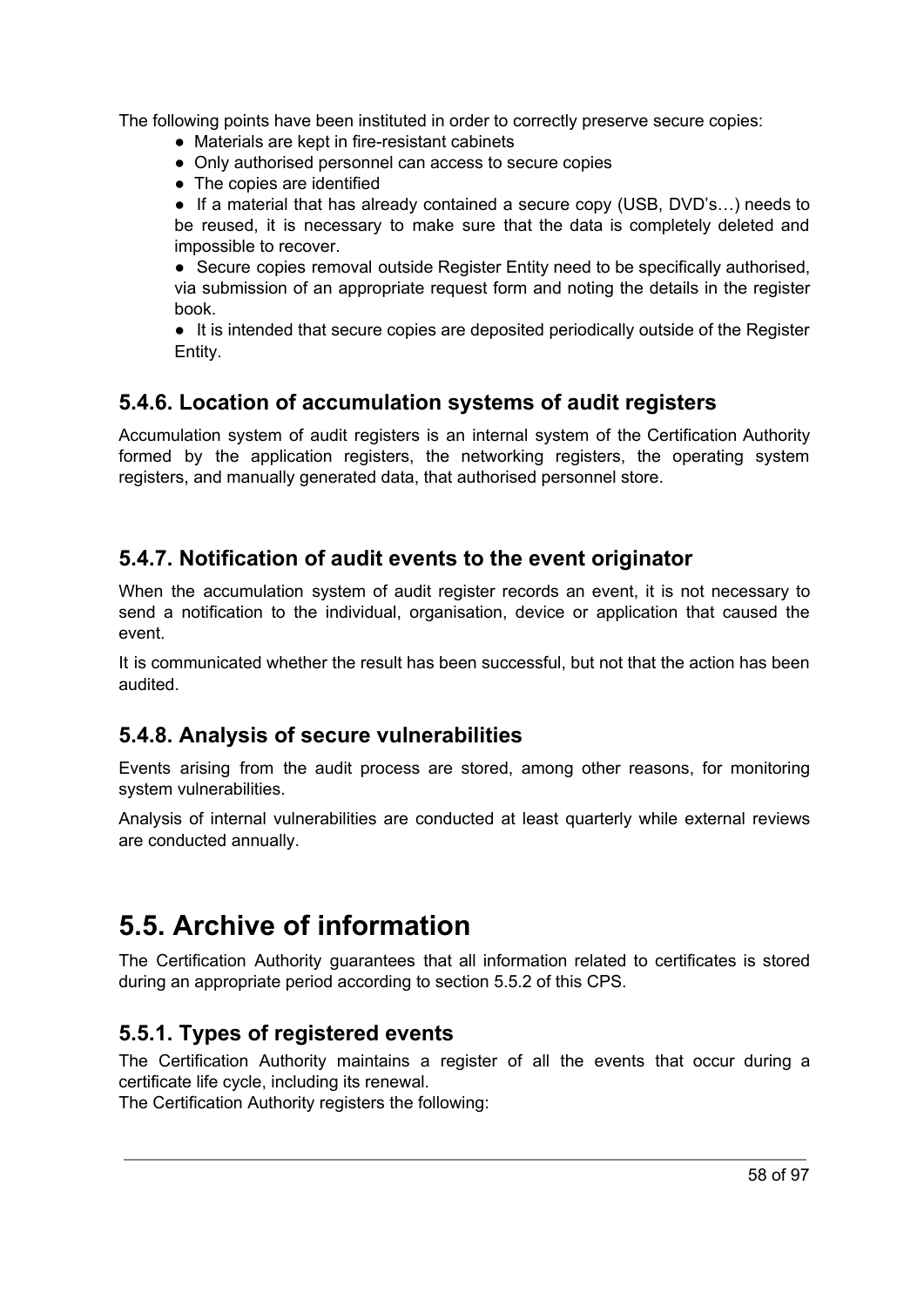The following points have been instituted in order to correctly preserve secure copies:

- Materials are kept in fire-resistant cabinets
- Only authorised personnel can access to secure copies
- The copies are identified
- If a material that has already contained a secure copy (USB, DVD's…) needs to be reused, it is necessary to make sure that the data is completely deleted and impossible to recover.
- Secure copies removal outside Register Entity need to be specifically authorised, via submission of an appropriate request form and noting the details in the register book.
- It is intended that secure copies are deposited periodically outside of the Register Entity.

### 5.4.6. Location of accumulation systems of audit registers

Accumulation system of audit registers is an internal system of the Certification Authority formed by the application registers, the networking registers, the operating system registers, and manually generated data, that authorised personnel store.

### 5.4.7. Notification of audit events to the event originator

When the accumulation system of audit register records an event, it is not necessary to send a notification to the individual, organisation, device or application that caused the event.

It is communicated whether the result has been successful, but not that the action has been audited.

### 5.4.8. Analysis of secure vulnerabilities

Events arising from the audit process are stored, among other reasons, for monitoring system vulnerabilities.

Analysis of internal vulnerabilities are conducted at least quarterly while external reviews are conducted annually.

## 5.5. Archive of information

The Certification Authority guarantees that all information related to certificates is stored during an appropriate period according to section 5.5.2 of this CPS.

### 5.5.1. Types of registered events

The Certification Authority maintains a register of all the events that occur during a certificate life cycle, including its renewal.
The Certification Authority registers the following: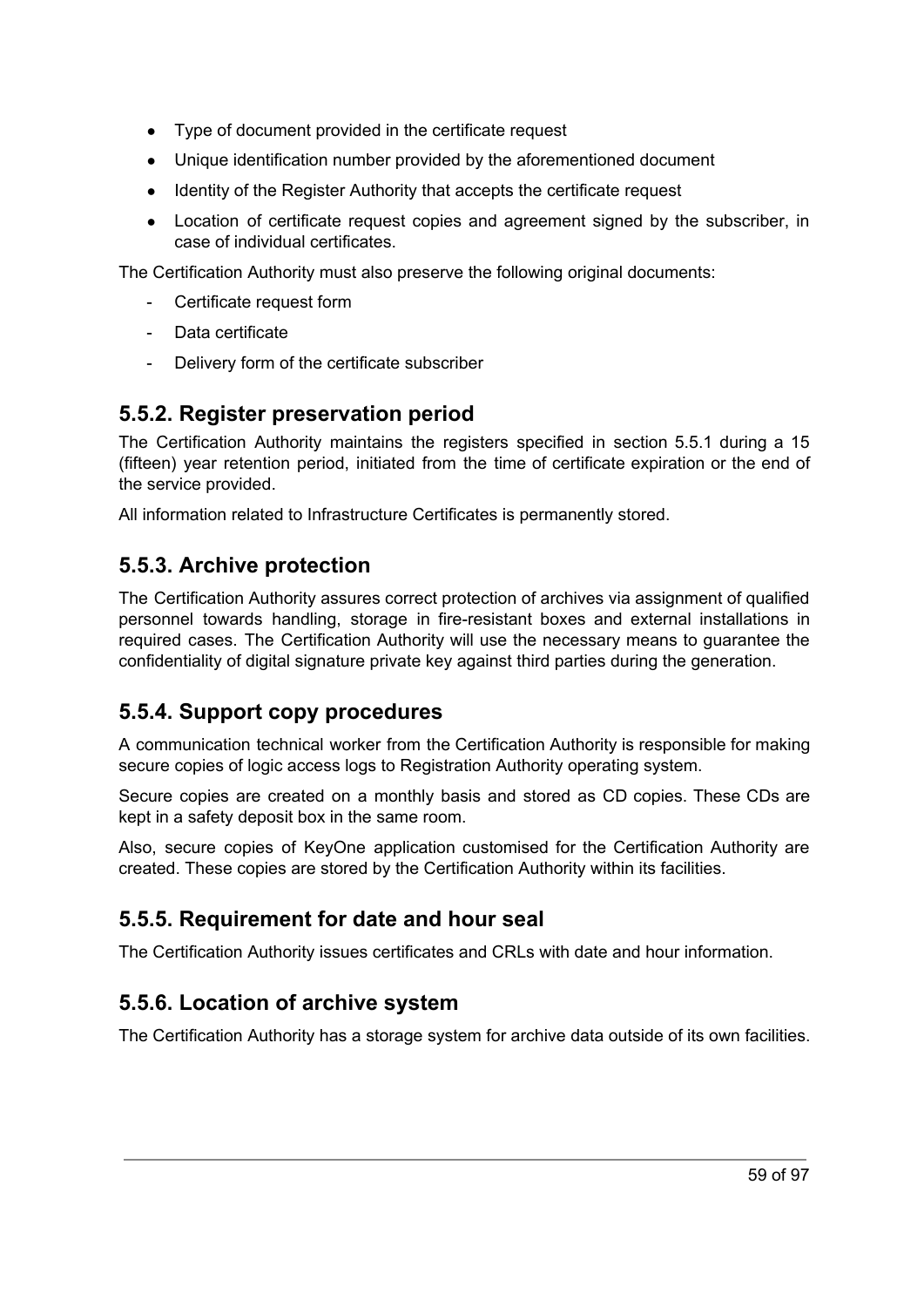- Type of document provided in the certificate request
- Unique identification number provided by the aforementioned document
- Identity of the Register Authority that accepts the certificate request
- Location of certificate request copies and agreement signed by the subscriber, in case of individual certificates.

The Certification Authority must also preserve the following original documents:

- Certificate request form
- Data certificate
- Delivery form of the certificate subscriber

## 5.5.2. Register preservation period

The Certification Authority maintains the registers specified in section 5.5.1 during a 15 (fifteen) year retention period, initiated from the time of certificate expiration or the end of the service provided.

All information related to Infrastructure Certificates is permanently stored.

## 5.5.3. Archive protection

The Certification Authority assures correct protection of archives via assignment of qualified personnel towards handling, storage in fire-resistant boxes and external installations in required cases. The Certification Authority will use the necessary means to guarantee the confidentiality of digital signature private key against third parties during the generation.

## 5.5.4. Support copy procedures

A communication technical worker from the Certification Authority is responsible for making secure copies of logic access logs to Registration Authority operating system.

Secure copies are created on a monthly basis and stored as CD copies. These CDs are kept in a safety deposit box in the same room.

Also, secure copies of KeyOne application customised for the Certification Authority are created. These copies are stored by the Certification Authority within its facilities.

## 5.5.5. Requirement for date and hour seal

The Certification Authority issues certificates and CRLs with date and hour information.

## 5.5.6. Location of archive system

The Certification Authority has a storage system for archive data outside of its own facilities.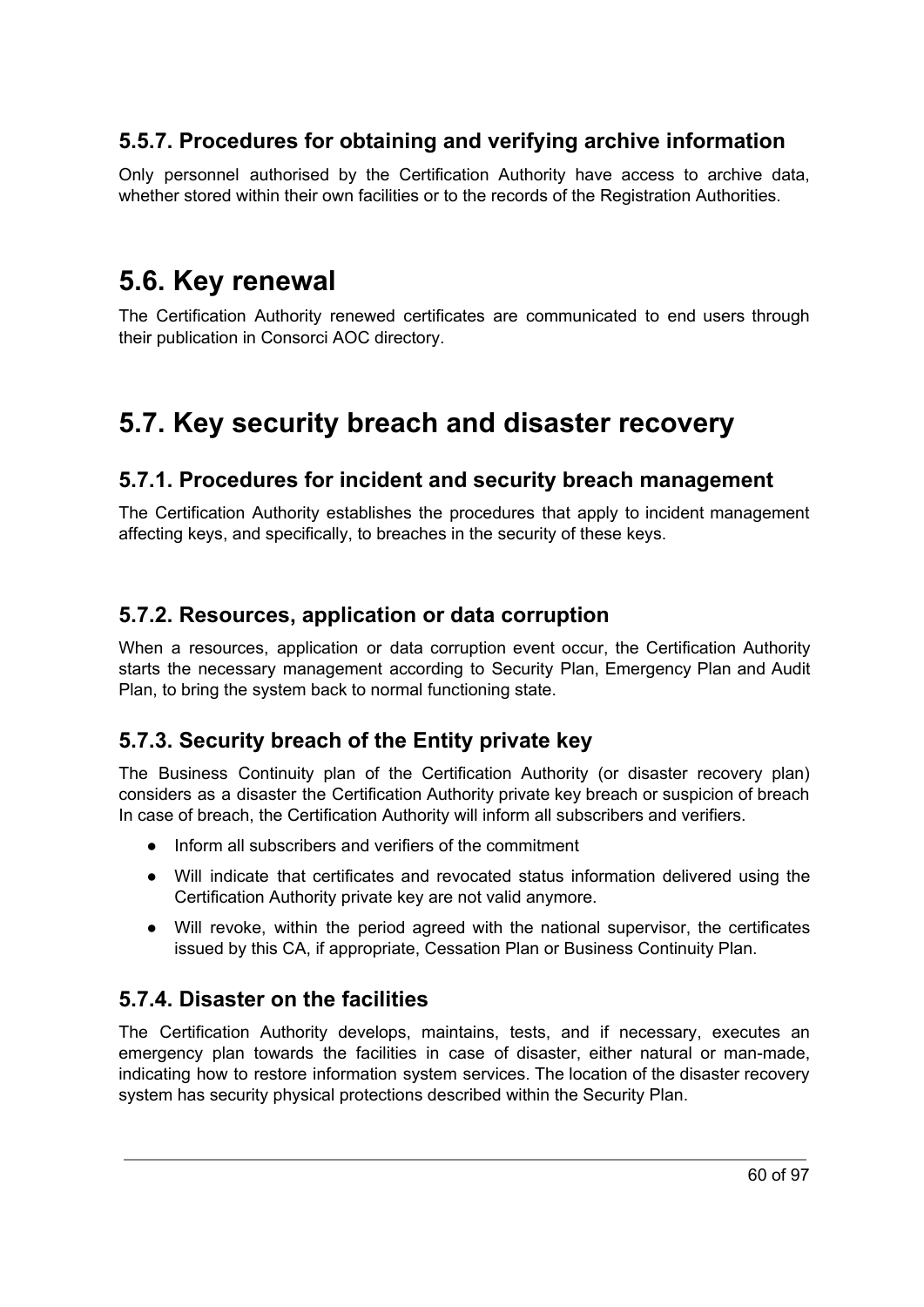### 5.5.7. Procedures for obtaining and verifying archive information

Only personnel authorised by the Certification Authority have access to archive data, whether stored within their own facilities or to the records of the Registration Authorities.

## 5.6. Key renewal

The Certification Authority renewed certificates are communicated to end users through their publication in Consorci AOC directory.

## 5.7. Key security breach and disaster recovery

### 5.7.1. Procedures for incident and security breach management

The Certification Authority establishes the procedures that apply to incident management affecting keys, and specifically, to breaches in the security of these keys.

### 5.7.2. Resources, application or data corruption

When a resources, application or data corruption event occur, the Certification Authority starts the necessary management according to Security Plan, Emergency Plan and Audit Plan, to bring the system back to normal functioning state.

### 5.7.3. Security breach of the Entity private key

The Business Continuity plan of the Certification Authority (or disaster recovery plan) considers as a disaster the Certification Authority private key breach or suspicion of breach In case of breach, the Certification Authority will inform all subscribers and verifiers.

- Inform all subscribers and verifiers of the commitment
- Will indicate that certificates and revocated status information delivered using the Certification Authority private key are not valid anymore.
- Will revoke, within the period agreed with the national supervisor, the certificates issued by this CA, if appropriate, Cessation Plan or Business Continuity Plan.

### 5.7.4. Disaster on the facilities

The Certification Authority develops, maintains, tests, and if necessary, executes an emergency plan towards the facilities in case of disaster, either natural or man-made, indicating how to restore information system services. The location of the disaster recovery system has security physical protections described within the Security Plan.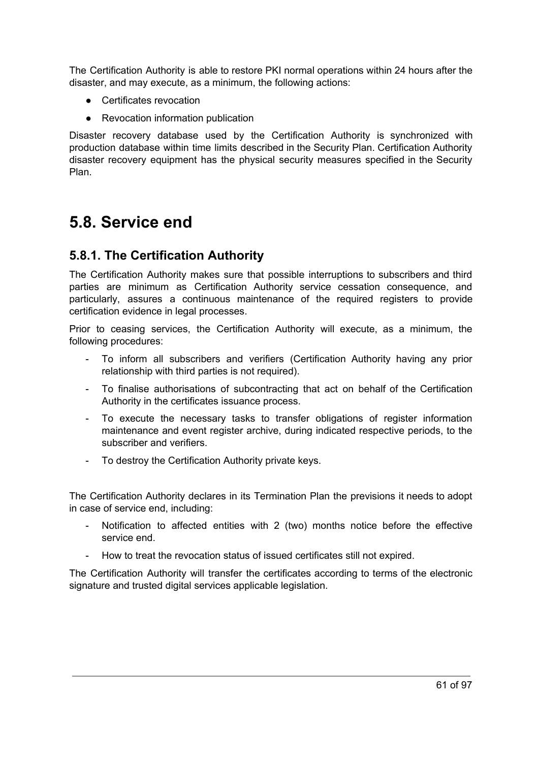The Certification Authority is able to restore PKI normal operations within 24 hours after the disaster, and may execute, as a minimum, the following actions:

- Certificates revocation
- Revocation information publication

Disaster recovery database used by the Certification Authority is synchronized with production database within time limits described in the Security Plan. Certification Authority disaster recovery equipment has the physical security measures specified in the Security Plan.

# 5.8. Service end

## 5.8.1. The Certification Authority

The Certification Authority makes sure that possible interruptions to subscribers and third parties are minimum as Certification Authority service cessation consequence, and particularly, assures a continuous maintenance of the required registers to provide certification evidence in legal processes.

Prior to ceasing services, the Certification Authority will execute, as a minimum, the following procedures:

- To inform all subscribers and verifiers (Certification Authority having any prior relationship with third parties is not required).
- To finalise authorisations of subcontracting that act on behalf of the Certification Authority in the certificates issuance process.
- To execute the necessary tasks to transfer obligations of register information maintenance and event register archive, during indicated respective periods, to the subscriber and verifiers.
- To destroy the Certification Authority private keys.

The Certification Authority declares in its Termination Plan the previsions it needs to adopt in case of service end, including:

- Notification to affected entities with 2 (two) months notice before the effective service end.
- How to treat the revocation status of issued certificates still not expired.

The Certification Authority will transfer the certificates according to terms of the electronic signature and trusted digital services applicable legislation.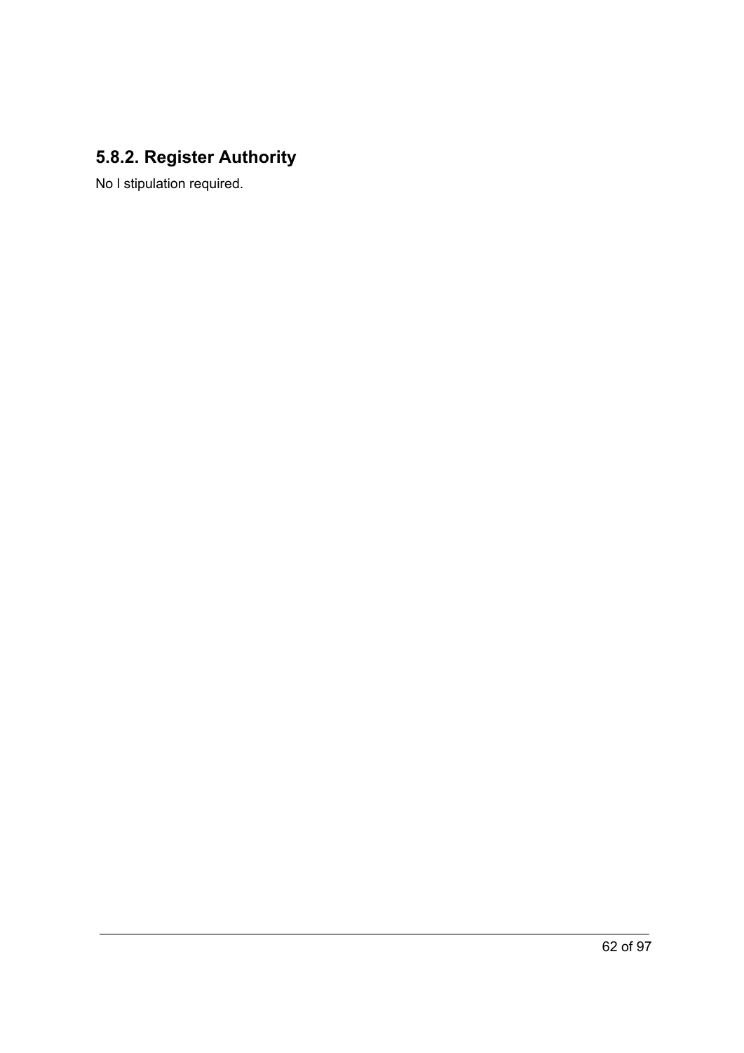### 5.8.2. Register Authority

No l stipulation required.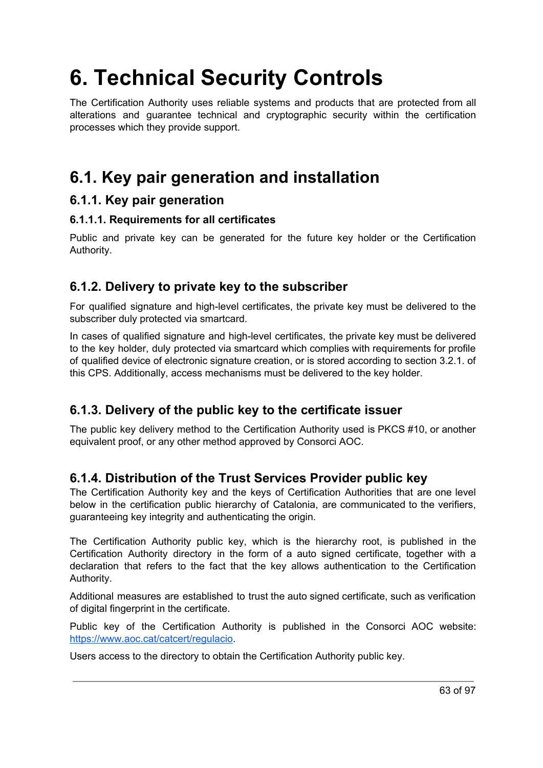# 6. Technical Security Controls

The Certification Authority uses reliable systems and products that are protected from all alterations and guarantee technical and cryptographic security within the certification processes which they provide support.

## 6.1. Key pair generation and installation

### 6.1.1. Key pair generation

#### 6.1.1.1. Requirements for all certificates

Public and private key can be generated for the future key holder or the Certification Authority.

### 6.1.2. Delivery to private key to the subscriber

For qualified signature and high-level certificates, the private key must be delivered to the subscriber duly protected via smartcard.

In cases of qualified signature and high-level certificates, the private key must be delivered to the key holder, duly protected via smartcard which complies with requirements for profile of qualified device of electronic signature creation, or is stored according to section 3.2.1. of this CPS. Additionally, access mechanisms must be delivered to the key holder.

### 6.1.3. Delivery of the public key to the certificate issuer

The public key delivery method to the Certification Authority used is PKCS #10, or another equivalent proof, or any other method approved by Consorci AOC.

### 6.1.4. Distribution of the Trust Services Provider public key

The Certification Authority key and the keys of Certification Authorities that are one level below in the certification public hierarchy of Catalonia, are communicated to the verifiers, guaranteeing key integrity and authenticating the origin.

The Certification Authority public key, which is the hierarchy root, is published in the Certification Authority directory in the form of a auto signed certificate, together with a declaration that refers to the fact that the key allows authentication to the Certification Authority.

Additional measures are established to trust the auto signed certificate, such as verification of digital fingerprint in the certificate.

Public key of the Certification Authority is published in the Consorci AOC website: https://www.aoc.cat/catcert/regulacio.

Users access to the directory to obtain the Certification Authority public key.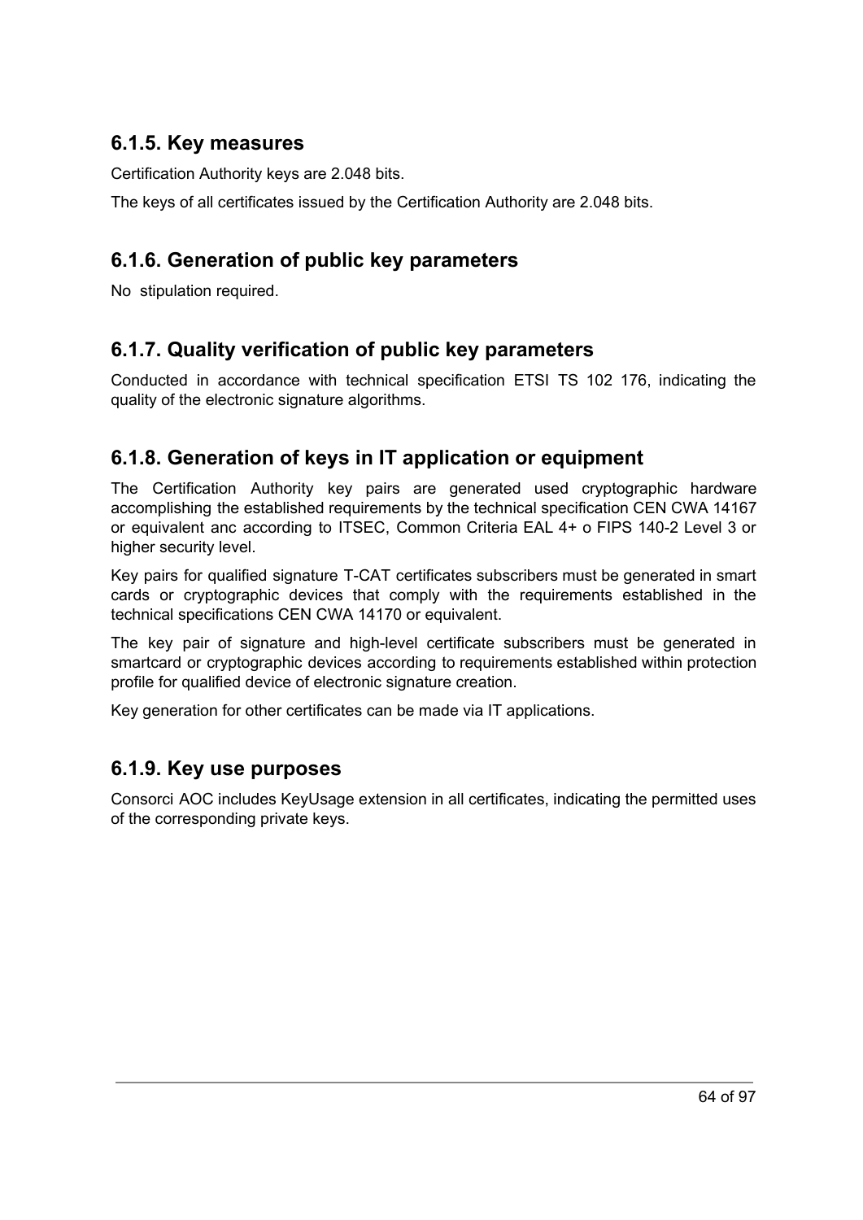### 6.1.5. Key measures

Certification Authority keys are 2.048 bits.

The keys of all certificates issued by the Certification Authority are 2.048 bits.

### 6.1.6. Generation of public key parameters

No stipulation required.

### 6.1.7. Quality verification of public key parameters

Conducted in accordance with technical specification ETSI TS 102 176, indicating the quality of the electronic signature algorithms.

### 6.1.8. Generation of keys in IT application or equipment

The Certification Authority key pairs are generated used cryptographic hardware accomplishing the established requirements by the technical specification CEN CWA 14167 or equivalent anc according to ITSEC, Common Criteria EAL 4+ o FIPS 140-2 Level 3 or higher security level.

Key pairs for qualified signature T-CAT certificates subscribers must be generated in smart cards or cryptographic devices that comply with the requirements established in the technical specifications CEN CWA 14170 or equivalent.

The key pair of signature and high-level certificate subscribers must be generated in smartcard or cryptographic devices according to requirements established within protection profile for qualified device of electronic signature creation.

Key generation for other certificates can be made via IT applications.

### 6.1.9. Key use purposes

Consorci AOC includes KeyUsage extension in all certificates, indicating the permitted uses of the corresponding private keys.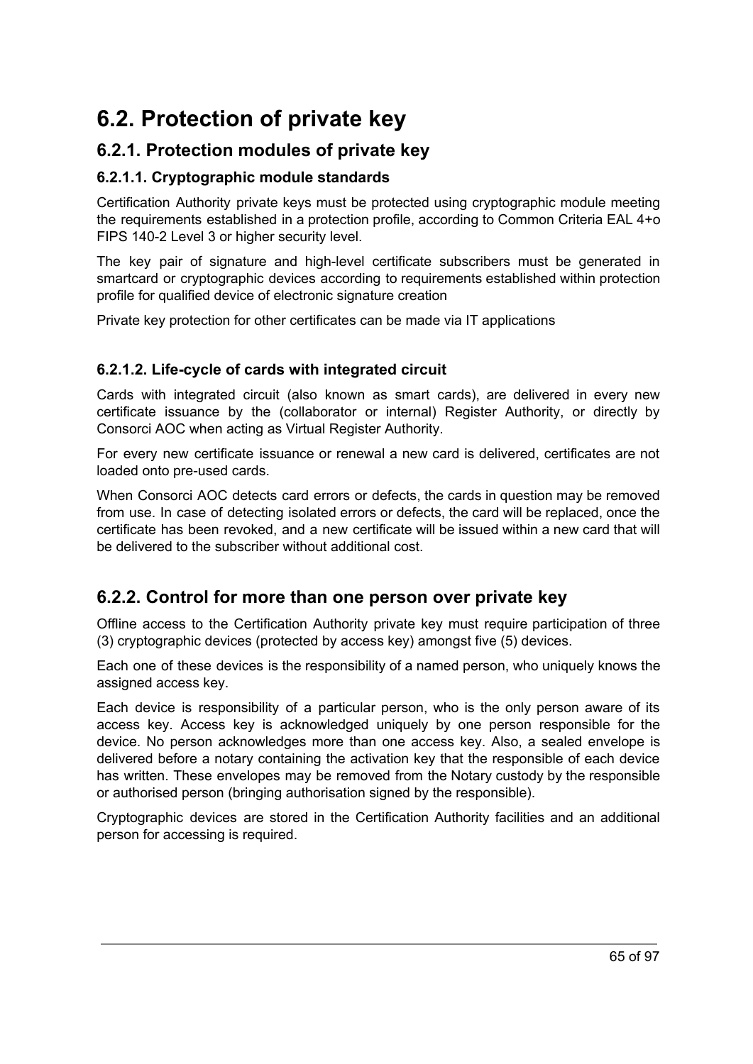# 6.2. Protection of private key

## 6.2.1. Protection modules of private key

### 6.2.1.1. Cryptographic module standards

Certification Authority private keys must be protected using cryptographic module meeting the requirements established in a protection profile, according to Common Criteria EAL 4+o FIPS 140-2 Level 3 or higher security level.

The key pair of signature and high-level certificate subscribers must be generated in smartcard or cryptographic devices according to requirements established within protection profile for qualified device of electronic signature creation

Private key protection for other certificates can be made via IT applications

### 6.2.1.2. Life-cycle of cards with integrated circuit

Cards with integrated circuit (also known as smart cards), are delivered in every new certificate issuance by the (collaborator or internal) Register Authority, or directly by Consorci AOC when acting as Virtual Register Authority.

For every new certificate issuance or renewal a new card is delivered, certificates are not loaded onto pre-used cards.

When Consorci AOC detects card errors or defects, the cards in question may be removed from use. In case of detecting isolated errors or defects, the card will be replaced, once the certificate has been revoked, and a new certificate will be issued within a new card that will be delivered to the subscriber without additional cost.

## 6.2.2. Control for more than one person over private key

Offline access to the Certification Authority private key must require participation of three (3) cryptographic devices (protected by access key) amongst five (5) devices.

Each one of these devices is the responsibility of a named person, who uniquely knows the assigned access key.

Each device is responsibility of a particular person, who is the only person aware of its access key. Access key is acknowledged uniquely by one person responsible for the device. No person acknowledges more than one access key. Also, a sealed envelope is delivered before a notary containing the activation key that the responsible of each device has written. These envelopes may be removed from the Notary custody by the responsible or authorised person (bringing authorisation signed by the responsible).

Cryptographic devices are stored in the Certification Authority facilities and an additional person for accessing is required.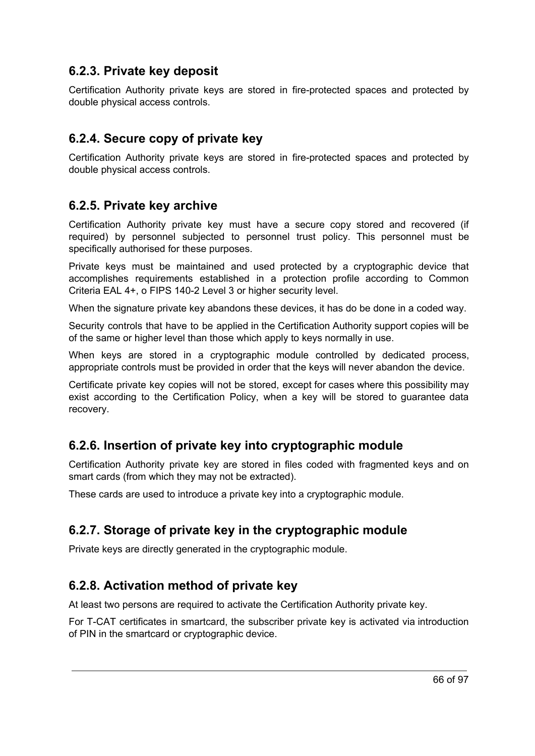### 6.2.3. Private key deposit

Certification Authority private keys are stored in fire-protected spaces and protected by double physical access controls.

### 6.2.4. Secure copy of private key

Certification Authority private keys are stored in fire-protected spaces and protected by double physical access controls.

### 6.2.5. Private key archive

Certification Authority private key must have a secure copy stored and recovered (if required) by personnel subjected to personnel trust policy. This personnel must be specifically authorised for these purposes.

Private keys must be maintained and used protected by a cryptographic device that accomplishes requirements established in a protection profile according to Common Criteria EAL 4+, o FIPS 140-2 Level 3 or higher security level.

When the signature private key abandons these devices, it has do be done in a coded way.

Security controls that have to be applied in the Certification Authority support copies will be of the same or higher level than those which apply to keys normally in use.

When keys are stored in a cryptographic module controlled by dedicated process, appropriate controls must be provided in order that the keys will never abandon the device.

Certificate private key copies will not be stored, except for cases where this possibility may exist according to the Certification Policy, when a key will be stored to guarantee data recovery.

### 6.2.6. Insertion of private key into cryptographic module

Certification Authority private key are stored in files coded with fragmented keys and on smart cards (from which they may not be extracted).

These cards are used to introduce a private key into a cryptographic module.

### 6.2.7. Storage of private key in the cryptographic module

Private keys are directly generated in the cryptographic module.

### 6.2.8. Activation method of private key

At least two persons are required to activate the Certification Authority private key.

For T-CAT certificates in smartcard, the subscriber private key is activated via introduction of PIN in the smartcard or cryptographic device.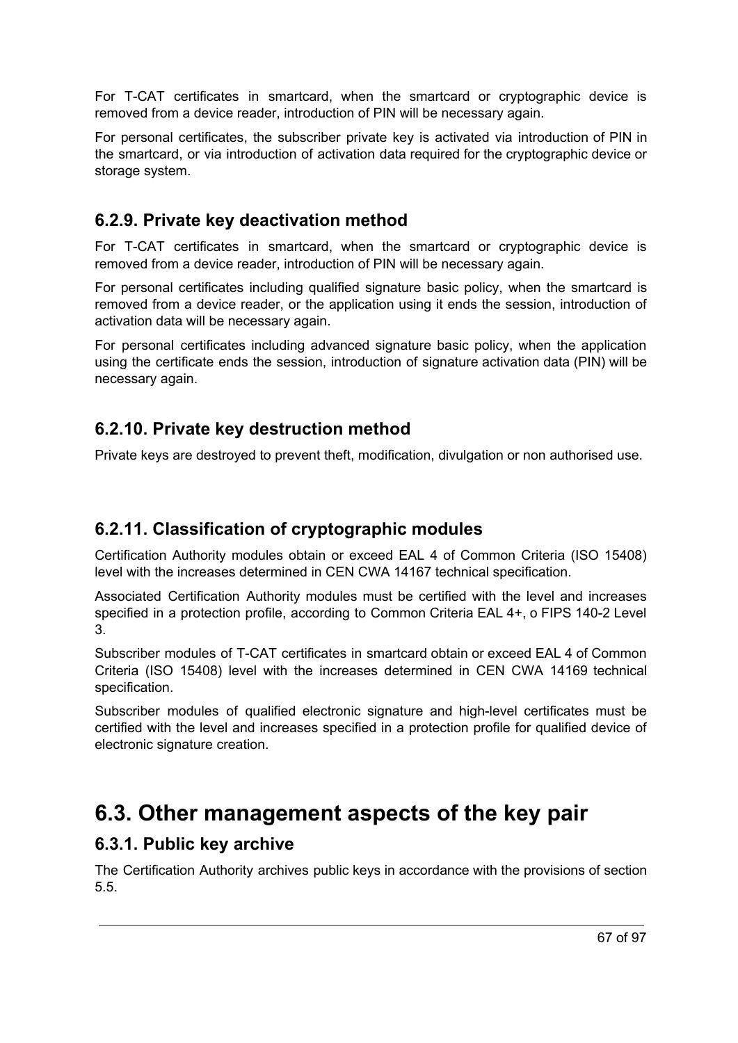For T-CAT certificates in smartcard, when the smartcard or cryptographic device is removed from a device reader, introduction of PIN will be necessary again.

For personal certificates, the subscriber private key is activated via introduction of PIN in the smartcard, or via introduction of activation data required for the cryptographic device or storage system.

### 6.2.9. Private key deactivation method

For T-CAT certificates in smartcard, when the smartcard or cryptographic device is removed from a device reader, introduction of PIN will be necessary again.

For personal certificates including qualified signature basic policy, when the smartcard is removed from a device reader, or the application using it ends the session, introduction of activation data will be necessary again.

For personal certificates including advanced signature basic policy, when the application using the certificate ends the session, introduction of signature activation data (PIN) will be necessary again.

### 6.2.10. Private key destruction method

Private keys are destroyed to prevent theft, modification, divulgation or non authorised use.

### 6.2.11. Classification of cryptographic modules

Certification Authority modules obtain or exceed EAL 4 of Common Criteria (ISO 15408) level with the increases determined in CEN CWA 14167 technical specification.

Associated Certification Authority modules must be certified with the level and increases specified in a protection profile, according to Common Criteria EAL 4+, o FIPS 140-2 Level 3.

Subscriber modules of T-CAT certificates in smartcard obtain or exceed EAL 4 of Common Criteria (ISO 15408) level with the increases determined in CEN CWA 14169 technical specification.

Subscriber modules of qualified electronic signature and high-level certificates must be certified with the level and increases specified in a protection profile for qualified device of electronic signature creation.

## 6.3. Other management aspects of the key pair

### 6.3.1. Public key archive

The Certification Authority archives public keys in accordance with the provisions of section 5.5.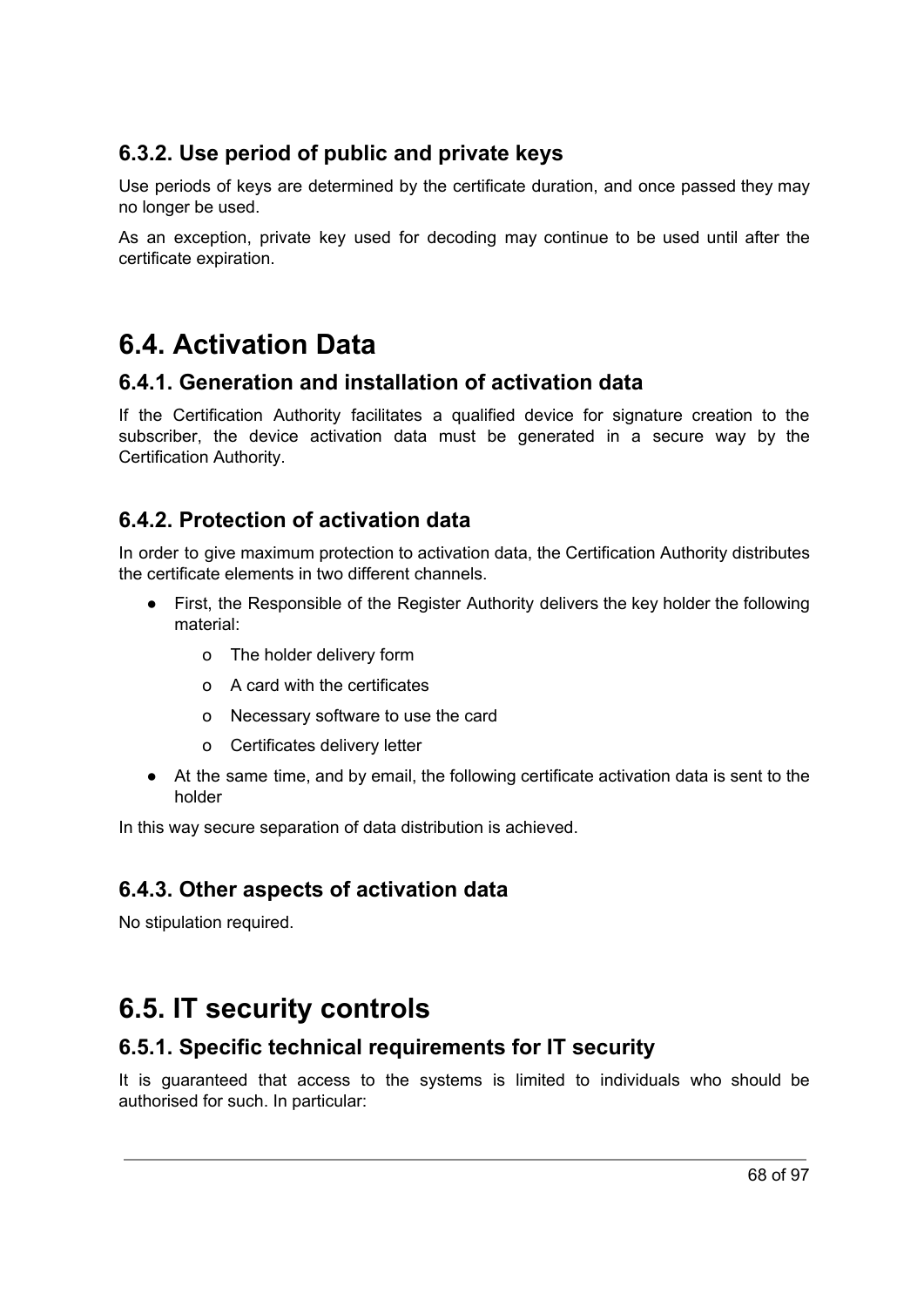### 6.3.2. Use period of public and private keys

Use periods of keys are determined by the certificate duration, and once passed they may no longer be used.

As an exception, private key used for decoding may continue to be used until after the certificate expiration.

## 6.4. Activation Data

### 6.4.1. Generation and installation of activation data

If the Certification Authority facilitates a qualified device for signature creation to the subscriber, the device activation data must be generated in a secure way by the Certification Authority.

### 6.4.2. Protection of activation data

In order to give maximum protection to activation data, the Certification Authority distributes the certificate elements in two different channels.

- First, the Responsible of the Register Authority delivers the key holder the following material:
  - The holder delivery form
  - A card with the certificates
  - Necessary software to use the card
  - Certificates delivery letter
- At the same time, and by email, the following certificate activation data is sent to the holder

In this way secure separation of data distribution is achieved.

### 6.4.3. Other aspects of activation data

No stipulation required.

## 6.5. IT security controls

### 6.5.1. Specific technical requirements for IT security

It is guaranteed that access to the systems is limited to individuals who should be authorised for such. In particular: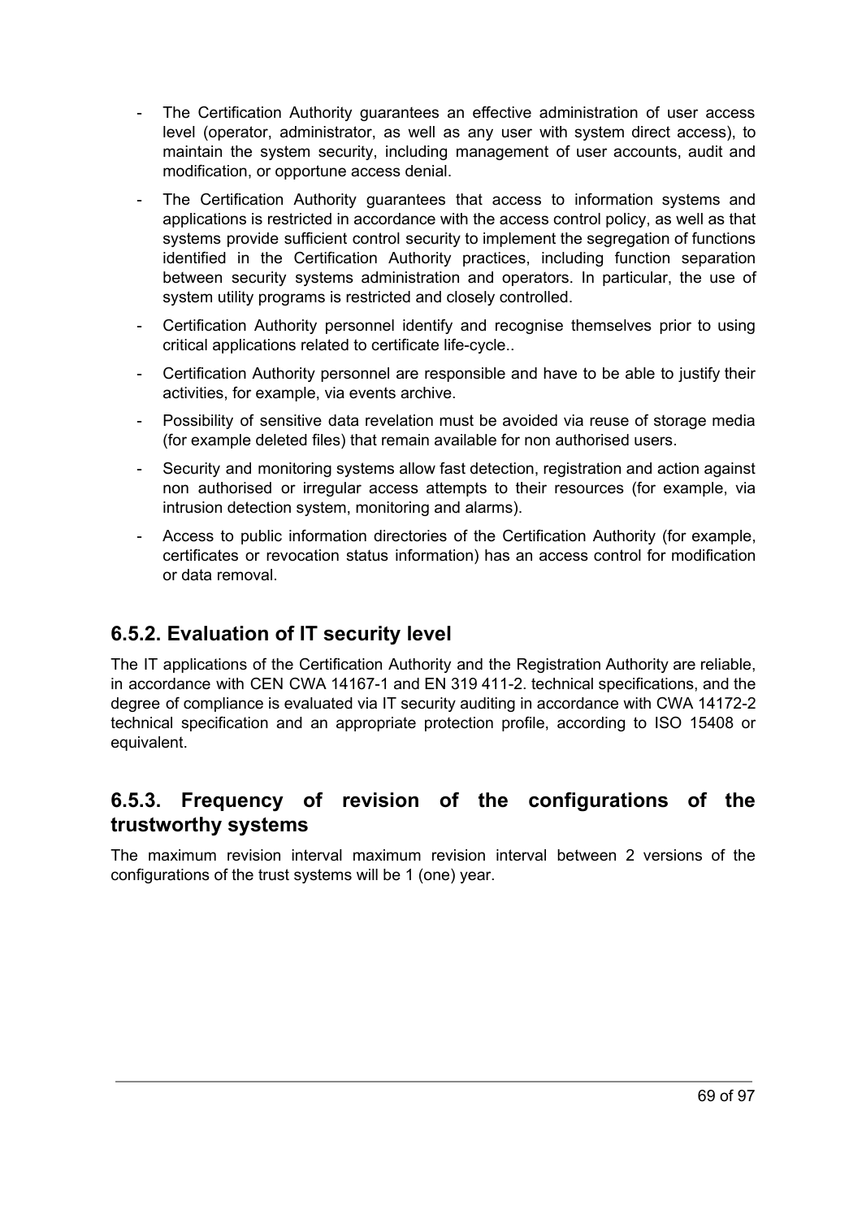- The Certification Authority guarantees an effective administration of user access level (operator, administrator, as well as any user with system direct access), to maintain the system security, including management of user accounts, audit and modification, or opportune access denial.
- The Certification Authority guarantees that access to information systems and applications is restricted in accordance with the access control policy, as well as that systems provide sufficient control security to implement the segregation of functions identified in the Certification Authority practices, including function separation between security systems administration and operators. In particular, the use of system utility programs is restricted and closely controlled.
- Certification Authority personnel identify and recognise themselves prior to using critical applications related to certificate life-cycle..
- Certification Authority personnel are responsible and have to be able to justify their activities, for example, via events archive.
- Possibility of sensitive data revelation must be avoided via reuse of storage media (for example deleted files) that remain available for non authorised users.
- Security and monitoring systems allow fast detection, registration and action against non authorised or irregular access attempts to their resources (for example, via intrusion detection system, monitoring and alarms).
- Access to public information directories of the Certification Authority (for example, certificates or revocation status information) has an access control for modification or data removal.

## 6.5.2. Evaluation of IT security level

The IT applications of the Certification Authority and the Registration Authority are reliable, in accordance with CEN CWA 14167-1 and EN 319 411-2. technical specifications, and the degree of compliance is evaluated via IT security auditing in accordance with CWA 14172-2 technical specification and an appropriate protection profile, according to ISO 15408 or equivalent.

## 6.5.3. Frequency of revision of the configurations of the trustworthy systems

The maximum revision interval maximum revision interval between 2 versions of the configurations of the trust systems will be 1 (one) year.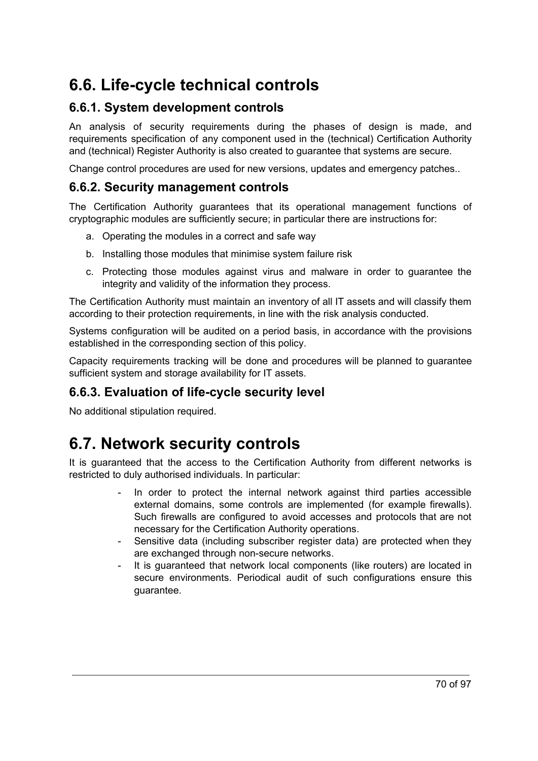## 6.6. Life-cycle technical controls

### 6.6.1. System development controls

An analysis of security requirements during the phases of design is made, and requirements specification of any component used in the (technical) Certification Authority and (technical) Register Authority is also created to guarantee that systems are secure.

Change control procedures are used for new versions, updates and emergency patches..

### 6.6.2. Security management controls

The Certification Authority guarantees that its operational management functions of cryptographic modules are sufficiently secure; in particular there are instructions for:

a. Operating the modules in a correct and safe way
b. Installing those modules that minimise system failure risk
c. Protecting those modules against virus and malware in order to guarantee the integrity and validity of the information they process.

The Certification Authority must maintain an inventory of all IT assets and will classify them according to their protection requirements, in line with the risk analysis conducted.

Systems configuration will be audited on a period basis, in accordance with the provisions established in the corresponding section of this policy.

Capacity requirements tracking will be done and procedures will be planned to guarantee sufficient system and storage availability for IT assets.

### 6.6.3. Evaluation of life-cycle security level

No additional stipulation required.

## 6.7. Network security controls

It is guaranteed that the access to the Certification Authority from different networks is restricted to duly authorised individuals. In particular:

- In order to protect the internal network against third parties accessible external domains, some controls are implemented (for example firewalls). Such firewalls are configured to avoid accesses and protocols that are not necessary for the Certification Authority operations.
- Sensitive data (including subscriber register data) are protected when they are exchanged through non-secure networks.
- It is guaranteed that network local components (like routers) are located in secure environments. Periodical audit of such configurations ensure this guarantee.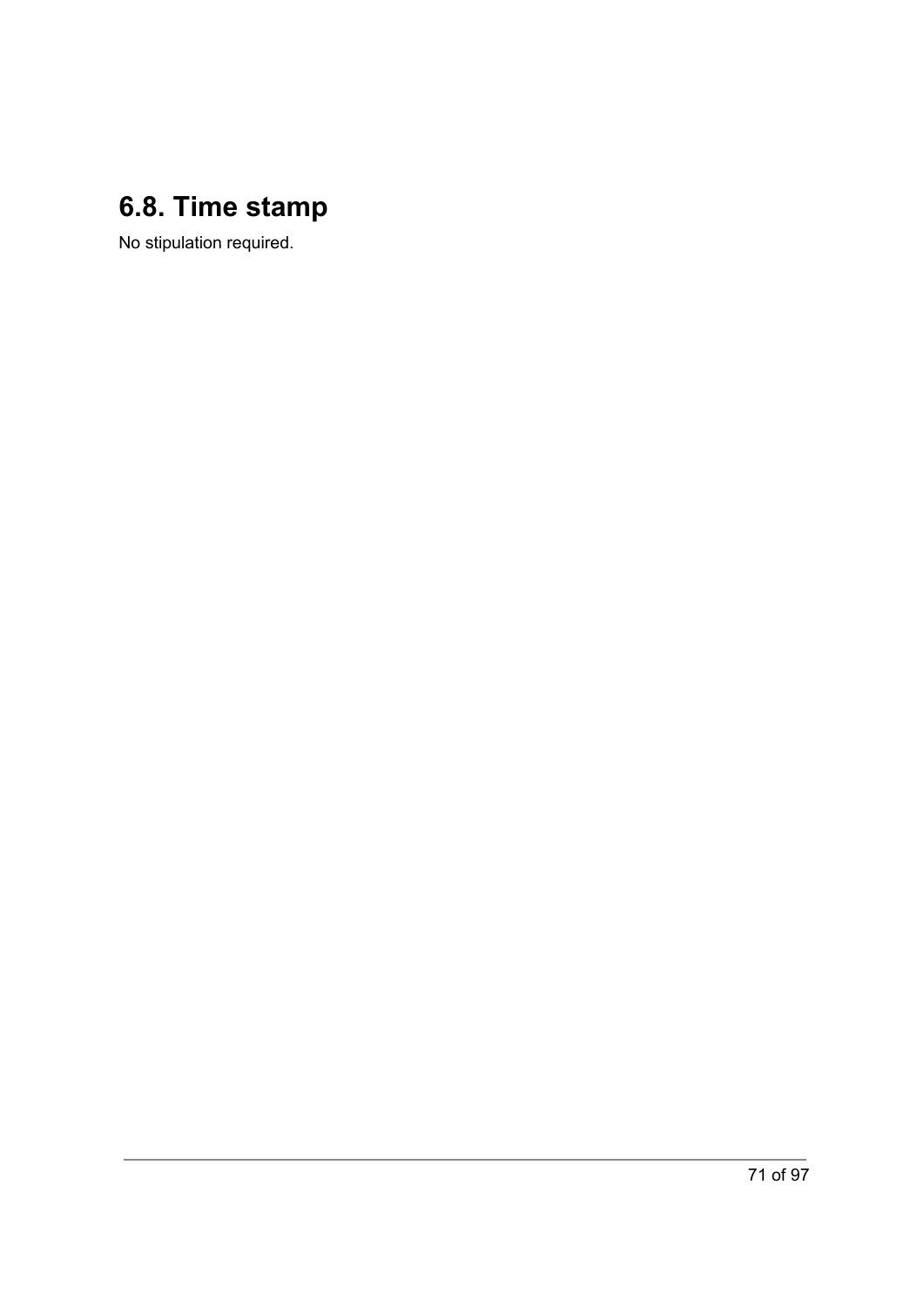## 6.8. Time stamp

No stipulation required.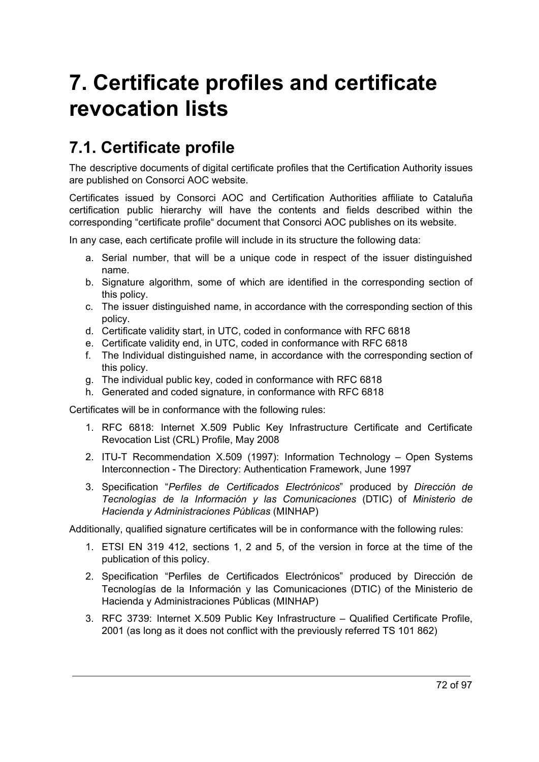# 7. Certificate profiles and certificate revocation lists

## 7.1. Certificate profile

The descriptive documents of digital certificate profiles that the Certification Authority issues are published on Consorci AOC website.

Certificates issued by Consorci AOC and Certification Authorities affiliate to Cataluña certification public hierarchy will have the contents and fields described within the corresponding "certificate profile" document that Consorci AOC publishes on its website.

In any case, each certificate profile will include in its structure the following data:

a. Serial number, that will be a unique code in respect of the issuer distinguished name.
b. Signature algorithm, some of which are identified in the corresponding section of this policy.
c. The issuer distinguished name, in accordance with the corresponding section of this policy.
d. Certificate validity start, in UTC, coded in conformance with RFC 6818
e. Certificate validity end, in UTC, coded in conformance with RFC 6818
f. The Individual distinguished name, in accordance with the corresponding section of this policy.
g. The individual public key, coded in conformance with RFC 6818
h. Generated and coded signature, in conformance with RFC 6818

Certificates will be in conformance with the following rules:

1. RFC 6818: Internet X.509 Public Key Infrastructure Certificate and Certificate Revocation List (CRL) Profile, May 2008
2. ITU-T Recommendation X.509 (1997): Information Technology – Open Systems Interconnection - The Directory: Authentication Framework, June 1997
3. Specification "*Perfiles de Certificados Electrónicos*" produced by *Dirección de Tecnologías de la Información y las Comunicaciones* (DTIC) of *Ministerio de Hacienda y Administraciones Públicas* (MINHAP)

Additionally, qualified signature certificates will be in conformance with the following rules:

1. ETSI EN 319 412, sections 1, 2 and 5, of the version in force at the time of the publication of this policy.
2. Specification "Perfiles de Certificados Electrónicos" produced by Dirección de Tecnologías de la Información y las Comunicaciones (DTIC) of the Ministerio de Hacienda y Administraciones Públicas (MINHAP)
3. RFC 3739: Internet X.509 Public Key Infrastructure – Qualified Certificate Profile, 2001 (as long as it does not conflict with the previously referred TS 101 862)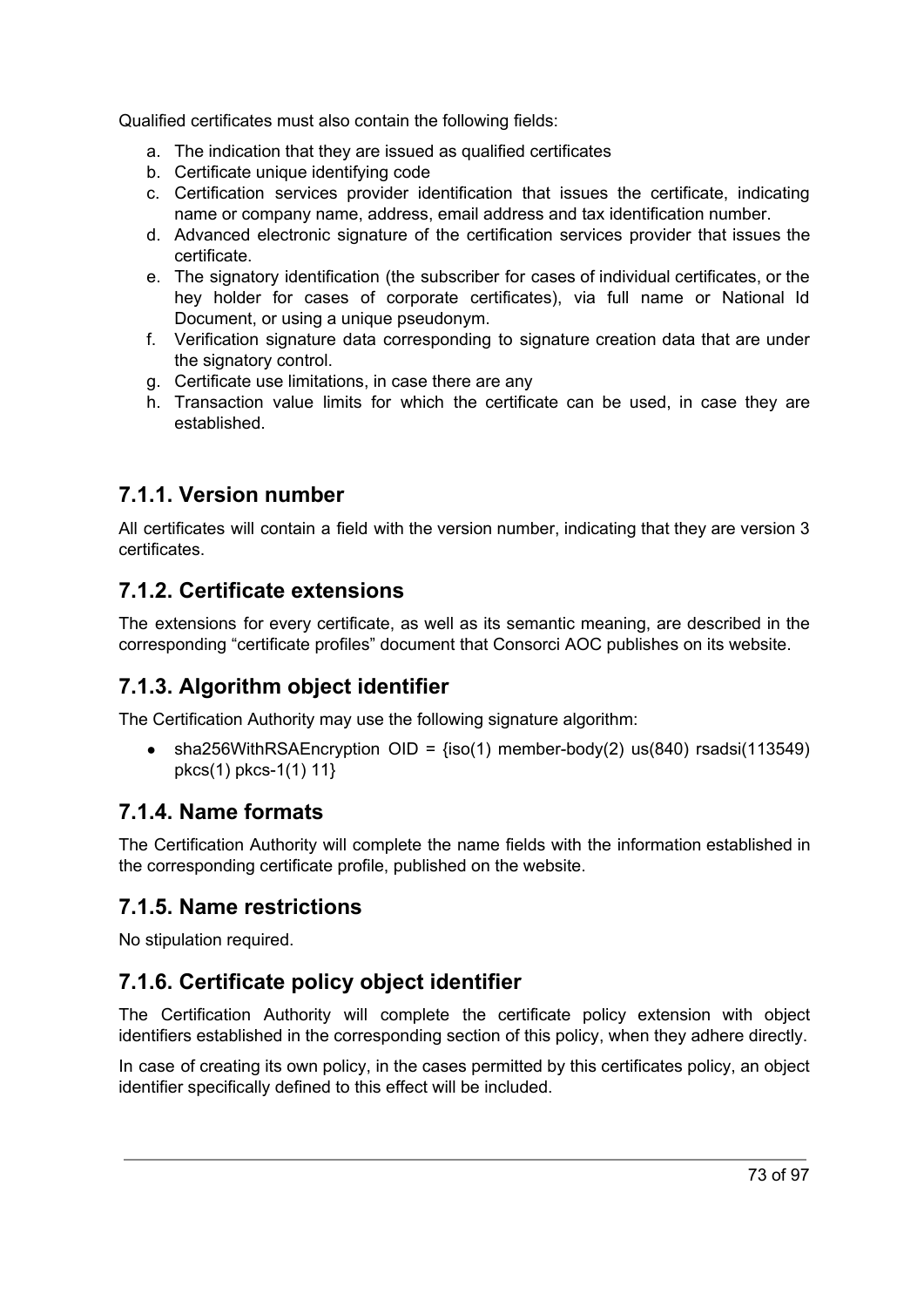Qualified certificates must also contain the following fields:

a. The indication that they are issued as qualified certificates
b. Certificate unique identifying code
c. Certification services provider identification that issues the certificate, indicating name or company name, address, email address and tax identification number.
d. Advanced electronic signature of the certification services provider that issues the certificate.
e. The signatory identification (the subscriber for cases of individual certificates, or the hey holder for cases of corporate certificates), via full name or National Id Document, or using a unique pseudonym.
f. Verification signature data corresponding to signature creation data that are under the signatory control.
g. Certificate use limitations, in case there are any
h. Transaction value limits for which the certificate can be used, in case they are established.

## 7.1.1. Version number

All certificates will contain a field with the version number, indicating that they are version 3 certificates.

## 7.1.2. Certificate extensions

The extensions for every certificate, as well as its semantic meaning, are described in the corresponding “certificate profiles” document that Consorci AOC publishes on its website.

## 7.1.3. Algorithm object identifier

The Certification Authority may use the following signature algorithm:

- sha256WithRSAEncryption OID = {iso(1) member-body(2) us(840) rsadsi(113549) pkcs(1) pkcs-1(1) 11}

## 7.1.4. Name formats

The Certification Authority will complete the name fields with the information established in the corresponding certificate profile, published on the website.

## 7.1.5. Name restrictions

No stipulation required.

## 7.1.6. Certificate policy object identifier

The Certification Authority will complete the certificate policy extension with object identifiers established in the corresponding section of this policy, when they adhere directly.

In case of creating its own policy, in the cases permitted by this certificates policy, an object identifier specifically defined to this effect will be included.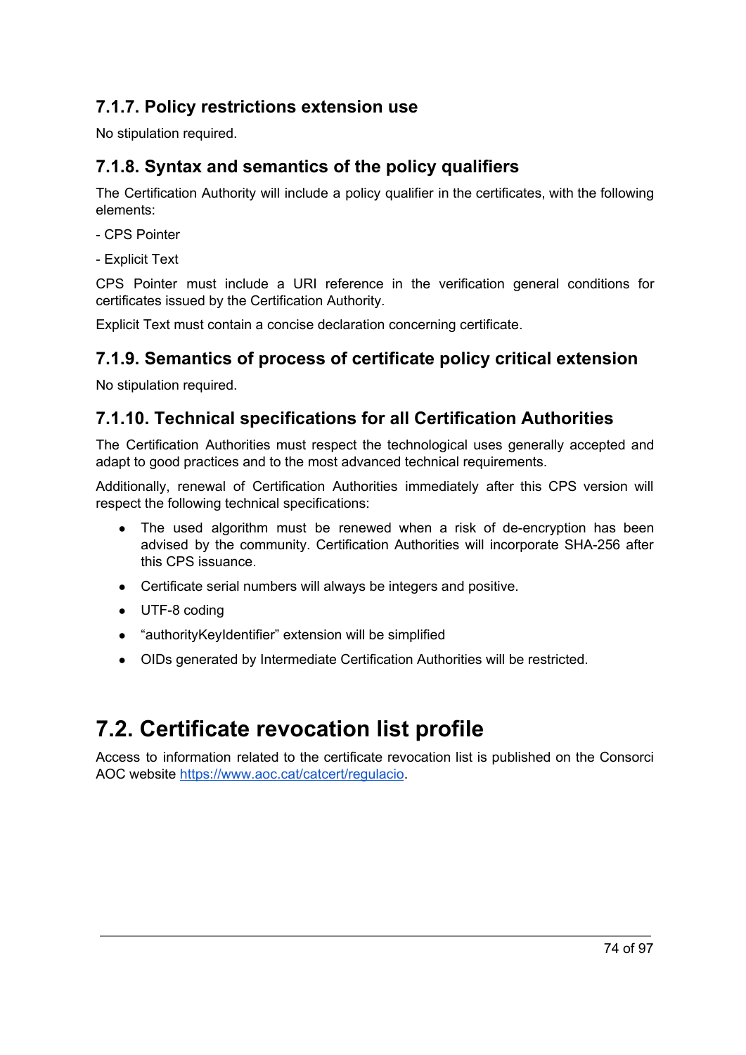### 7.1.7. Policy restrictions extension use

No stipulation required.

### 7.1.8. Syntax and semantics of the policy qualifiers

The Certification Authority will include a policy qualifier in the certificates, with the following elements:

- CPS Pointer

- Explicit Text

CPS Pointer must include a URI reference in the verification general conditions for certificates issued by the Certification Authority.

Explicit Text must contain a concise declaration concerning certificate.

### 7.1.9. Semantics of process of certificate policy critical extension

No stipulation required.

### 7.1.10. Technical specifications for all Certification Authorities

The Certification Authorities must respect the technological uses generally accepted and adapt to good practices and to the most advanced technical requirements.

Additionally, renewal of Certification Authorities immediately after this CPS version will respect the following technical specifications:

- The used algorithm must be renewed when a risk of de-encryption has been advised by the community. Certification Authorities will incorporate SHA-256 after this CPS issuance.
- Certificate serial numbers will always be integers and positive.
- UTF-8 coding
- "authorityKeyIdentifier" extension will be simplified
- OIDs generated by Intermediate Certification Authorities will be restricted.

## 7.2. Certificate revocation list profile

Access to information related to the certificate revocation list is published on the Consorci AOC website [https://www.aoc.cat/catcert/regulacio](https://www.aoc.cat/catcert/regulacio).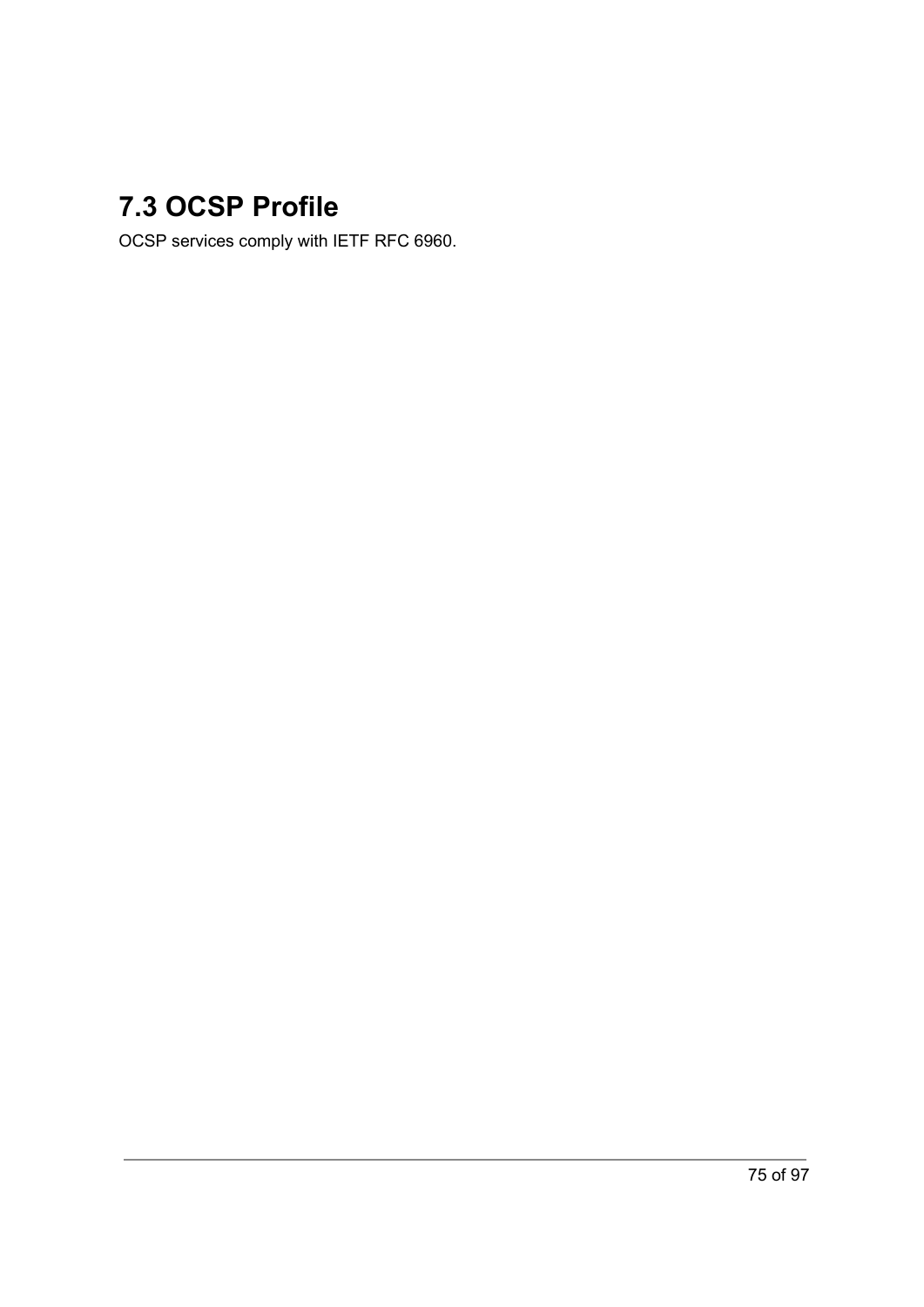## 7.3 OCSP Profile

OCSP services comply with IETF RFC 6960.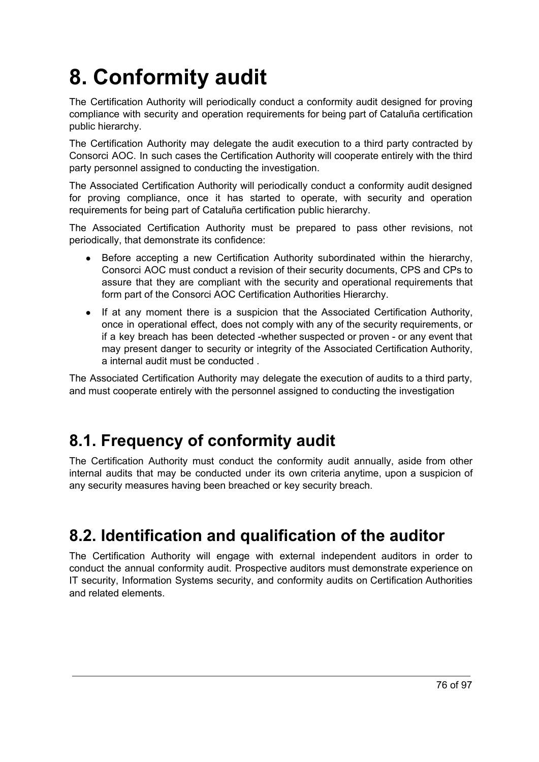# 8. Conformity audit

The Certification Authority will periodically conduct a conformity audit designed for proving compliance with security and operation requirements for being part of Cataluña certification public hierarchy.

The Certification Authority may delegate the audit execution to a third party contracted by Consorci AOC. In such cases the Certification Authority will cooperate entirely with the third party personnel assigned to conducting the investigation.

The Associated Certification Authority will periodically conduct a conformity audit designed for proving compliance, once it has started to operate, with security and operation requirements for being part of Cataluña certification public hierarchy.

The Associated Certification Authority must be prepared to pass other revisions, not periodically, that demonstrate its confidence:

- Before accepting a new Certification Authority subordinated within the hierarchy, Consorci AOC must conduct a revision of their security documents, CPS and CPs to assure that they are compliant with the security and operational requirements that form part of the Consorci AOC Certification Authorities Hierarchy.
- If at any moment there is a suspicion that the Associated Certification Authority, once in operational effect, does not comply with any of the security requirements, or if a key breach has been detected -whether suspected or proven - or any event that may present danger to security or integrity of the Associated Certification Authority, a internal audit must be conducted .

The Associated Certification Authority may delegate the execution of audits to a third party, and must cooperate entirely with the personnel assigned to conducting the investigation

## 8.1. Frequency of conformity audit

The Certification Authority must conduct the conformity audit annually, aside from other internal audits that may be conducted under its own criteria anytime, upon a suspicion of any security measures having been breached or key security breach.

## 8.2. Identification and qualification of the auditor

The Certification Authority will engage with external independent auditors in order to conduct the annual conformity audit. Prospective auditors must demonstrate experience on IT security, Information Systems security, and conformity audits on Certification Authorities and related elements.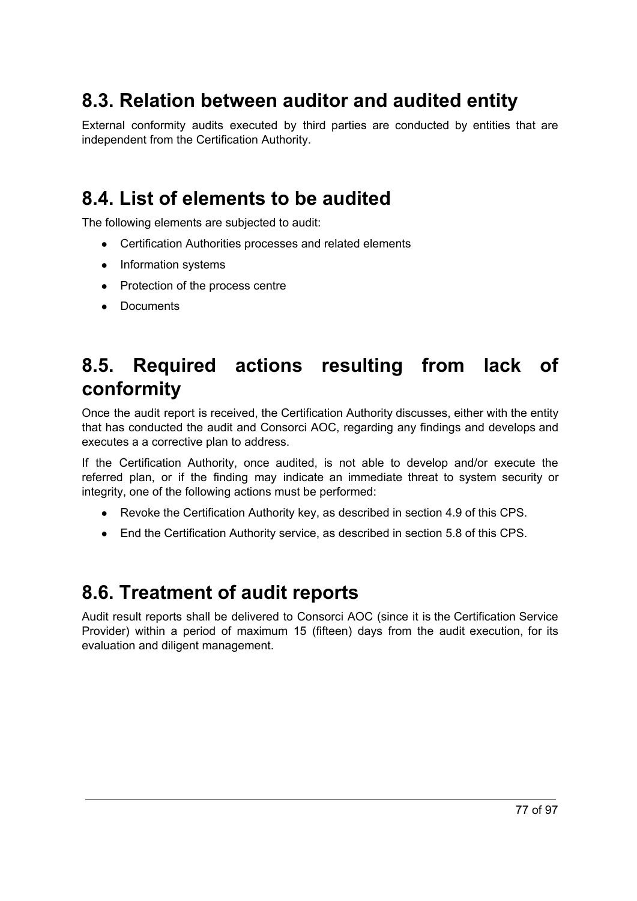## 8.3. Relation between auditor and audited entity

External conformity audits executed by third parties are conducted by entities that are independent from the Certification Authority.

## 8.4. List of elements to be audited

The following elements are subjected to audit:

- Certification Authorities processes and related elements
- Information systems
- Protection of the process centre
- Documents

## 8.5. Required actions resulting from lack of conformity

Once the audit report is received, the Certification Authority discusses, either with the entity that has conducted the audit and Consorci AOC, regarding any findings and develops and executes a a corrective plan to address.

If the Certification Authority, once audited, is not able to develop and/or execute the referred plan, or if the finding may indicate an immediate threat to system security or integrity, one of the following actions must be performed:

- Revoke the Certification Authority key, as described in section 4.9 of this CPS.
- End the Certification Authority service, as described in section 5.8 of this CPS.

## 8.6. Treatment of audit reports

Audit result reports shall be delivered to Consorci AOC (since it is the Certification Service Provider) within a period of maximum 15 (fifteen) days from the audit execution, for its evaluation and diligent management.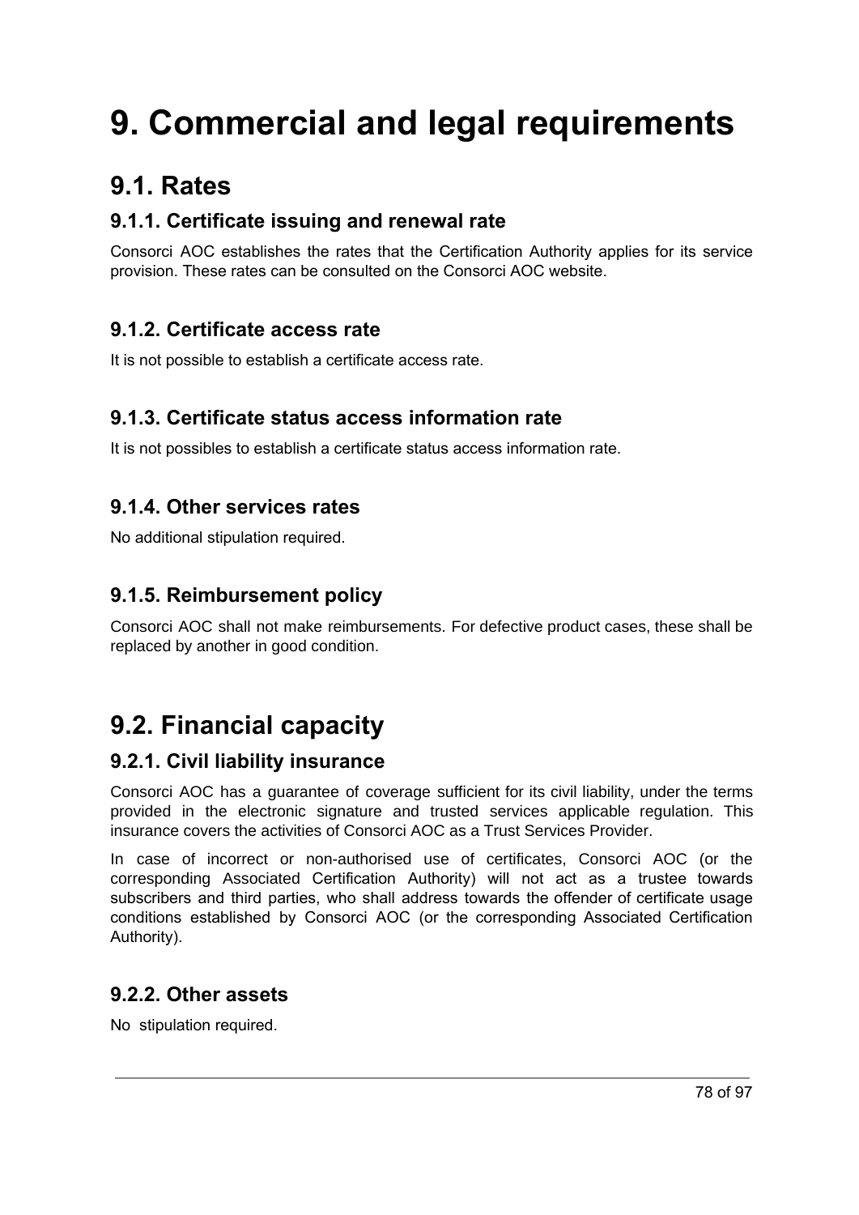# 9. Commercial and legal requirements

## 9.1. Rates

### 9.1.1. Certificate issuing and renewal rate

Consorci AOC establishes the rates that the Certification Authority applies for its service provision. These rates can be consulted on the Consorci AOC website.

### 9.1.2. Certificate access rate

It is not possible to establish a certificate access rate.

### 9.1.3. Certificate status access information rate

It is not possibles to establish a certificate status access information rate.

### 9.1.4. Other services rates

No additional stipulation required.

### 9.1.5. Reimbursement policy

Consorci AOC shall not make reimbursements. For defective product cases, these shall be replaced by another in good condition.

## 9.2. Financial capacity

### 9.2.1. Civil liability insurance

Consorci AOC has a guarantee of coverage sufficient for its civil liability, under the terms provided in the electronic signature and trusted services applicable regulation. This insurance covers the activities of Consorci AOC as a Trust Services Provider.

In case of incorrect or non-authorised use of certificates, Consorci AOC (or the corresponding Associated Certification Authority) will not act as a trustee towards subscribers and third parties, who shall address towards the offender of certificate usage conditions established by Consorci AOC (or the corresponding Associated Certification Authority).

### 9.2.2. Other assets

No stipulation required.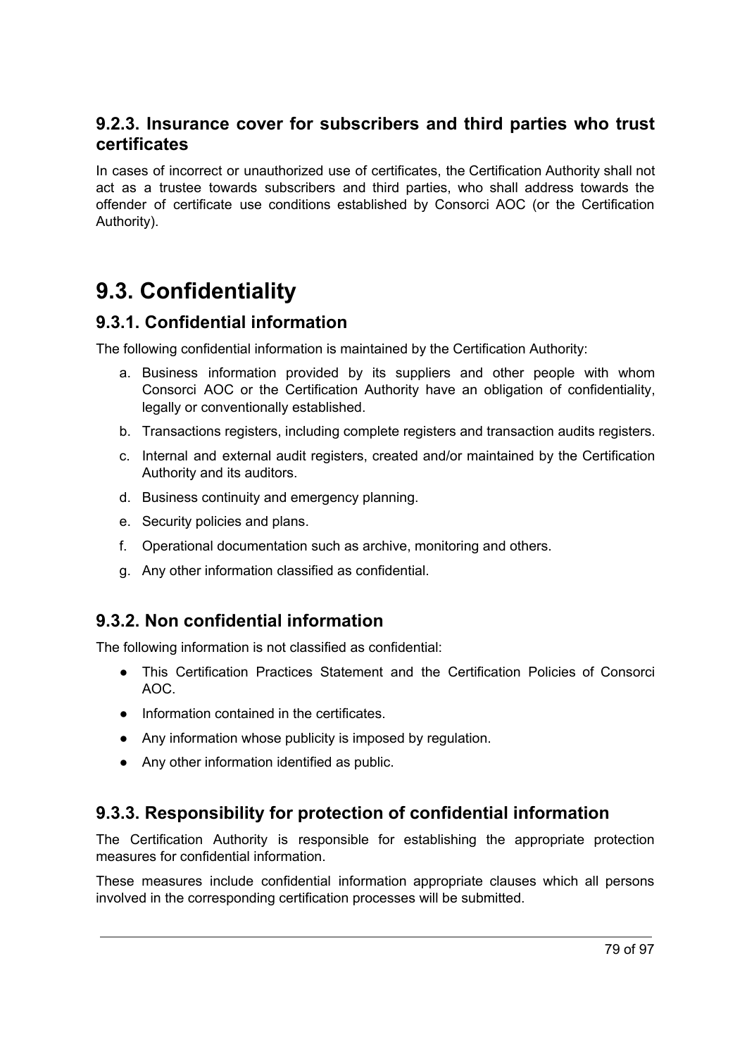### 9.2.3. Insurance cover for subscribers and third parties who trust certificates

In cases of incorrect or unauthorized use of certificates, the Certification Authority shall not act as a trustee towards subscribers and third parties, who shall address towards the offender of certificate use conditions established by Consorci AOC (or the Certification Authority).

## 9.3. Confidentiality

### 9.3.1. Confidential information

The following confidential information is maintained by the Certification Authority:

a. Business information provided by its suppliers and other people with whom Consorci AOC or the Certification Authority have an obligation of confidentiality, legally or conventionally established.

b. Transactions registers, including complete registers and transaction audits registers.

c. Internal and external audit registers, created and/or maintained by the Certification Authority and its auditors.

d. Business continuity and emergency planning.

e. Security policies and plans.

f. Operational documentation such as archive, monitoring and others.

g. Any other information classified as confidential.

### 9.3.2. Non confidential information

The following information is not classified as confidential:

- This Certification Practices Statement and the Certification Policies of Consorci AOC.
- Information contained in the certificates.
- Any information whose publicity is imposed by regulation.
- Any other information identified as public.

### 9.3.3. Responsibility for protection of confidential information

The Certification Authority is responsible for establishing the appropriate protection measures for confidential information.

These measures include confidential information appropriate clauses which all persons involved in the corresponding certification processes will be submitted.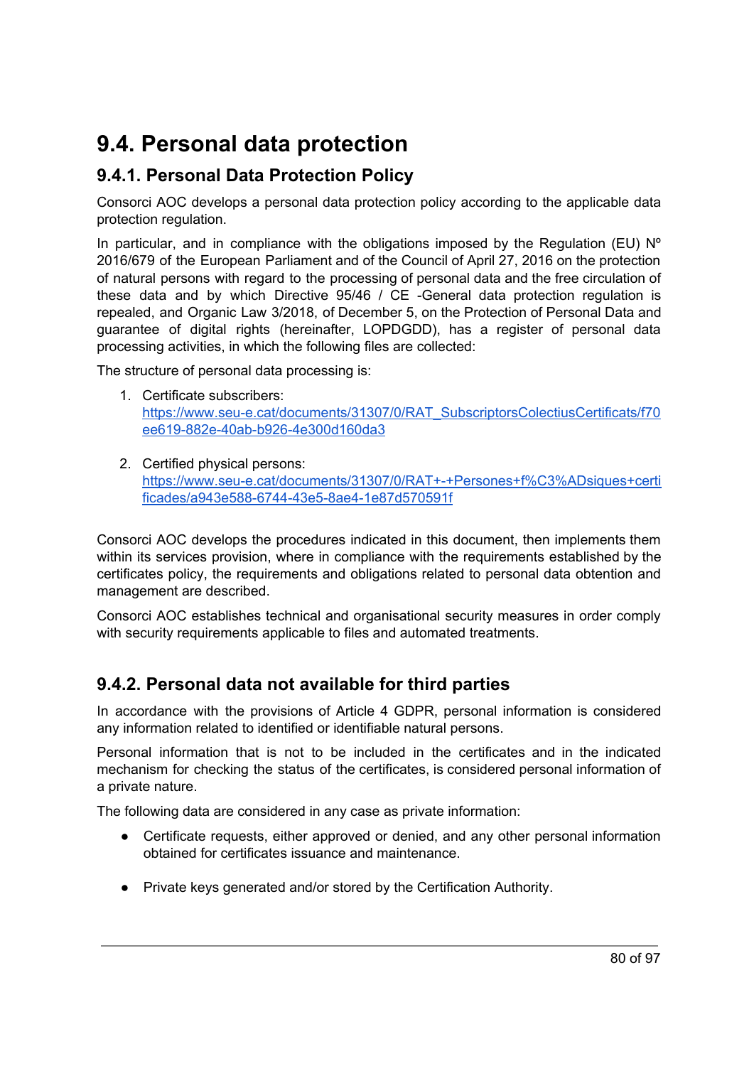## 9.4. Personal data protection

### 9.4.1. Personal Data Protection Policy

Consorci AOC develops a personal data protection policy according to the applicable data protection regulation.

In particular, and in compliance with the obligations imposed by the Regulation (EU) Nº 2016/679 of the European Parliament and of the Council of April 27, 2016 on the protection of natural persons with regard to the processing of personal data and the free circulation of these data and by which Directive 95/46 / CE -General data protection regulation is repealed, and Organic Law 3/2018, of December 5, on the Protection of Personal Data and guarantee of digital rights (hereinafter, LOPDGDD), has a register of personal data processing activities, in which the following files are collected:

The structure of personal data processing is:

1. Certificate subscribers: [https://www.seu-e.cat/documents/31307/0/RAT_SubscriptorsColectiusCertificats/f70ee619-882e-40ab-b926-4e300d160da3](https://www.seu-e.cat/documents/31307/0/RAT_SubscriptorsColectiusCertificats/f70ee619-882e-40ab-b926-4e300d160da3)

2. Certified physical persons: [https://www.seu-e.cat/documents/31307/0/RAT+-+Persones+f%C3%ADsiques+certificades/a943e588-6744-43e5-8ae4-1e87d570591f](https://www.seu-e.cat/documents/31307/0/RAT+-+Persones+f%C3%ADsiques+certificades/a943e588-6744-43e5-8ae4-1e87d570591f)

Consorci AOC develops the procedures indicated in this document, then implements them within its services provision, where in compliance with the requirements established by the certificates policy, the requirements and obligations related to personal data obtention and management are described.

Consorci AOC establishes technical and organisational security measures in order comply with security requirements applicable to files and automated treatments.

### 9.4.2. Personal data not available for third parties

In accordance with the provisions of Article 4 GDPR, personal information is considered any information related to identified or identifiable natural persons.

Personal information that is not to be included in the certificates and in the indicated mechanism for checking the status of the certificates, is considered personal information of a private nature.

The following data are considered in any case as private information:

- Certificate requests, either approved or denied, and any other personal information obtained for certificates issuance and maintenance.

- Private keys generated and/or stored by the Certification Authority.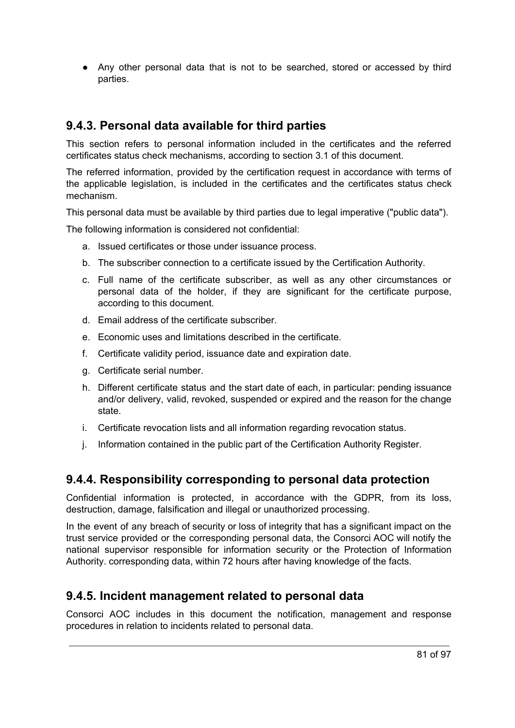- Any other personal data that is not to be searched, stored or accessed by third parties.

## 9.4.3. Personal data available for third parties

This section refers to personal information included in the certificates and the referred certificates status check mechanisms, according to section 3.1 of this document.

The referred information, provided by the certification request in accordance with terms of the applicable legislation, is included in the certificates and the certificates status check mechanism.

This personal data must be available by third parties due to legal imperative ("public data").

The following information is considered not confidential:

a. Issued certificates or those under issuance process.
b. The subscriber connection to a certificate issued by the Certification Authority.
c. Full name of the certificate subscriber, as well as any other circumstances or personal data of the holder, if they are significant for the certificate purpose, according to this document.
d. Email address of the certificate subscriber.
e. Economic uses and limitations described in the certificate.
f. Certificate validity period, issuance date and expiration date.
g. Certificate serial number.
h. Different certificate status and the start date of each, in particular: pending issuance and/or delivery, valid, revoked, suspended or expired and the reason for the change state.
i. Certificate revocation lists and all information regarding revocation status.
j. Information contained in the public part of the Certification Authority Register.

## 9.4.4. Responsibility corresponding to personal data protection

Confidential information is protected, in accordance with the GDPR, from its loss, destruction, damage, falsification and illegal or unauthorized processing.

In the event of any breach of security or loss of integrity that has a significant impact on the trust service provided or the corresponding personal data, the Consorci AOC will notify the national supervisor responsible for information security or the Protection of Information Authority. corresponding data, within 72 hours after having knowledge of the facts.

## 9.4.5. Incident management related to personal data

Consorci AOC includes in this document the notification, management and response procedures in relation to incidents related to personal data.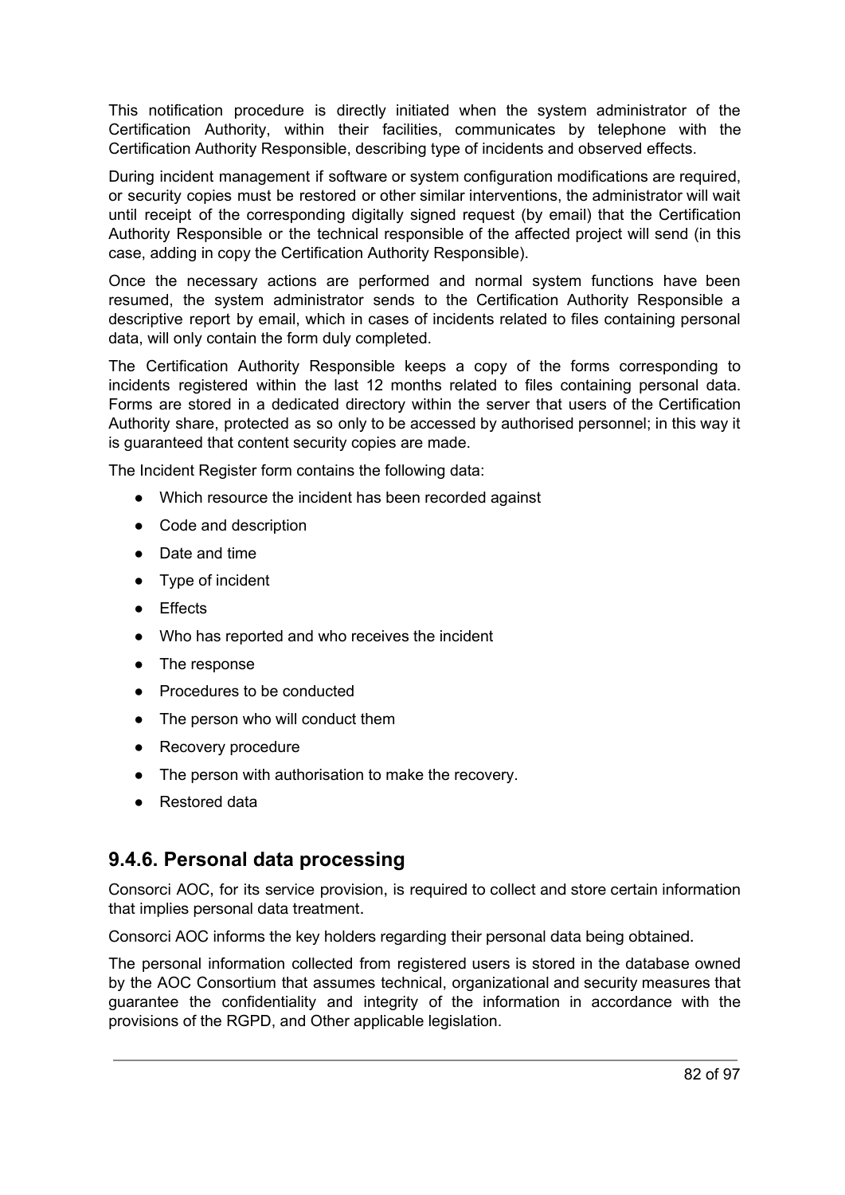This notification procedure is directly initiated when the system administrator of the Certification Authority, within their facilities, communicates by telephone with the Certification Authority Responsible, describing type of incidents and observed effects.

During incident management if software or system configuration modifications are required, or security copies must be restored or other similar interventions, the administrator will wait until receipt of the corresponding digitally signed request (by email) that the Certification Authority Responsible or the technical responsible of the affected project will send (in this case, adding in copy the Certification Authority Responsible).

Once the necessary actions are performed and normal system functions have been resumed, the system administrator sends to the Certification Authority Responsible a descriptive report by email, which in cases of incidents related to files containing personal data, will only contain the form duly completed.

The Certification Authority Responsible keeps a copy of the forms corresponding to incidents registered within the last 12 months related to files containing personal data. Forms are stored in a dedicated directory within the server that users of the Certification Authority share, protected as so only to be accessed by authorised personnel; in this way it is guaranteed that content security copies are made.

The Incident Register form contains the following data:

- Which resource the incident has been recorded against
- Code and description
- Date and time
- Type of incident
- Effects
- Who has reported and who receives the incident
- The response
- Procedures to be conducted
- The person who will conduct them
- Recovery procedure
- The person with authorisation to make the recovery.
- Restored data

### 9.4.6. Personal data processing

Consorci AOC, for its service provision, is required to collect and store certain information that implies personal data treatment.

Consorci AOC informs the key holders regarding their personal data being obtained.

The personal information collected from registered users is stored in the database owned by the AOC Consortium that assumes technical, organizational and security measures that guarantee the confidentiality and integrity of the information in accordance with the provisions of the RGPD, and Other applicable legislation.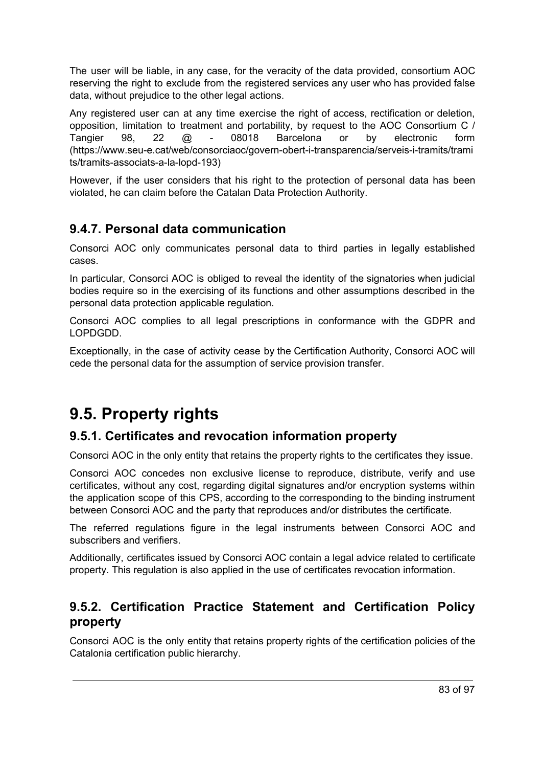The user will be liable, in any case, for the veracity of the data provided, consortium AOC reserving the right to exclude from the registered services any user who has provided false data, without prejudice to the other legal actions.

Any registered user can at any time exercise the right of access, rectification or deletion, opposition, limitation to treatment and portability, by request to the AOC Consortium C / Tangier 98, 22 @ - 08018 Barcelona or by electronic form (https://www.seu-e.cat/web/consorciaoc/govern-obert-i-transparencia/serveis-i-tramits/tramits/tramits-associats-a-la-lopd-193)

However, if the user considers that his right to the protection of personal data has been violated, he can claim before the Catalan Data Protection Authority.

### 9.4.7. Personal data communication

Consorci AOC only communicates personal data to third parties in legally established cases.

In particular, Consorci AOC is obliged to reveal the identity of the signatories when judicial bodies require so in the exercising of its functions and other assumptions described in the personal data protection applicable regulation.

Consorci AOC complies to all legal prescriptions in conformance with the GDPR and LOPDGDD.

Exceptionally, in the case of activity cease by the Certification Authority, Consorci AOC will cede the personal data for the assumption of service provision transfer.

## 9.5. Property rights

### 9.5.1. Certificates and revocation information property

Consorci AOC in the only entity that retains the property rights to the certificates they issue.

Consorci AOC concedes non exclusive license to reproduce, distribute, verify and use certificates, without any cost, regarding digital signatures and/or encryption systems within the application scope of this CPS, according to the corresponding to the binding instrument between Consorci AOC and the party that reproduces and/or distributes the certificate.

The referred regulations figure in the legal instruments between Consorci AOC and subscribers and verifiers.

Additionally, certificates issued by Consorci AOC contain a legal advice related to certificate property. This regulation is also applied in the use of certificates revocation information.

### 9.5.2. Certification Practice Statement and Certification Policy property

Consorci AOC is the only entity that retains property rights of the certification policies of the Catalonia certification public hierarchy.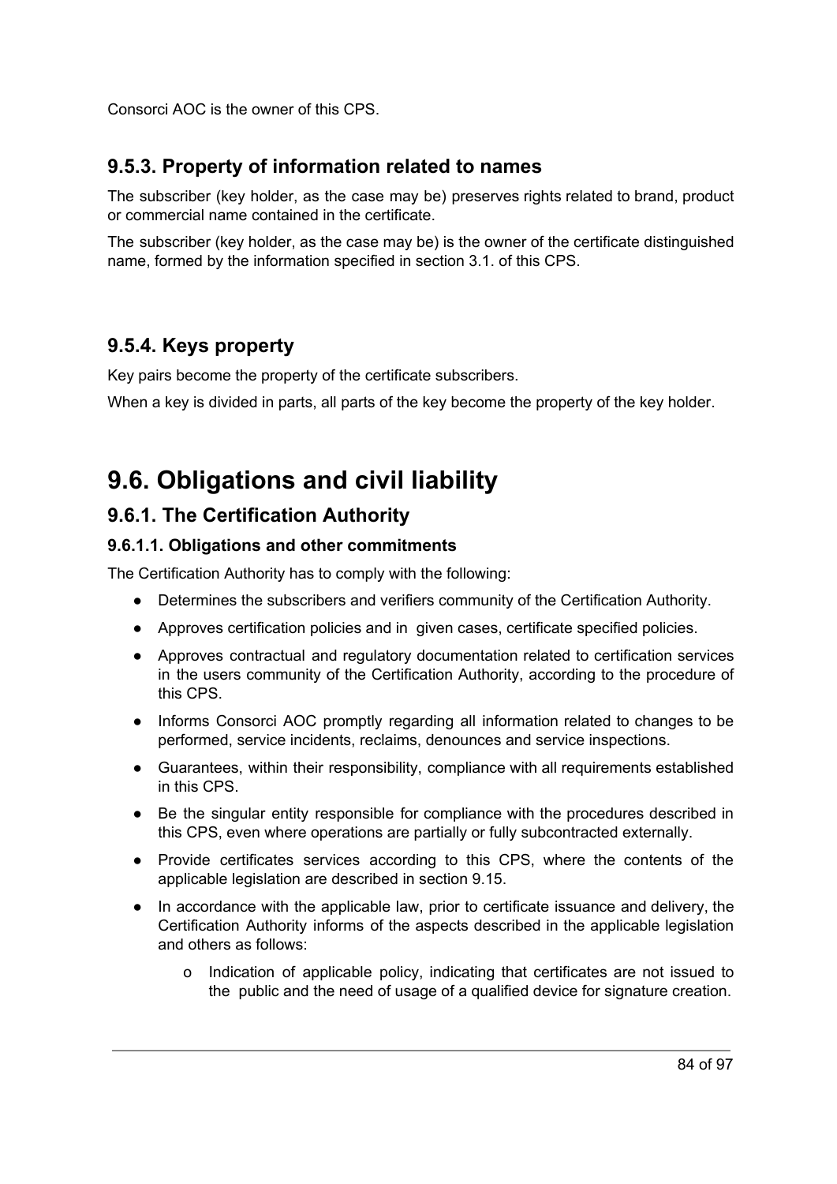Consorci AOC is the owner of this CPS.

### 9.5.3. Property of information related to names

The subscriber (key holder, as the case may be) preserves rights related to brand, product or commercial name contained in the certificate.

The subscriber (key holder, as the case may be) is the owner of the certificate distinguished name, formed by the information specified in section 3.1. of this CPS.

### 9.5.4. Keys property

Key pairs become the property of the certificate subscribers.

When a key is divided in parts, all parts of the key become the property of the key holder.

## 9.6. Obligations and civil liability

### 9.6.1. The Certification Authority

#### 9.6.1.1. Obligations and other commitments

The Certification Authority has to comply with the following:

- Determines the subscribers and verifiers community of the Certification Authority.
- Approves certification policies and in given cases, certificate specified policies.
- Approves contractual and regulatory documentation related to certification services in the users community of the Certification Authority, according to the procedure of this CPS.
- Informs Consorci AOC promptly regarding all information related to changes to be performed, service incidents, reclaims, denounces and service inspections.
- Guarantees, within their responsibility, compliance with all requirements established in this CPS.
- Be the singular entity responsible for compliance with the procedures described in this CPS, even where operations are partially or fully subcontracted externally.
- Provide certificates services according to this CPS, where the contents of the applicable legislation are described in section 9.15.
- In accordance with the applicable law, prior to certificate issuance and delivery, the Certification Authority informs of the aspects described in the applicable legislation and others as follows:
    - Indication of applicable policy, indicating that certificates are not issued to the public and the need of usage of a qualified device for signature creation.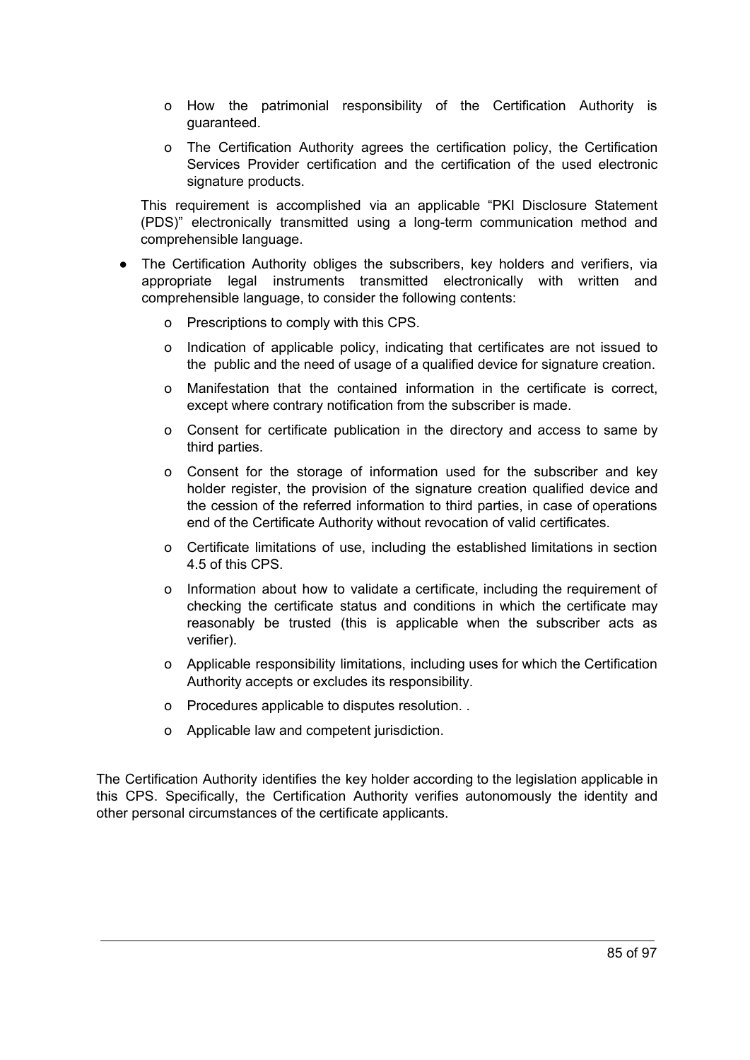- How the patrimonial responsibility of the Certification Authority is guaranteed.
  - The Certification Authority agrees the certification policy, the Certification Services Provider certification and the certification of the used electronic signature products.

  This requirement is accomplished via an applicable "PKI Disclosure Statement (PDS)" electronically transmitted using a long-term communication method and comprehensible language.

- The Certification Authority obliges the subscribers, key holders and verifiers, via appropriate legal instruments transmitted electronically with written and comprehensible language, to consider the following contents:
  - Prescriptions to comply with this CPS.
  - Indication of applicable policy, indicating that certificates are not issued to the public and the need of usage of a qualified device for signature creation.
  - Manifestation that the contained information in the certificate is correct, except where contrary notification from the subscriber is made.
  - Consent for certificate publication in the directory and access to same by third parties.
  - Consent for the storage of information used for the subscriber and key holder register, the provision of the signature creation qualified device and the cession of the referred information to third parties, in case of operations end of the Certificate Authority without revocation of valid certificates.
  - Certificate limitations of use, including the established limitations in section 4.5 of this CPS.
  - Information about how to validate a certificate, including the requirement of checking the certificate status and conditions in which the certificate may reasonably be trusted (this is applicable when the subscriber acts as verifier).
  - Applicable responsibility limitations, including uses for which the Certification Authority accepts or excludes its responsibility.
  - Procedures applicable to disputes resolution. .
  - Applicable law and competent jurisdiction.

The Certification Authority identifies the key holder according to the legislation applicable in this CPS. Specifically, the Certification Authority verifies autonomously the identity and other personal circumstances of the certificate applicants.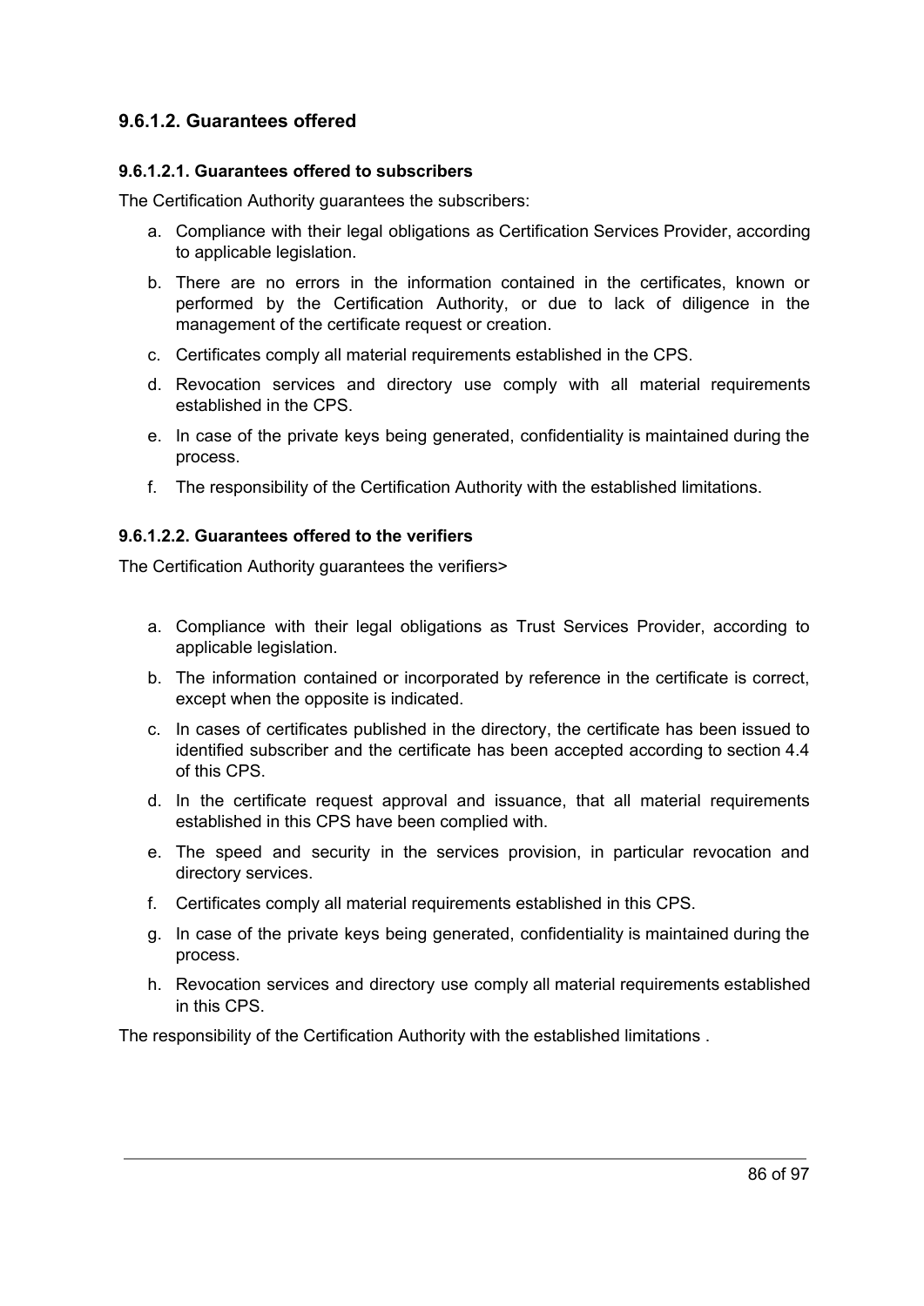### 9.6.1.2. Guarantees offered

#### 9.6.1.2.1. Guarantees offered to subscribers

The Certification Authority guarantees the subscribers:

a. Compliance with their legal obligations as Certification Services Provider, according to applicable legislation.

b. There are no errors in the information contained in the certificates, known or performed by the Certification Authority, or due to lack of diligence in the management of the certificate request or creation.

c. Certificates comply all material requirements established in the CPS.

d. Revocation services and directory use comply with all material requirements established in the CPS.

e. In case of the private keys being generated, confidentiality is maintained during the process.

f. The responsibility of the Certification Authority with the established limitations.

#### 9.6.1.2.2. Guarantees offered to the verifiers

The Certification Authority guarantees the verifiers>

a. Compliance with their legal obligations as Trust Services Provider, according to applicable legislation.

b. The information contained or incorporated by reference in the certificate is correct, except when the opposite is indicated.

c. In cases of certificates published in the directory, the certificate has been issued to identified subscriber and the certificate has been accepted according to section 4.4 of this CPS.

d. In the certificate request approval and issuance, that all material requirements established in this CPS have been complied with.

e. The speed and security in the services provision, in particular revocation and directory services.

f. Certificates comply all material requirements established in this CPS.

g. In case of the private keys being generated, confidentiality is maintained during the process.

h. Revocation services and directory use comply all material requirements established in this CPS.

The responsibility of the Certification Authority with the established limitations .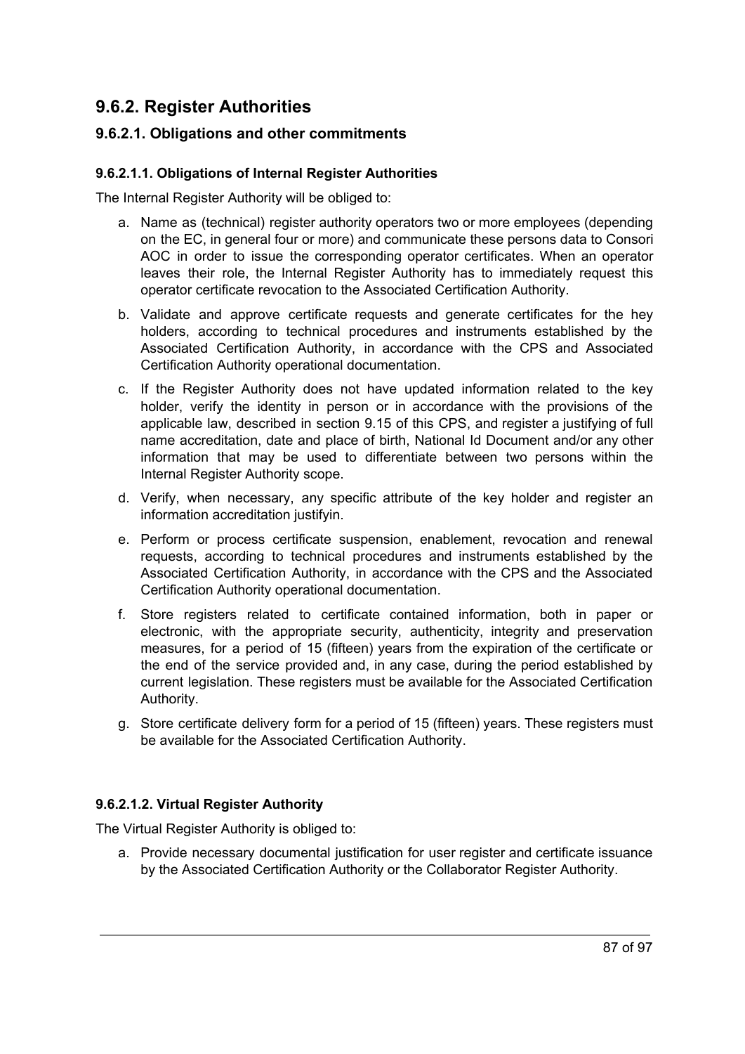## 9.6.2. Register Authorities

### 9.6.2.1. Obligations and other commitments

#### 9.6.2.1.1. Obligations of Internal Register Authorities

The Internal Register Authority will be obliged to:

a. Name as (technical) register authority operators two or more employees (depending on the EC, in general four or more) and communicate these persons data to Consori AOC in order to issue the corresponding operator certificates. When an operator leaves their role, the Internal Register Authority has to immediately request this operator certificate revocation to the Associated Certification Authority.

b. Validate and approve certificate requests and generate certificates for the hey holders, according to technical procedures and instruments established by the Associated Certification Authority, in accordance with the CPS and Associated Certification Authority operational documentation.

c. If the Register Authority does not have updated information related to the key holder, verify the identity in person or in accordance with the provisions of the applicable law, described in section 9.15 of this CPS, and register a justifying of full name accreditation, date and place of birth, National Id Document and/or any other information that may be used to differentiate between two persons within the Internal Register Authority scope.

d. Verify, when necessary, any specific attribute of the key holder and register an information accreditation justifyin.

e. Perform or process certificate suspension, enablement, revocation and renewal requests, according to technical procedures and instruments established by the Associated Certification Authority, in accordance with the CPS and the Associated Certification Authority operational documentation.

f. Store registers related to certificate contained information, both in paper or electronic, with the appropriate security, authenticity, integrity and preservation measures, for a period of 15 (fifteen) years from the expiration of the certificate or the end of the service provided and, in any case, during the period established by current legislation. These registers must be available for the Associated Certification Authority.

g. Store certificate delivery form for a period of 15 (fifteen) years. These registers must be available for the Associated Certification Authority.

#### 9.6.2.1.2. Virtual Register Authority

The Virtual Register Authority is obliged to:

a. Provide necessary documental justification for user register and certificate issuance by the Associated Certification Authority or the Collaborator Register Authority.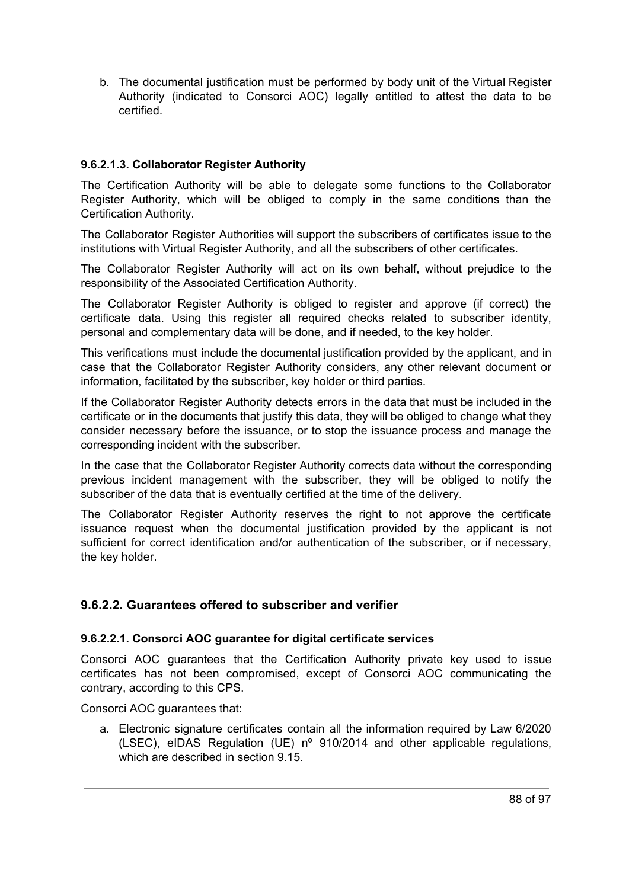b. The documental justification must be performed by body unit of the Virtual Register Authority (indicated to Consorci AOC) legally entitled to attest the data to be certified.

#### 9.6.2.1.3. Collaborator Register Authority

The Certification Authority will be able to delegate some functions to the Collaborator Register Authority, which will be obliged to comply in the same conditions than the Certification Authority.

The Collaborator Register Authorities will support the subscribers of certificates issue to the institutions with Virtual Register Authority, and all the subscribers of other certificates.

The Collaborator Register Authority will act on its own behalf, without prejudice to the responsibility of the Associated Certification Authority.

The Collaborator Register Authority is obliged to register and approve (if correct) the certificate data. Using this register all required checks related to subscriber identity, personal and complementary data will be done, and if needed, to the key holder.

This verifications must include the documental justification provided by the applicant, and in case that the Collaborator Register Authority considers, any other relevant document or information, facilitated by the subscriber, key holder or third parties.

If the Collaborator Register Authority detects errors in the data that must be included in the certificate or in the documents that justify this data, they will be obliged to change what they consider necessary before the issuance, or to stop the issuance process and manage the corresponding incident with the subscriber.

In the case that the Collaborator Register Authority corrects data without the corresponding previous incident management with the subscriber, they will be obliged to notify the subscriber of the data that is eventually certified at the time of the delivery.

The Collaborator Register Authority reserves the right to not approve the certificate issuance request when the documental justification provided by the applicant is not sufficient for correct identification and/or authentication of the subscriber, or if necessary, the key holder.

### 9.6.2.2. Guarantees offered to subscriber and verifier

#### 9.6.2.2.1. Consorci AOC guarantee for digital certificate services

Consorci AOC guarantees that the Certification Authority private key used to issue certificates has not been compromised, except of Consorci AOC communicating the contrary, according to this CPS.

Consorci AOC guarantees that:

a. Electronic signature certificates contain all the information required by Law 6/2020 (LSEC), eIDAS Regulation (UE) nº 910/2014 and other applicable regulations, which are described in section 9.15.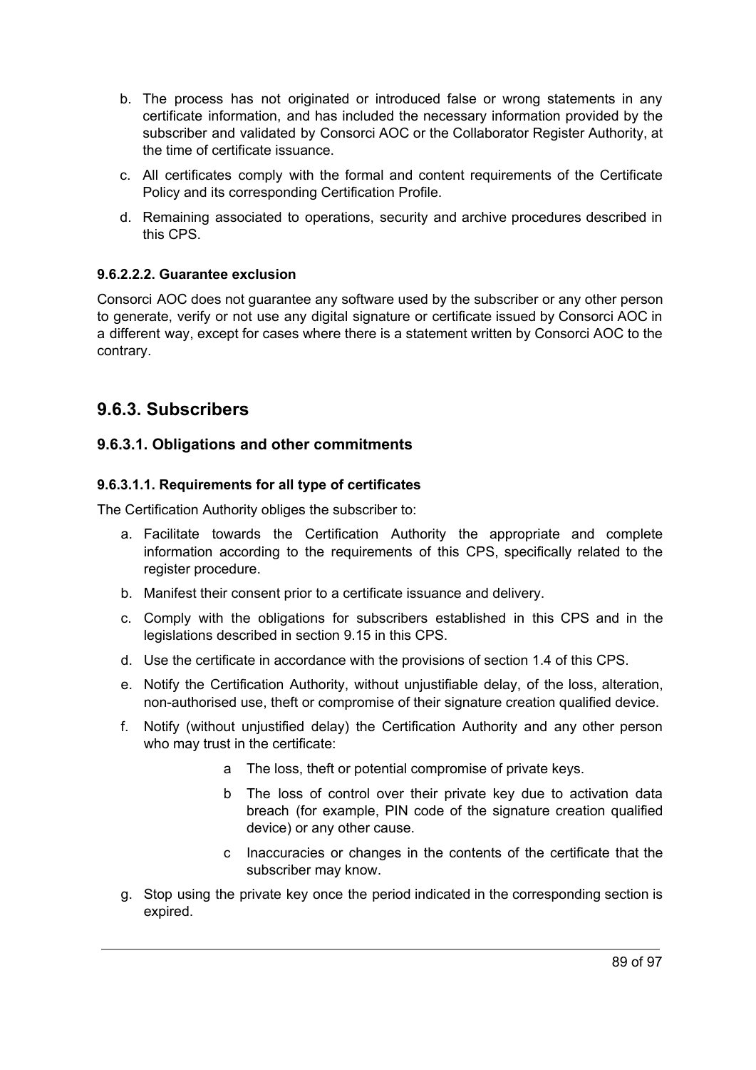b. The process has not originated or introduced false or wrong statements in any certificate information, and has included the necessary information provided by the subscriber and validated by Consorci AOC or the Collaborator Register Authority, at the time of certificate issuance.

c. All certificates comply with the formal and content requirements of the Certificate Policy and its corresponding Certification Profile.

d. Remaining associated to operations, security and archive procedures described in this CPS.

#### 9.6.2.2.2. Guarantee exclusion

Consorci AOC does not guarantee any software used by the subscriber or any other person to generate, verify or not use any digital signature or certificate issued by Consorci AOC in a different way, except for cases where there is a statement written by Consorci AOC to the contrary.

## 9.6.3. Subscribers

### 9.6.3.1. Obligations and other commitments

#### 9.6.3.1.1. Requirements for all type of certificates

The Certification Authority obliges the subscriber to:

a. Facilitate towards the Certification Authority the appropriate and complete information according to the requirements of this CPS, specifically related to the register procedure.

b. Manifest their consent prior to a certificate issuance and delivery.

c. Comply with the obligations for subscribers established in this CPS and in the legislations described in section 9.15 in this CPS.

d. Use the certificate in accordance with the provisions of section 1.4 of this CPS.

e. Notify the Certification Authority, without unjustifiable delay, of the loss, alteration, non-authorised use, theft or compromise of their signature creation qualified device.

f. Notify (without unjustified delay) the Certification Authority and any other person who may trust in the certificate:

   a The loss, theft or potential compromise of private keys.

   b The loss of control over their private key due to activation data breach (for example, PIN code of the signature creation qualified device) or any other cause.

   c Inaccuracies or changes in the contents of the certificate that the subscriber may know.

g. Stop using the private key once the period indicated in the corresponding section is expired.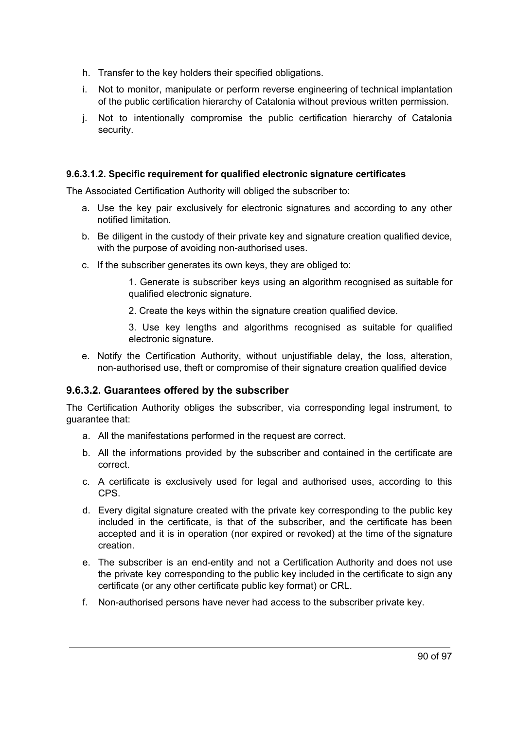h. Transfer to the key holders their specified obligations.
i. Not to monitor, manipulate or perform reverse engineering of technical implantation of the public certification hierarchy of Catalonia without previous written permission.
j. Not to intentionally compromise the public certification hierarchy of Catalonia security.

#### 9.6.3.1.2. Specific requirement for qualified electronic signature certificates

The Associated Certification Authority will obliged the subscriber to:

a. Use the key pair exclusively for electronic signatures and according to any other notified limitation.
b. Be diligent in the custody of their private key and signature creation qualified device, with the purpose of avoiding non-authorised uses.
c. If the subscriber generates its own keys, they are obliged to:

    1. Generate is subscriber keys using an algorithm recognised as suitable for qualified electronic signature.

    2. Create the keys within the signature creation qualified device.

    3. Use key lengths and algorithms recognised as suitable for qualified electronic signature.

e. Notify the Certification Authority, without unjustifiable delay, the loss, alteration, non-authorised use, theft or compromise of their signature creation qualified device

### 9.6.3.2. Guarantees offered by the subscriber

The Certification Authority obliges the subscriber, via corresponding legal instrument, to guarantee that:

a. All the manifestations performed in the request are correct.
b. All the informations provided by the subscriber and contained in the certificate are correct.
c. A certificate is exclusively used for legal and authorised uses, according to this CPS.
d. Every digital signature created with the private key corresponding to the public key included in the certificate, is that of the subscriber, and the certificate has been accepted and it is in operation (nor expired or revoked) at the time of the signature creation.
e. The subscriber is an end-entity and not a Certification Authority and does not use the private key corresponding to the public key included in the certificate to sign any certificate (or any other certificate public key format) or CRL.
f. Non-authorised persons have never had access to the subscriber private key.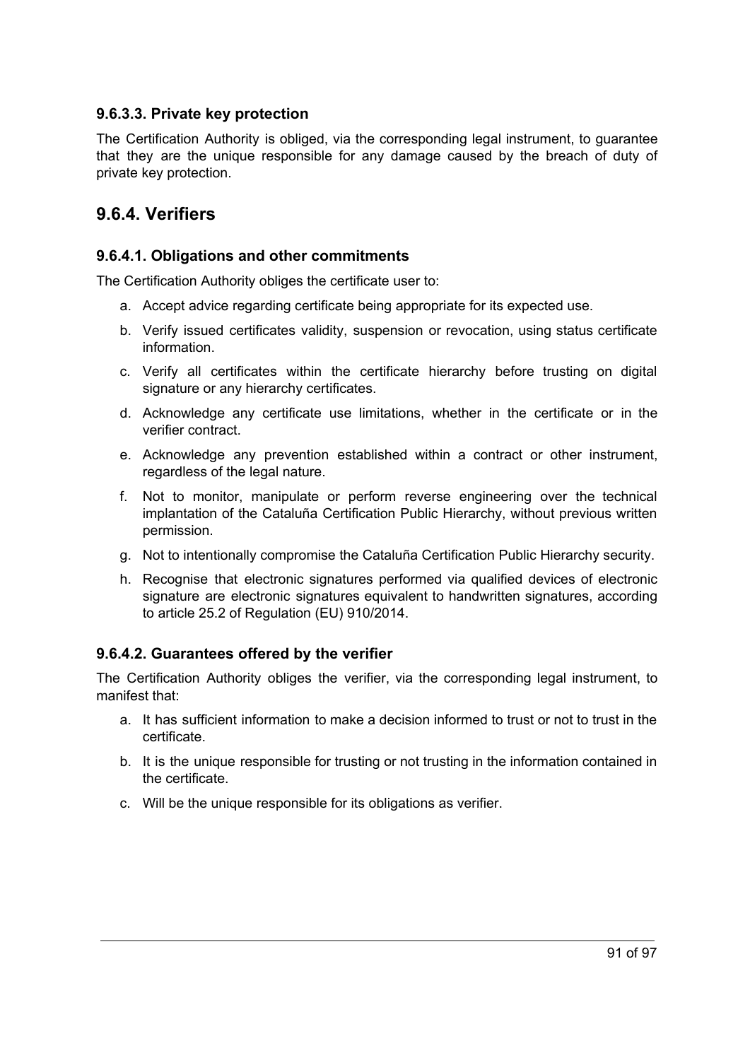#### 9.6.3.3. Private key protection

The Certification Authority is obliged, via the corresponding legal instrument, to guarantee that they are the unique responsible for any damage caused by the breach of duty of private key protection.

### 9.6.4. Verifiers

#### 9.6.4.1. Obligations and other commitments

The Certification Authority obliges the certificate user to:

a. Accept advice regarding certificate being appropriate for its expected use.

b. Verify issued certificates validity, suspension or revocation, using status certificate information.

c. Verify all certificates within the certificate hierarchy before trusting on digital signature or any hierarchy certificates.

d. Acknowledge any certificate use limitations, whether in the certificate or in the verifier contract.

e. Acknowledge any prevention established within a contract or other instrument, regardless of the legal nature.

f. Not to monitor, manipulate or perform reverse engineering over the technical implantation of the Cataluña Certification Public Hierarchy, without previous written permission.

g. Not to intentionally compromise the Cataluña Certification Public Hierarchy security.

h. Recognise that electronic signatures performed via qualified devices of electronic signature are electronic signatures equivalent to handwritten signatures, according to article 25.2 of Regulation (EU) 910/2014.

#### 9.6.4.2. Guarantees offered by the verifier

The Certification Authority obliges the verifier, via the corresponding legal instrument, to manifest that:

a. It has sufficient information to make a decision informed to trust or not to trust in the certificate.

b. It is the unique responsible for trusting or not trusting in the information contained in the certificate.

c. Will be the unique responsible for its obligations as verifier.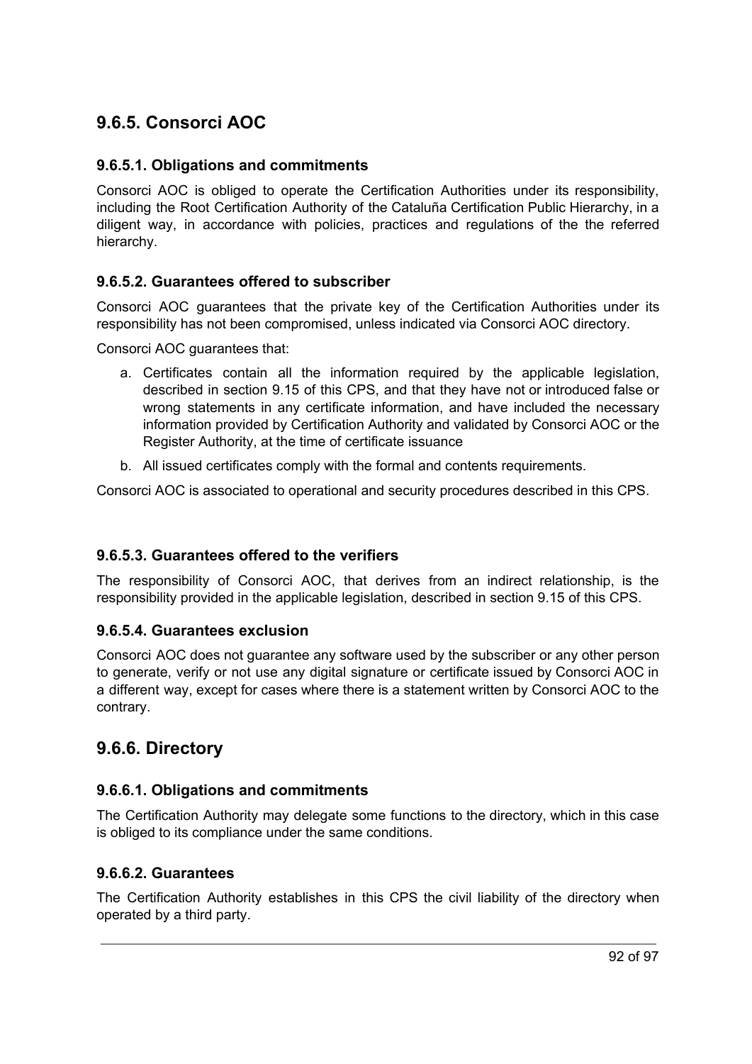## 9.6.5. Consorci AOC

### 9.6.5.1. Obligations and commitments

Consorci AOC is obliged to operate the Certification Authorities under its responsibility, including the Root Certification Authority of the Cataluña Certification Public Hierarchy, in a diligent way, in accordance with policies, practices and regulations of the the referred hierarchy.

### 9.6.5.2. Guarantees offered to subscriber

Consorci AOC guarantees that the private key of the Certification Authorities under its responsibility has not been compromised, unless indicated via Consorci AOC directory.

Consorci AOC guarantees that:

a. Certificates contain all the information required by the applicable legislation, described in section 9.15 of this CPS, and that they have not or introduced false or wrong statements in any certificate information, and have included the necessary information provided by Certification Authority and validated by Consorci AOC or the Register Authority, at the time of certificate issuance
b. All issued certificates comply with the formal and contents requirements.

Consorci AOC is associated to operational and security procedures described in this CPS.

### 9.6.5.3. Guarantees offered to the verifiers

The responsibility of Consorci AOC, that derives from an indirect relationship, is the responsibility provided in the applicable legislation, described in section 9.15 of this CPS.

### 9.6.5.4. Guarantees exclusion

Consorci AOC does not guarantee any software used by the subscriber or any other person to generate, verify or not use any digital signature or certificate issued by Consorci AOC in a different way, except for cases where there is a statement written by Consorci AOC to the contrary.

## 9.6.6. Directory

### 9.6.6.1. Obligations and commitments

The Certification Authority may delegate some functions to the directory, which in this case is obliged to its compliance under the same conditions.

### 9.6.6.2. Guarantees

The Certification Authority establishes in this CPS the civil liability of the directory when operated by a third party.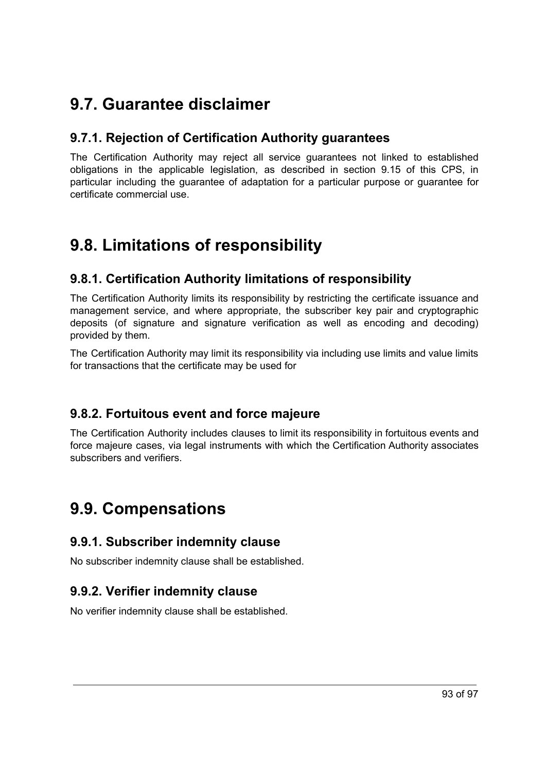# 9.7. Guarantee disclaimer

## 9.7.1. Rejection of Certification Authority guarantees

The Certification Authority may reject all service guarantees not linked to established obligations in the applicable legislation, as described in section 9.15 of this CPS, in particular including the guarantee of adaptation for a particular purpose or guarantee for certificate commercial use.

# 9.8. Limitations of responsibility

## 9.8.1. Certification Authority limitations of responsibility

The Certification Authority limits its responsibility by restricting the certificate issuance and management service, and where appropriate, the subscriber key pair and cryptographic deposits (of signature and signature verification as well as encoding and decoding) provided by them.

The Certification Authority may limit its responsibility via including use limits and value limits for transactions that the certificate may be used for

## 9.8.2. Fortuitous event and force majeure

The Certification Authority includes clauses to limit its responsibility in fortuitous events and force majeure cases, via legal instruments with which the Certification Authority associates subscribers and verifiers.

# 9.9. Compensations

## 9.9.1. Subscriber indemnity clause

No subscriber indemnity clause shall be established.

## 9.9.2. Verifier indemnity clause

No verifier indemnity clause shall be established.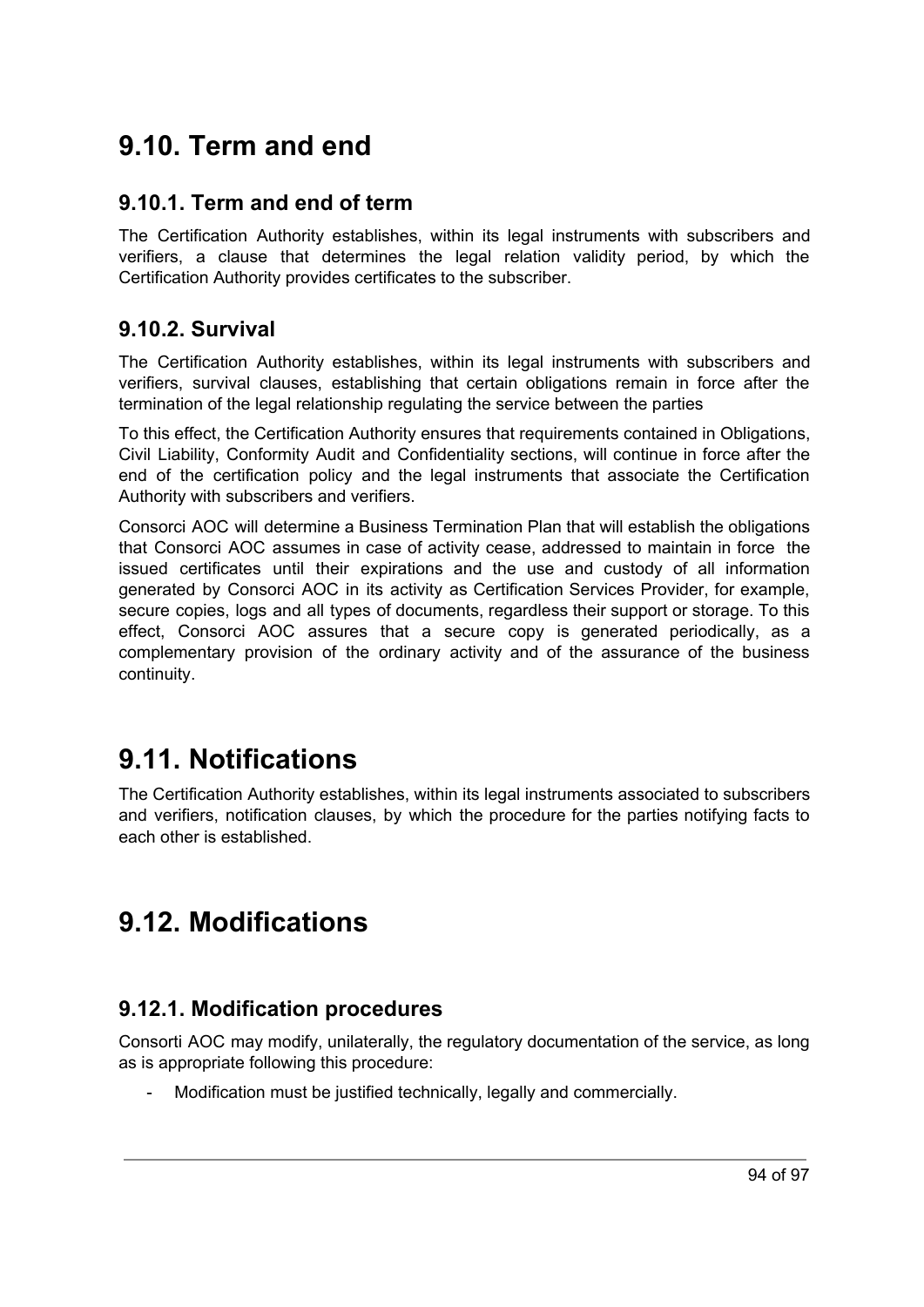## 9.10. Term and end

### 9.10.1. Term and end of term

The Certification Authority establishes, within its legal instruments with subscribers and verifiers, a clause that determines the legal relation validity period, by which the Certification Authority provides certificates to the subscriber.

### 9.10.2. Survival

The Certification Authority establishes, within its legal instruments with subscribers and verifiers, survival clauses, establishing that certain obligations remain in force after the termination of the legal relationship regulating the service between the parties

To this effect, the Certification Authority ensures that requirements contained in Obligations, Civil Liability, Conformity Audit and Confidentiality sections, will continue in force after the end of the certification policy and the legal instruments that associate the Certification Authority with subscribers and verifiers.

Consorci AOC will determine a Business Termination Plan that will establish the obligations that Consorci AOC assumes in case of activity cease, addressed to maintain in force the issued certificates until their expirations and the use and custody of all information generated by Consorci AOC in its activity as Certification Services Provider, for example, secure copies, logs and all types of documents, regardless their support or storage. To this effect, Consorci AOC assures that a secure copy is generated periodically, as a complementary provision of the ordinary activity and of the assurance of the business continuity.

## 9.11. Notifications

The Certification Authority establishes, within its legal instruments associated to subscribers and verifiers, notification clauses, by which the procedure for the parties notifying facts to each other is established.

## 9.12. Modifications

### 9.12.1. Modification procedures

Consorti AOC may modify, unilaterally, the regulatory documentation of the service, as long as is appropriate following this procedure:

- Modification must be justified technically, legally and commercially.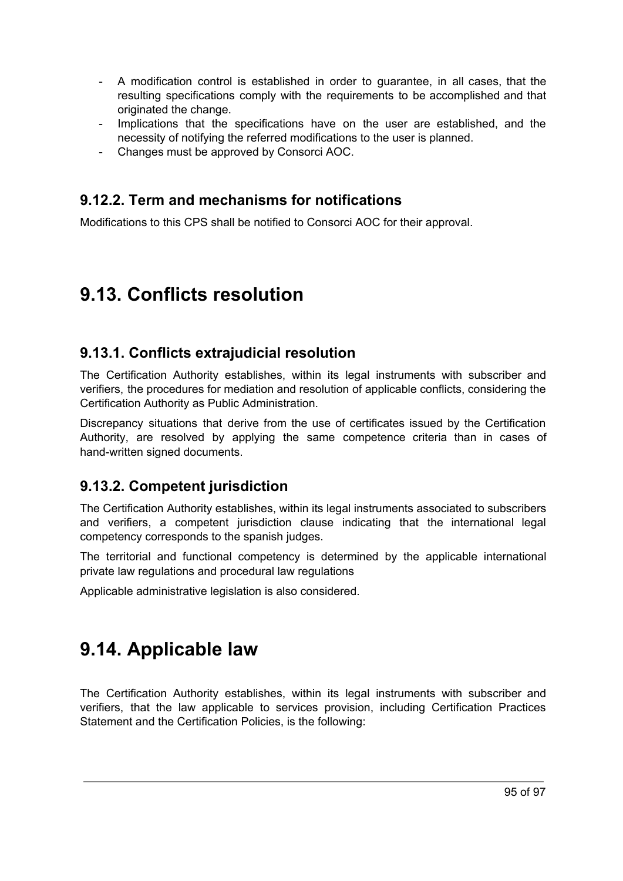- A modification control is established in order to guarantee, in all cases, that the resulting specifications comply with the requirements to be accomplished and that originated the change.
- Implications that the specifications have on the user are established, and the necessity of notifying the referred modifications to the user is planned.
- Changes must be approved by Consorci AOC.

### 9.12.2. Term and mechanisms for notifications

Modifications to this CPS shall be notified to Consorci AOC for their approval.

## 9.13. Conflicts resolution

### 9.13.1. Conflicts extrajudicial resolution

The Certification Authority establishes, within its legal instruments with subscriber and verifiers, the procedures for mediation and resolution of applicable conflicts, considering the Certification Authority as Public Administration.

Discrepancy situations that derive from the use of certificates issued by the Certification Authority, are resolved by applying the same competence criteria than in cases of hand-written signed documents.

### 9.13.2. Competent jurisdiction

The Certification Authority establishes, within its legal instruments associated to subscribers and verifiers, a competent jurisdiction clause indicating that the international legal competency corresponds to the spanish judges.

The territorial and functional competency is determined by the applicable international private law regulations and procedural law regulations

Applicable administrative legislation is also considered.

## 9.14. Applicable law

The Certification Authority establishes, within its legal instruments with subscriber and verifiers, that the law applicable to services provision, including Certification Practices Statement and the Certification Policies, is the following: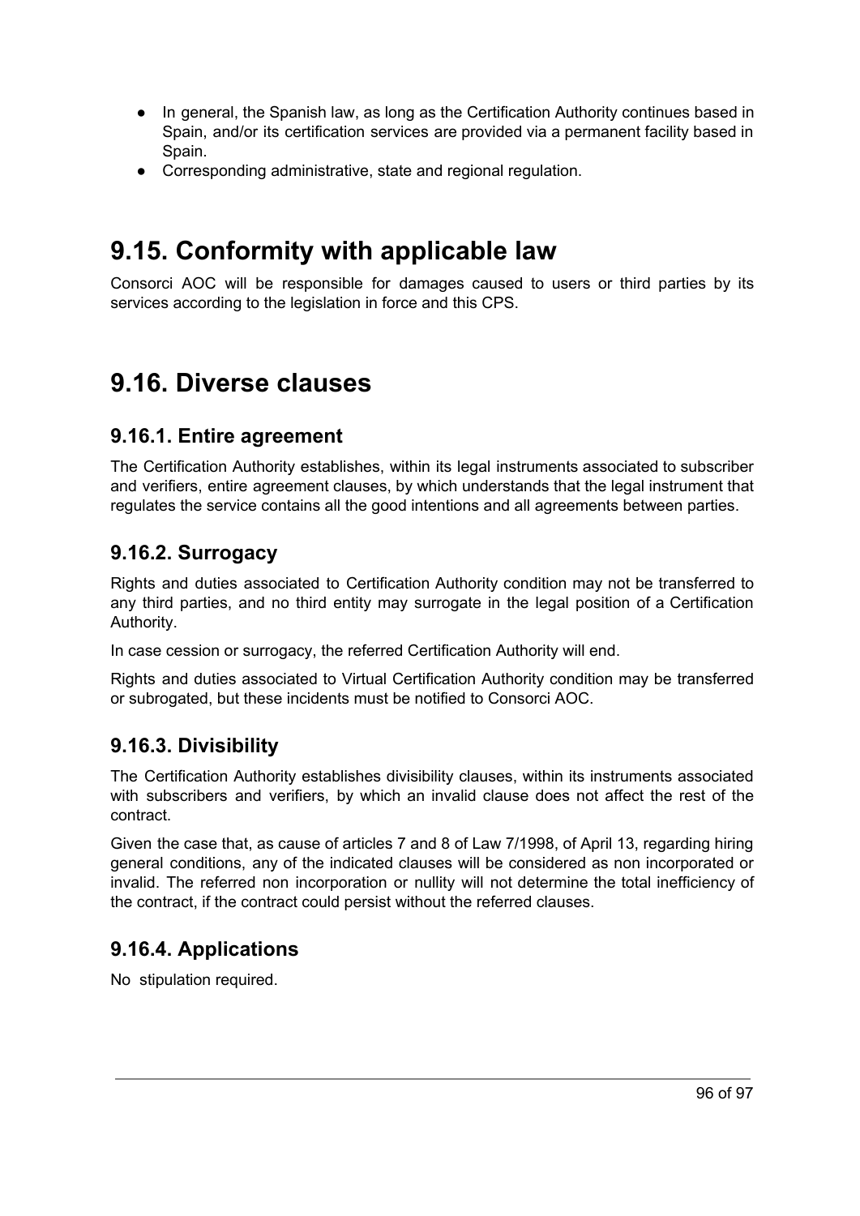- In general, the Spanish law, as long as the Certification Authority continues based in Spain, and/or its certification services are provided via a permanent facility based in Spain.
- Corresponding administrative, state and regional regulation.

# 9.15. Conformity with applicable law

Consorci AOC will be responsible for damages caused to users or third parties by its services according to the legislation in force and this CPS.

# 9.16. Diverse clauses

## 9.16.1. Entire agreement

The Certification Authority establishes, within its legal instruments associated to subscriber and verifiers, entire agreement clauses, by which understands that the legal instrument that regulates the service contains all the good intentions and all agreements between parties.

## 9.16.2. Surrogacy

Rights and duties associated to Certification Authority condition may not be transferred to any third parties, and no third entity may surrogate in the legal position of a Certification Authority.

In case cession or surrogacy, the referred Certification Authority will end.

Rights and duties associated to Virtual Certification Authority condition may be transferred or subrogated, but these incidents must be notified to Consorci AOC.

## 9.16.3. Divisibility

The Certification Authority establishes divisibility clauses, within its instruments associated with subscribers and verifiers, by which an invalid clause does not affect the rest of the contract.

Given the case that, as cause of articles 7 and 8 of Law 7/1998, of April 13, regarding hiring general conditions, any of the indicated clauses will be considered as non incorporated or invalid. The referred non incorporation or nullity will not determine the total inefficiency of the contract, if the contract could persist without the referred clauses.

## 9.16.4. Applications

No stipulation required.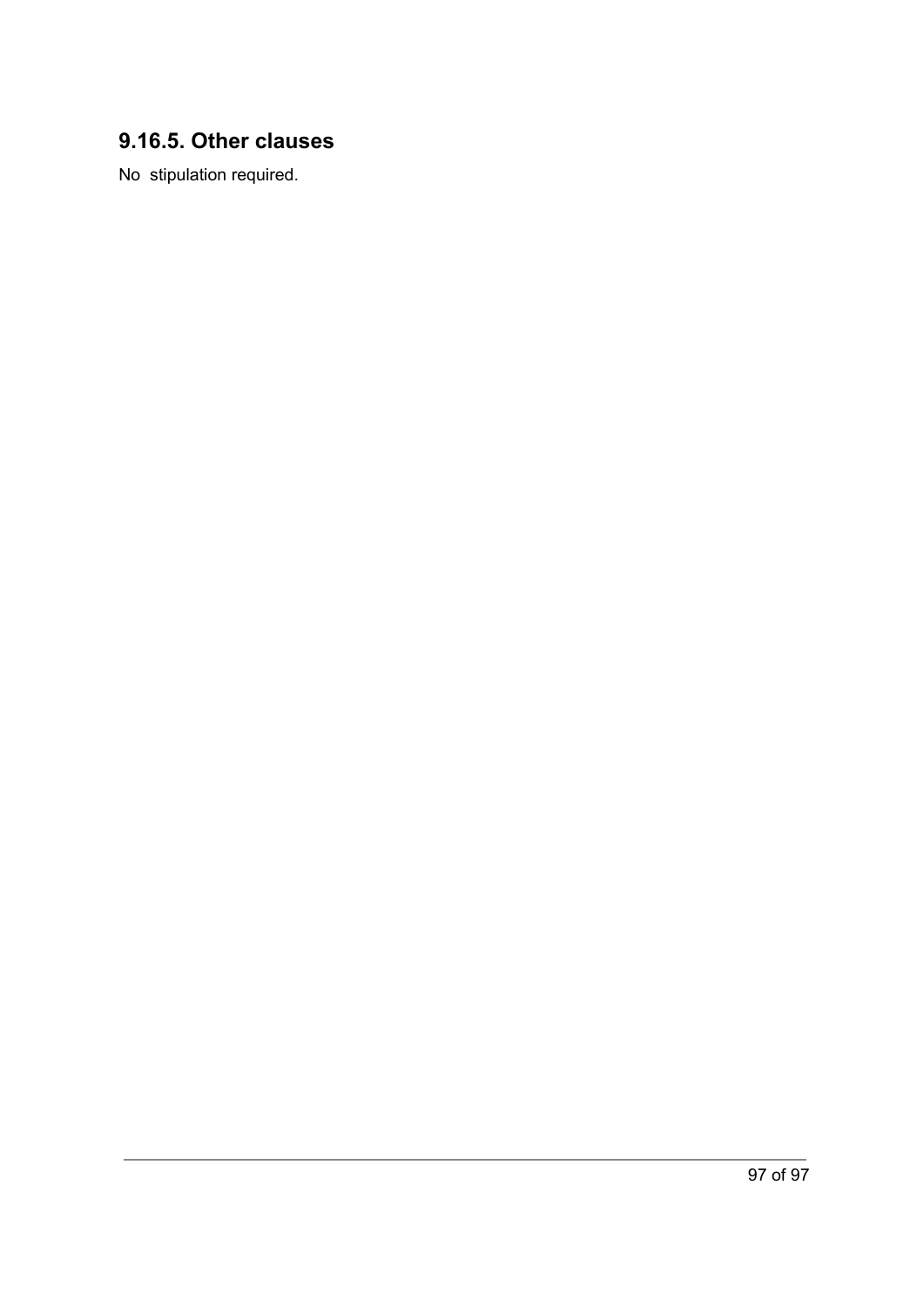### 9.16.5. Other clauses

No stipulation required.